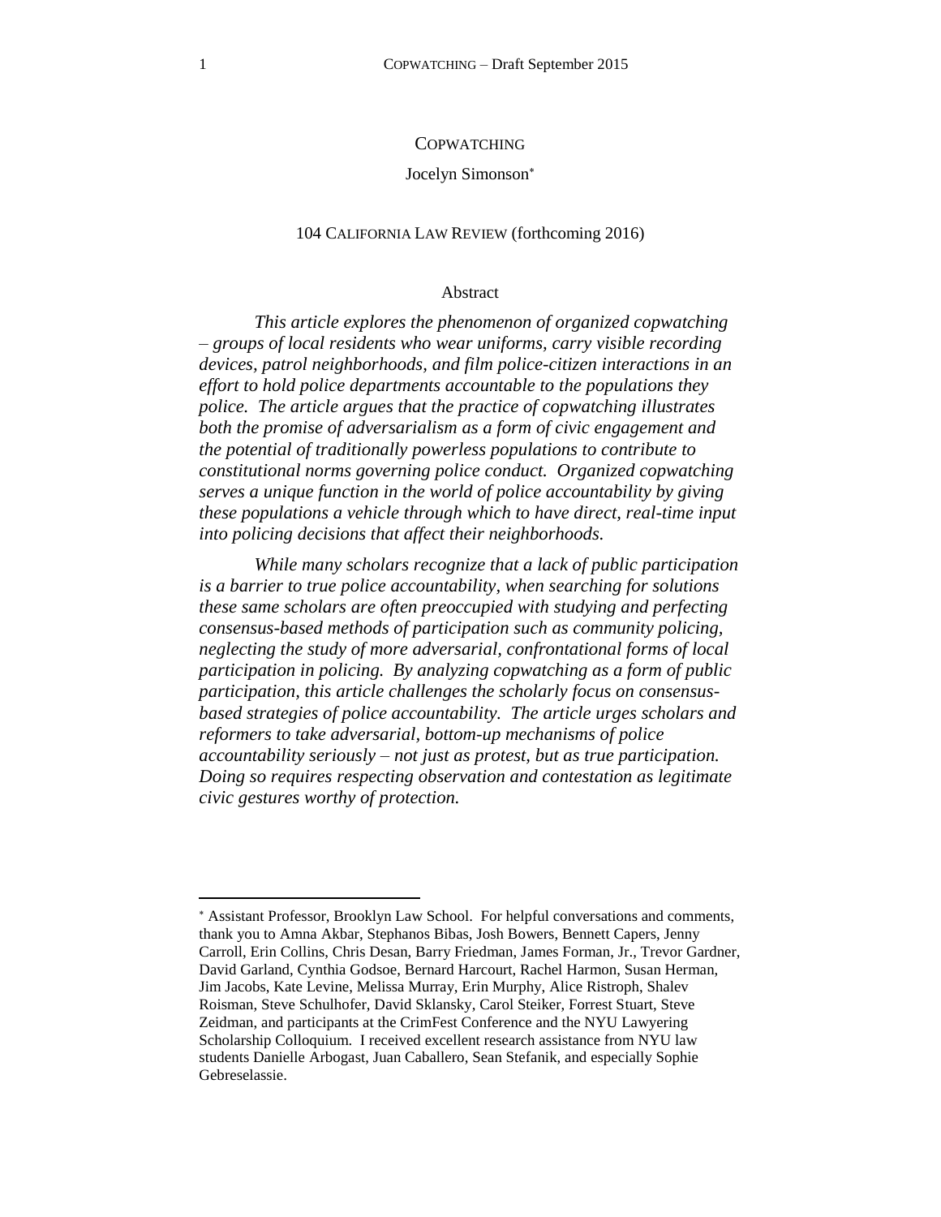# COPWATCHING

Jocelyn Simonson*

104 CALIFORNIA LAW REVIEW (forthcoming 2016)

## Abstract

*This article explores the phenomenon of organized copwatching – groups of local residents who wear uniforms, carry visible recording devices, patrol neighborhoods, and film police-citizen interactions in an effort to hold police departments accountable to the populations they police. The article argues that the practice of copwatching illustrates both the promise of adversarialism as a form of civic engagement and the potential of traditionally powerless populations to contribute to constitutional norms governing police conduct. Organized copwatching serves a unique function in the world of police accountability by giving these populations a vehicle through which to have direct, real-time input into policing decisions that affect their neighborhoods.*

*While many scholars recognize that a lack of public participation is a barrier to true police accountability, when searching for solutions these same scholars are often preoccupied with studying and perfecting consensus-based methods of participation such as community policing, neglecting the study of more adversarial, confrontational forms of local participation in policing. By analyzing copwatching as a form of public participation, this article challenges the scholarly focus on consensus-based strategies of police accountability. The article urges scholars and reformers to take adversarial, bottom-up mechanisms of police accountability seriously – not just as protest, but as true participation. Doing so requires respecting observation and contestation as legitimate civic gestures worthy of protection.*

---

* Assistant Professor, Brooklyn Law School. For helpful conversations and comments, thank you to Amna Akbar, Stephanos Bibas, Josh Bowers, Bennett Capers, Jenny Carroll, Erin Collins, Chris Desan, Barry Friedman, James Forman, Jr., Trevor Gardner, David Garland, Cynthia Godsoe, Bernard Harcourt, Rachel Harmon, Susan Herman, Jim Jacobs, Kate Levine, Melissa Murray, Erin Murphy, Alice Ristroph, Shalev Roisman, Steve Schulhofer, David Sklansky, Carol Steiker, Forrest Stuart, Steve Zeidman, and participants at the CrimFest Conference and the NYU Lawyering Scholarship Colloquium. I received excellent research assistance from NYU law students Danielle Arbogast, Juan Caballero, Sean Stefanik, and especially Sophie Gebreselassie.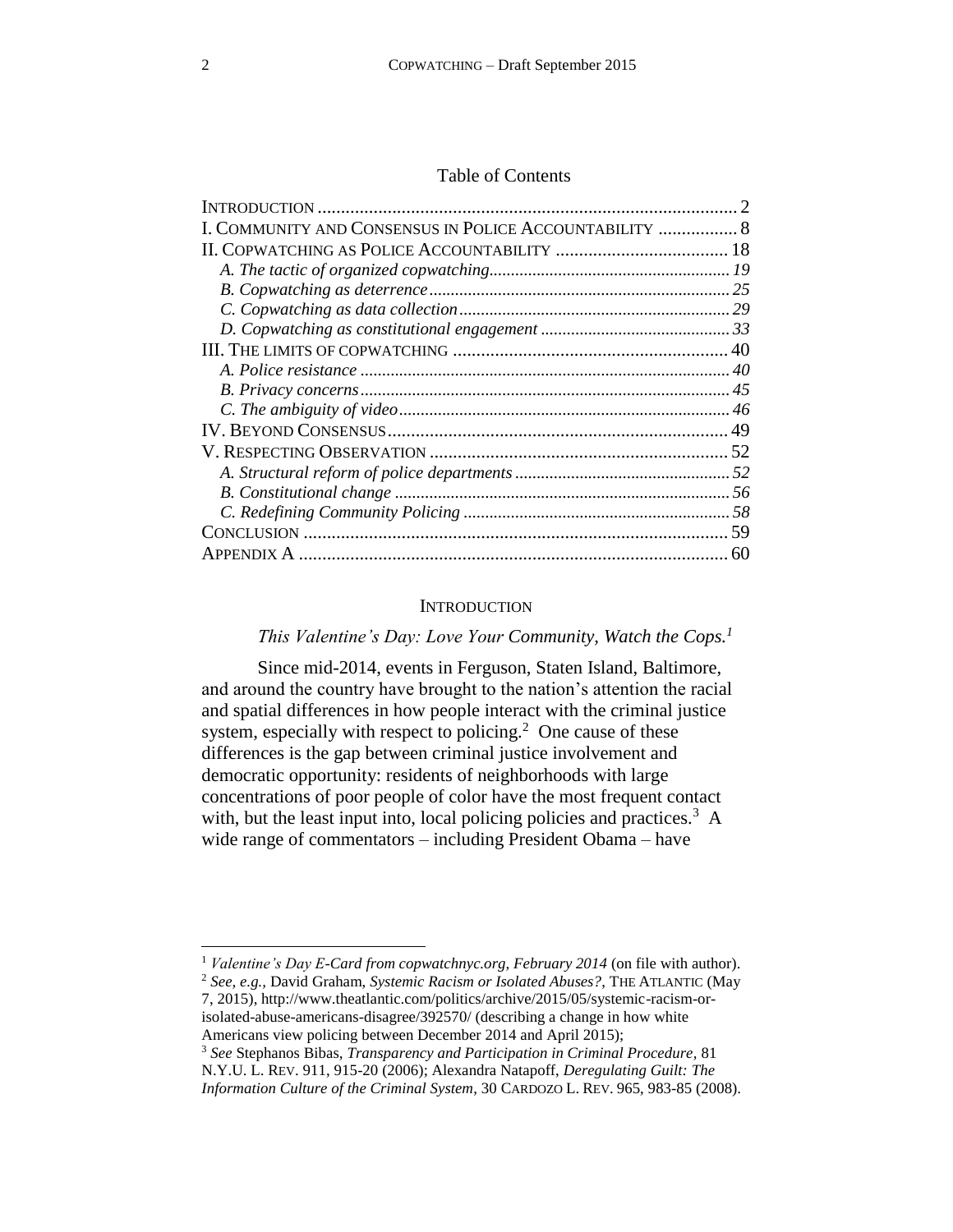## Table of Contents

| | |
|---|---|
| INTRODUCTION | 2 |
| I. COMMUNITY AND CONSENSUS IN POLICE ACCOUNTABILITY | 8 |
| II. COPWATCHING AS POLICE ACCOUNTABILITY | 18 |
| *A. The tactic of organized copwatching* | *19* |
| *B. Copwatching as deterrence* | *25* |
| *C. Copwatching as data collection* | *29* |
| *D. Copwatching as constitutional engagement* | *33* |
| III. THE LIMITS OF COPWATCHING | 40 |
| *A. Police resistance* | *40* |
| *B. Privacy concerns* | *45* |
| *C. The ambiguity of video* | *46* |
| IV. BEYOND CONSENSUS | 49 |
| V. RESPECTING OBSERVATION | 52 |
| *A. Structural reform of police departments* | *52* |
| *B. Constitutional change* | *56* |
| *C. Redefining Community Policing* | *58* |
| CONCLUSION | 59 |
| APPENDIX A | 60 |

## INTRODUCTION

*This Valentine's Day: Love Your Community, Watch the Cops.*[1]

Since mid-2014, events in Ferguson, Staten Island, Baltimore, and around the country have brought to the nation's attention the racial and spatial differences in how people interact with the criminal justice system, especially with respect to policing.[2] One cause of these differences is the gap between criminal justice involvement and democratic opportunity: residents of neighborhoods with large concentrations of poor people of color have the most frequent contact with, but the least input into, local policing policies and practices.[3] A wide range of commentators – including President Obama – have

---

[1] *Valentine's Day E-Card from copwatchnyc.org, February 2014* (on file with author).

[2] *See, e.g.,* David Graham, *Systemic Racism or Isolated Abuses?*, THE ATLANTIC (May 7, 2015), http://www.theatlantic.com/politics/archive/2015/05/systemic-racism-or-isolated-abuse-americans-disagree/392570/ (describing a change in how white Americans view policing between December 2014 and April 2015);

[3] *See* Stephanos Bibas, *Transparency and Participation in Criminal Procedure*, 81 N.Y.U. L. REV. 911, 915-20 (2006); Alexandra Natapoff, *Deregulating Guilt: The Information Culture of the Criminal System*, 30 CARDOZO L. REV. 965, 983-85 (2008).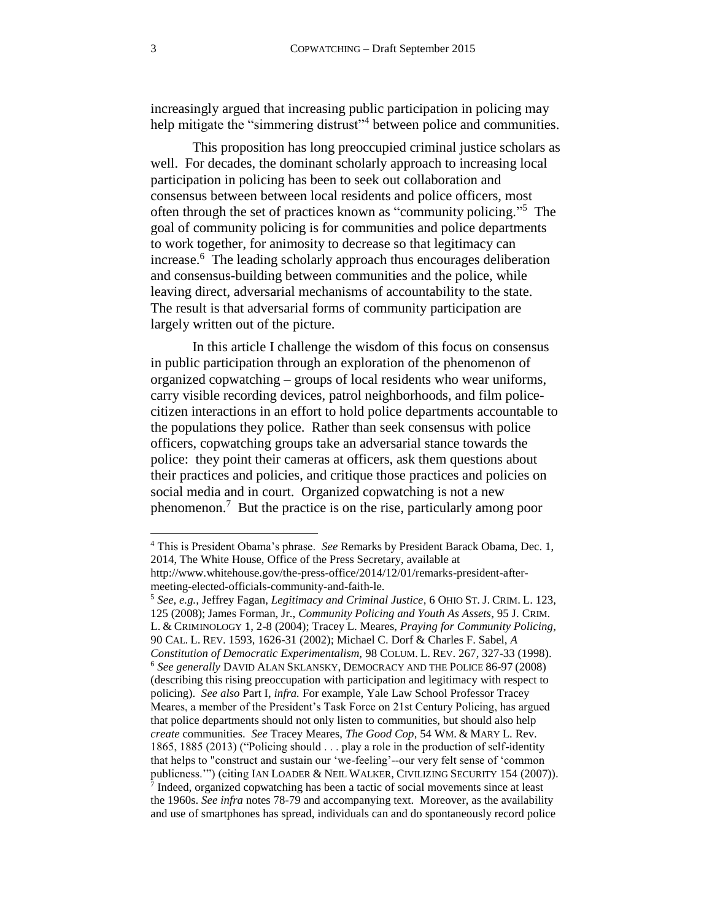increasingly argued that increasing public participation in policing may help mitigate the "simmering distrust"[4] between police and communities.

This proposition has long preoccupied criminal justice scholars as well. For decades, the dominant scholarly approach to increasing local participation in policing has been to seek out collaboration and consensus between between local residents and police officers, most often through the set of practices known as "community policing."[5] The goal of community policing is for communities and police departments to work together, for animosity to decrease so that legitimacy can increase.[6] The leading scholarly approach thus encourages deliberation and consensus-building between communities and the police, while leaving direct, adversarial mechanisms of accountability to the state. The result is that adversarial forms of community participation are largely written out of the picture.

In this article I challenge the wisdom of this focus on consensus in public participation through an exploration of the phenomenon of organized copwatching – groups of local residents who wear uniforms, carry visible recording devices, patrol neighborhoods, and film police-citizen interactions in an effort to hold police departments accountable to the populations they police. Rather than seek consensus with police officers, copwatching groups take an adversarial stance towards the police: they point their cameras at officers, ask them questions about their practices and policies, and critique those practices and policies on social media and in court. Organized copwatching is not a new phenomenon.[7] But the practice is on the rise, particularly among poor

---

[4] This is President Obama's phrase. *See* Remarks by President Barack Obama, Dec. 1, 2014, The White House, Office of the Press Secretary, available at http://www.whitehouse.gov/the-press-office/2014/12/01/remarks-president-after-meeting-elected-officials-community-and-faith-le.

[5] *See, e.g.,* Jeffrey Fagan, *Legitimacy and Criminal Justice*, 6 OHIO ST. J. CRIM. L. 123, 125 (2008); James Forman, Jr., *Community Policing and Youth As Assets*, 95 J. CRIM. L. & CRIMINOLOGY 1, 2-8 (2004); Tracey L. Meares, *Praying for Community Policing*, 90 CAL. L. REV. 1593, 1626-31 (2002); Michael C. Dorf & Charles F. Sabel, *A Constitution of Democratic Experimentalism*, 98 COLUM. L. REV. 267, 327-33 (1998).

[6] *See generally* DAVID ALAN SKLANSKY, DEMOCRACY AND THE POLICE 86-97 (2008) (describing this rising preoccupation with participation and legitimacy with respect to policing). *See also* Part I, *infra.* For example, Yale Law School Professor Tracey Meares, a member of the President's Task Force on 21st Century Policing, has argued that police departments should not only listen to communities, but should also help *create* communities. *See* Tracey Meares, *The Good Cop*, 54 WM. & MARY L. Rev. 1865, 1885 (2013) ("Policing should . . . play a role in the production of self-identity that helps to "construct and sustain our 'we-feeling'--our very felt sense of 'common publicness.'") (citing IAN LOADER & NEIL WALKER, CIVILIZING SECURITY 154 (2007)).

[7] Indeed, organized copwatching has been a tactic of social movements since at least the 1960s. *See infra* notes 78-79 and accompanying text. Moreover, as the availability and use of smartphones has spread, individuals can and do spontaneously record police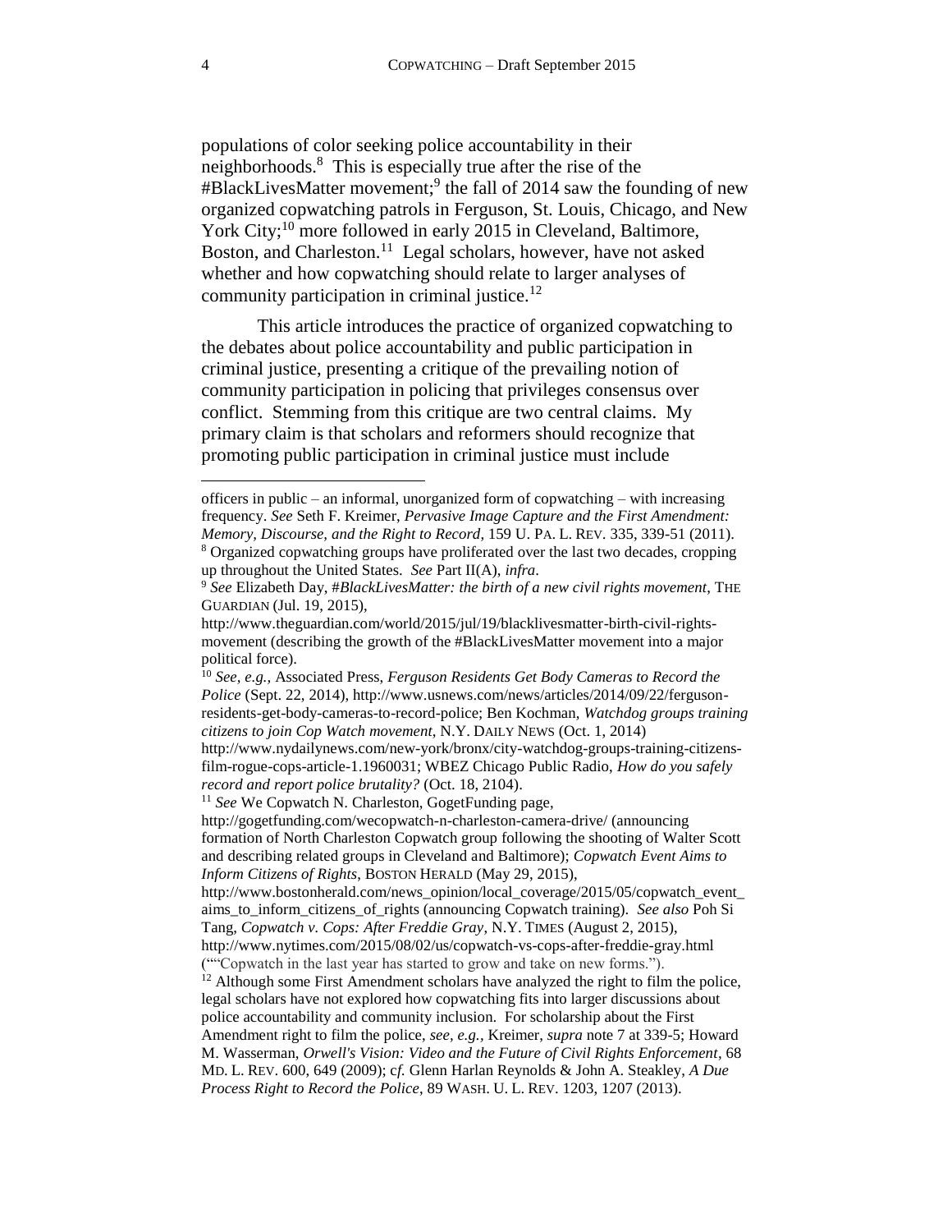populations of color seeking police accountability in their neighborhoods.[8] This is especially true after the rise of the #BlackLivesMatter movement;[9] the fall of 2014 saw the founding of new organized copwatching patrols in Ferguson, St. Louis, Chicago, and New York City;[10] more followed in early 2015 in Cleveland, Baltimore, Boston, and Charleston.[11] Legal scholars, however, have not asked whether and how copwatching should relate to larger analyses of community participation in criminal justice.[12]

This article introduces the practice of organized copwatching to the debates about police accountability and public participation in criminal justice, presenting a critique of the prevailing notion of community participation in policing that privileges consensus over conflict. Stemming from this critique are two central claims. My primary claim is that scholars and reformers should recognize that promoting public participation in criminal justice must include

---

officers in public – an informal, unorganized form of copwatching – with increasing frequency. *See* Seth F. Kreimer, *Pervasive Image Capture and the First Amendment: Memory, Discourse, and the Right to Record*, 159 U. PA. L. REV. 335, 339-51 (2011).

[8] Organized copwatching groups have proliferated over the last two decades, cropping up throughout the United States. *See* Part II(A), *infra*.

[9] *See* Elizabeth Day, *#BlackLivesMatter: the birth of a new civil rights movement*, THE GUARDIAN (Jul. 19, 2015), http://www.theguardian.com/world/2015/jul/19/blacklivesmatter-birth-civil-rights-movement (describing the growth of the #BlackLivesMatter movement into a major political force).

[10] *See, e.g.,* Associated Press, *Ferguson Residents Get Body Cameras to Record the Police* (Sept. 22, 2014), http://www.usnews.com/news/articles/2014/09/22/ferguson-residents-get-body-cameras-to-record-police; Ben Kochman, *Watchdog groups training citizens to join Cop Watch movement*, N.Y. DAILY NEWS (Oct. 1, 2014) http://www.nydailynews.com/new-york/bronx/city-watchdog-groups-training-citizens-film-rogue-cops-article-1.1960031; WBEZ Chicago Public Radio, *How do you safely record and report police brutality?* (Oct. 18, 2104).

[11] *See* We Copwatch N. Charleston, GogetFunding page, http://gogetfunding.com/wecopwatch-n-charleston-camera-drive/ (announcing formation of North Charleston Copwatch group following the shooting of Walter Scott and describing related groups in Cleveland and Baltimore); *Copwatch Event Aims to Inform Citizens of Rights*, BOSTON HERALD (May 29, 2015), http://www.bostonherald.com/news_opinion/local_coverage/2015/05/copwatch_event_aims_to_inform_citizens_of_rights (announcing Copwatch training). *See also* Poh Si Tang, *Copwatch v. Cops: After Freddie Gray*, N.Y. TIMES (August 2, 2015), http://www.nytimes.com/2015/08/02/us/copwatch-vs-cops-after-freddie-gray.html (""Copwatch in the last year has started to grow and take on new forms.").

[12] Although some First Amendment scholars have analyzed the right to film the police, legal scholars have not explored how copwatching fits into larger discussions about police accountability and community inclusion. For scholarship about the First Amendment right to film the police, *see, e.g.,* Kreimer, *supra* note 7 at 339-5; Howard M. Wasserman, *Orwell's Vision: Video and the Future of Civil Rights Enforcement*, 68 MD. L. REV. 600, 649 (2009); c*f.* Glenn Harlan Reynolds & John A. Steakley, *A Due Process Right to Record the Police*, 89 WASH. U. L. REV. 1203, 1207 (2013).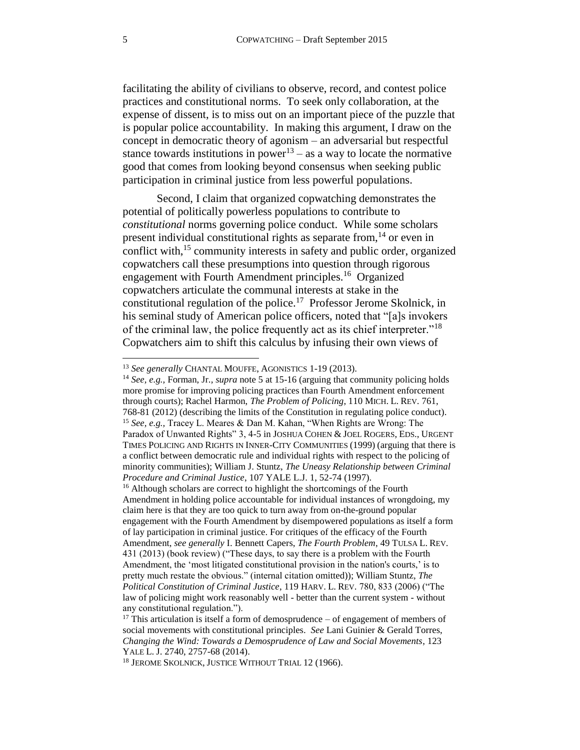facilitating the ability of civilians to observe, record, and contest police practices and constitutional norms. To seek only collaboration, at the expense of dissent, is to miss out on an important piece of the puzzle that is popular police accountability. In making this argument, I draw on the concept in democratic theory of agonism – an adversarial but respectful stance towards institutions in power[13] – as a way to locate the normative good that comes from looking beyond consensus when seeking public participation in criminal justice from less powerful populations.

Second, I claim that organized copwatching demonstrates the potential of politically powerless populations to contribute to *constitutional* norms governing police conduct. While some scholars present individual constitutional rights as separate from,[14] or even in conflict with,[15] community interests in safety and public order, organized copwatchers call these presumptions into question through rigorous engagement with Fourth Amendment principles.[16] Organized copwatchers articulate the communal interests at stake in the constitutional regulation of the police.[17] Professor Jerome Skolnick, in his seminal study of American police officers, noted that "[a]s invokers of the criminal law, the police frequently act as its chief interpreter."[18] Copwatchers aim to shift this calculus by infusing their own views of

---

[13] *See generally* CHANTAL MOUFFE, AGONISTICS 1-19 (2013).

[14] *See, e.g.,* Forman, Jr., *supra* note 5 at 15-16 (arguing that community policing holds more promise for improving policing practices than Fourth Amendment enforcement through courts); Rachel Harmon, *The Problem of Policing*, 110 MICH. L. REV. 761, 768-81 (2012) (describing the limits of the Constitution in regulating police conduct).

[15] *See, e.g.,* Tracey L. Meares & Dan M. Kahan, "When Rights are Wrong: The Paradox of Unwanted Rights" 3, 4-5 in JOSHUA COHEN & JOEL ROGERS, EDS., URGENT TIMES POLICING AND RIGHTS IN INNER-CITY COMMUNITIES (1999) (arguing that there is a conflict between democratic rule and individual rights with respect to the policing of minority communities); William J. Stuntz, *The Uneasy Relationship between Criminal Procedure and Criminal Justice*, 107 YALE L.J. 1, 52-74 (1997).

[16] Although scholars are correct to highlight the shortcomings of the Fourth Amendment in holding police accountable for individual instances of wrongdoing, my claim here is that they are too quick to turn away from on-the-ground popular engagement with the Fourth Amendment by disempowered populations as itself a form of lay participation in criminal justice. For critiques of the efficacy of the Fourth Amendment, *see generally* I. Bennett Capers, *The Fourth Problem*, 49 TULSA L. REV. 431 (2013) (book review) ("These days, to say there is a problem with the Fourth Amendment, the 'most litigated constitutional provision in the nation's courts,' is to pretty much restate the obvious." (internal citation omitted)); William Stuntz, *The Political Constitution of Criminal Justice*, 119 HARV. L. REV. 780, 833 (2006) ("The law of policing might work reasonably well - better than the current system - without any constitutional regulation.").

[17] This articulation is itself a form of demosprudence – of engagement of members of social movements with constitutional principles. *See* Lani Guinier & Gerald Torres, *Changing the Wind: Towards a Demosprudence of Law and Social Movements*, 123 YALE L. J. 2740, 2757-68 (2014).

[18] JEROME SKOLNICK, JUSTICE WITHOUT TRIAL 12 (1966).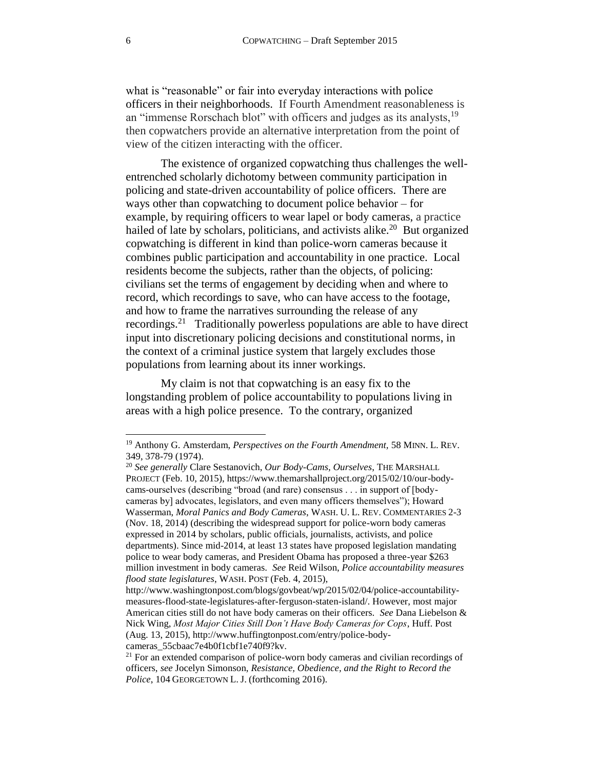what is "reasonable" or fair into everyday interactions with police officers in their neighborhoods. If Fourth Amendment reasonableness is an "immense Rorschach blot" with officers and judges as its analysts,[19] then copwatchers provide an alternative interpretation from the point of view of the citizen interacting with the officer.

The existence of organized copwatching thus challenges the well-entrenched scholarly dichotomy between community participation in policing and state-driven accountability of police officers. There are ways other than copwatching to document police behavior – for example, by requiring officers to wear lapel or body cameras, a practice hailed of late by scholars, politicians, and activists alike.[20] But organized copwatching is different in kind than police-worn cameras because it combines public participation and accountability in one practice. Local residents become the subjects, rather than the objects, of policing: civilians set the terms of engagement by deciding when and where to record, which recordings to save, who can have access to the footage, and how to frame the narratives surrounding the release of any recordings.[21] Traditionally powerless populations are able to have direct input into discretionary policing decisions and constitutional norms, in the context of a criminal justice system that largely excludes those populations from learning about its inner workings.

My claim is not that copwatching is an easy fix to the longstanding problem of police accountability to populations living in areas with a high police presence. To the contrary, organized

---

[19] Anthony G. Amsterdam, *Perspectives on the Fourth Amendment*, 58 MINN. L. REV. 349, 378-79 (1974).

[20] *See generally* Clare Sestanovich, *Our Body-Cams, Ourselves*, THE MARSHALL PROJECT (Feb. 10, 2015), https://www.themarshallproject.org/2015/02/10/our-body-cams-ourselves (describing "broad (and rare) consensus . . . in support of [body-cameras by] advocates, legislators, and even many officers themselves"); Howard Wasserman, *Moral Panics and Body Cameras*, WASH. U. L. REV. COMMENTARIES 2-3 (Nov. 18, 2014) (describing the widespread support for police-worn body cameras expressed in 2014 by scholars, public officials, journalists, activists, and police departments). Since mid-2014, at least 13 states have proposed legislation mandating police to wear body cameras, and President Obama has proposed a three-year $263 million investment in body cameras. *See* Reid Wilson, *Police accountability measures flood state legislatures*, WASH. POST (Feb. 4, 2015), http://www.washingtonpost.com/blogs/govbeat/wp/2015/02/04/police-accountability-measures-flood-state-legislatures-after-ferguson-staten-island/. However, most major American cities still do not have body cameras on their officers. *See* Dana Liebelson & Nick Wing, *Most Major Cities Still Don't Have Body Cameras for Cops*, Huff. Post (Aug. 13, 2015), http://www.huffingtonpost.com/entry/police-body-cameras_55cbaac7e4b0f1cbf1e740f9?kv.

[21] For an extended comparison of police-worn body cameras and civilian recordings of officers, *see* Jocelyn Simonson, *Resistance, Obedience, and the Right to Record the Police*, 104 GEORGETOWN L. J. (forthcoming 2016).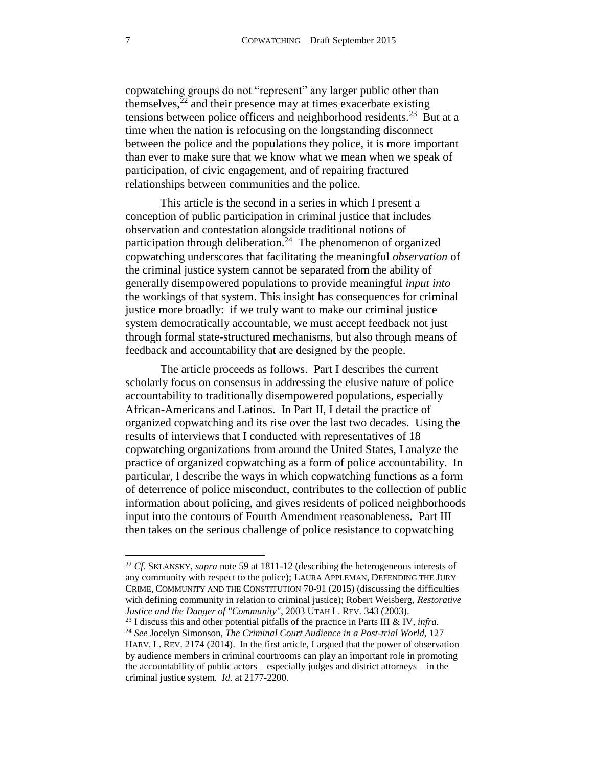copwatching groups do not "represent" any larger public other than themselves,[22] and their presence may at times exacerbate existing tensions between police officers and neighborhood residents.[23] But at a time when the nation is refocusing on the longstanding disconnect between the police and the populations they police, it is more important than ever to make sure that we know what we mean when we speak of participation, of civic engagement, and of repairing fractured relationships between communities and the police.

This article is the second in a series in which I present a conception of public participation in criminal justice that includes observation and contestation alongside traditional notions of participation through deliberation.[24] The phenomenon of organized copwatching underscores that facilitating the meaningful *observation* of the criminal justice system cannot be separated from the ability of generally disempowered populations to provide meaningful *input into* the workings of that system. This insight has consequences for criminal justice more broadly: if we truly want to make our criminal justice system democratically accountable, we must accept feedback not just through formal state-structured mechanisms, but also through means of feedback and accountability that are designed by the people.

The article proceeds as follows. Part I describes the current scholarly focus on consensus in addressing the elusive nature of police accountability to traditionally disempowered populations, especially African-Americans and Latinos. In Part II, I detail the practice of organized copwatching and its rise over the last two decades. Using the results of interviews that I conducted with representatives of 18 copwatching organizations from around the United States, I analyze the practice of organized copwatching as a form of police accountability. In particular, I describe the ways in which copwatching functions as a form of deterrence of police misconduct, contributes to the collection of public information about policing, and gives residents of policed neighborhoods input into the contours of Fourth Amendment reasonableness. Part III then takes on the serious challenge of police resistance to copwatching

---

[22] *Cf.* SKLANSKY, *supra* note 59 at 1811-12 (describing the heterogeneous interests of any community with respect to the police); LAURA APPLEMAN, DEFENDING THE JURY CRIME, COMMUNITY AND THE CONSTITUTION 70-91 (2015) (discussing the difficulties with defining community in relation to criminal justice); Robert Weisberg, *Restorative Justice and the Danger of "Community"*, 2003 UTAH L. REV. 343 (2003).

[23] I discuss this and other potential pitfalls of the practice in Parts III & IV, *infra.*

[24] *See* Jocelyn Simonson, *The Criminal Court Audience in a Post-trial World*, 127 HARV. L. REV. 2174 (2014). In the first article, I argued that the power of observation by audience members in criminal courtrooms can play an important role in promoting the accountability of public actors – especially judges and district attorneys – in the criminal justice system. *Id.* at 2177-2200.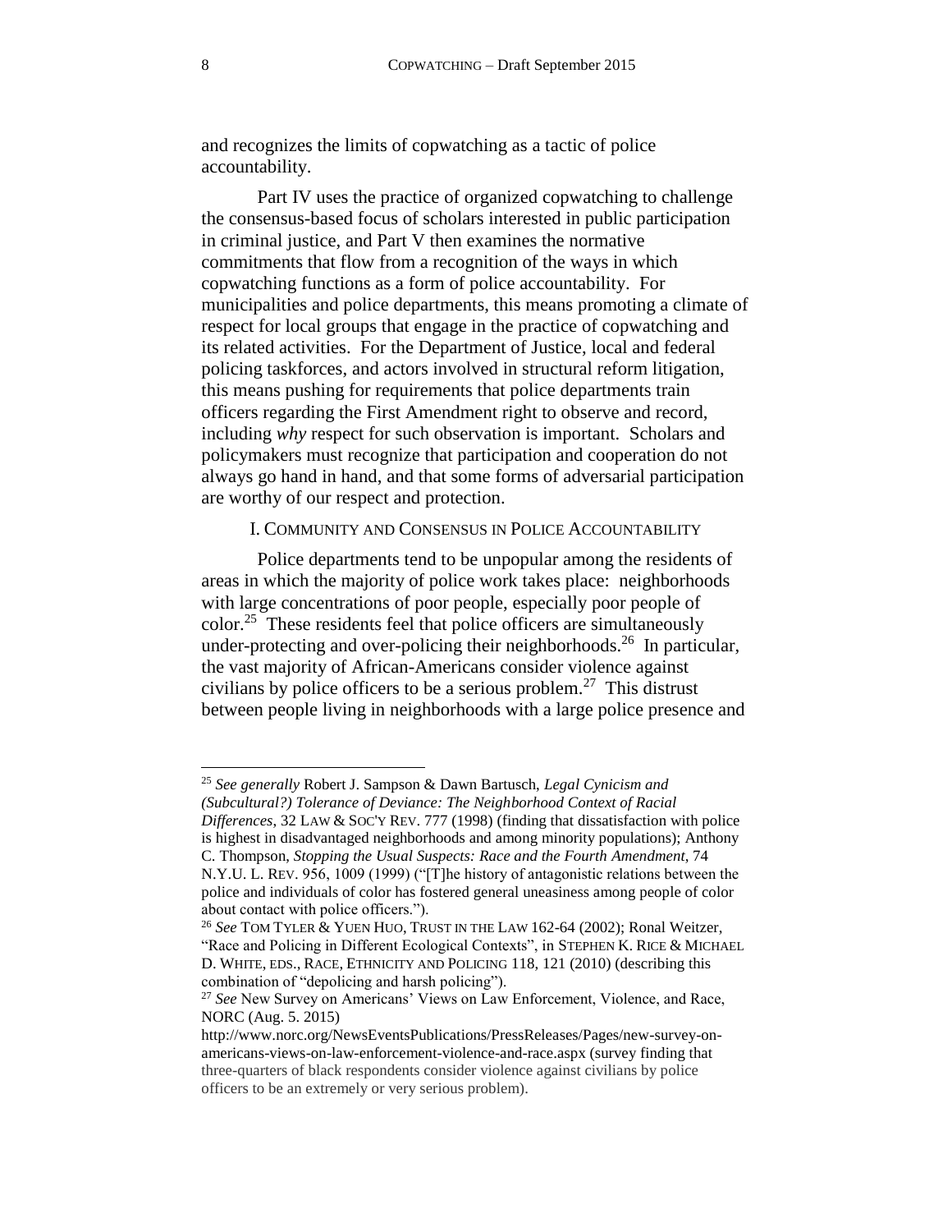and recognizes the limits of copwatching as a tactic of police accountability.

Part IV uses the practice of organized copwatching to challenge the consensus-based focus of scholars interested in public participation in criminal justice, and Part V then examines the normative commitments that flow from a recognition of the ways in which copwatching functions as a form of police accountability. For municipalities and police departments, this means promoting a climate of respect for local groups that engage in the practice of copwatching and its related activities. For the Department of Justice, local and federal policing taskforces, and actors involved in structural reform litigation, this means pushing for requirements that police departments train officers regarding the First Amendment right to observe and record, including *why* respect for such observation is important. Scholars and policymakers must recognize that participation and cooperation do not always go hand in hand, and that some forms of adversarial participation are worthy of our respect and protection.

## I. COMMUNITY AND CONSENSUS IN POLICE ACCOUNTABILITY

Police departments tend to be unpopular among the residents of areas in which the majority of police work takes place: neighborhoods with large concentrations of poor people, especially poor people of color.[25] These residents feel that police officers are simultaneously under-protecting and over-policing their neighborhoods.[26] In particular, the vast majority of African-Americans consider violence against civilians by police officers to be a serious problem.[27] This distrust between people living in neighborhoods with a large police presence and

---

[25] *See generally* Robert J. Sampson & Dawn Bartusch, *Legal Cynicism and (Subcultural?) Tolerance of Deviance: The Neighborhood Context of Racial Differences*, 32 LAW & SOC'Y REV. 777 (1998) (finding that dissatisfaction with police is highest in disadvantaged neighborhoods and among minority populations); Anthony C. Thompson, *Stopping the Usual Suspects: Race and the Fourth Amendment*, 74 N.Y.U. L. REV. 956, 1009 (1999) ("[T]he history of antagonistic relations between the police and individuals of color has fostered general uneasiness among people of color about contact with police officers.").

[26] *See* TOM TYLER & YUEN HUO, TRUST IN THE LAW 162-64 (2002); Ronal Weitzer, "Race and Policing in Different Ecological Contexts", in STEPHEN K. RICE & MICHAEL D. WHITE, EDS., RACE, ETHNICITY AND POLICING 118, 121 (2010) (describing this combination of "depolicing and harsh policing").

[27] *See* New Survey on Americans' Views on Law Enforcement, Violence, and Race, NORC (Aug. 5. 2015) http://www.norc.org/NewsEventsPublications/PressReleases/Pages/new-survey-on-americans-views-on-law-enforcement-violence-and-race.aspx (survey finding that three-quarters of black respondents consider violence against civilians by police officers to be an extremely or very serious problem).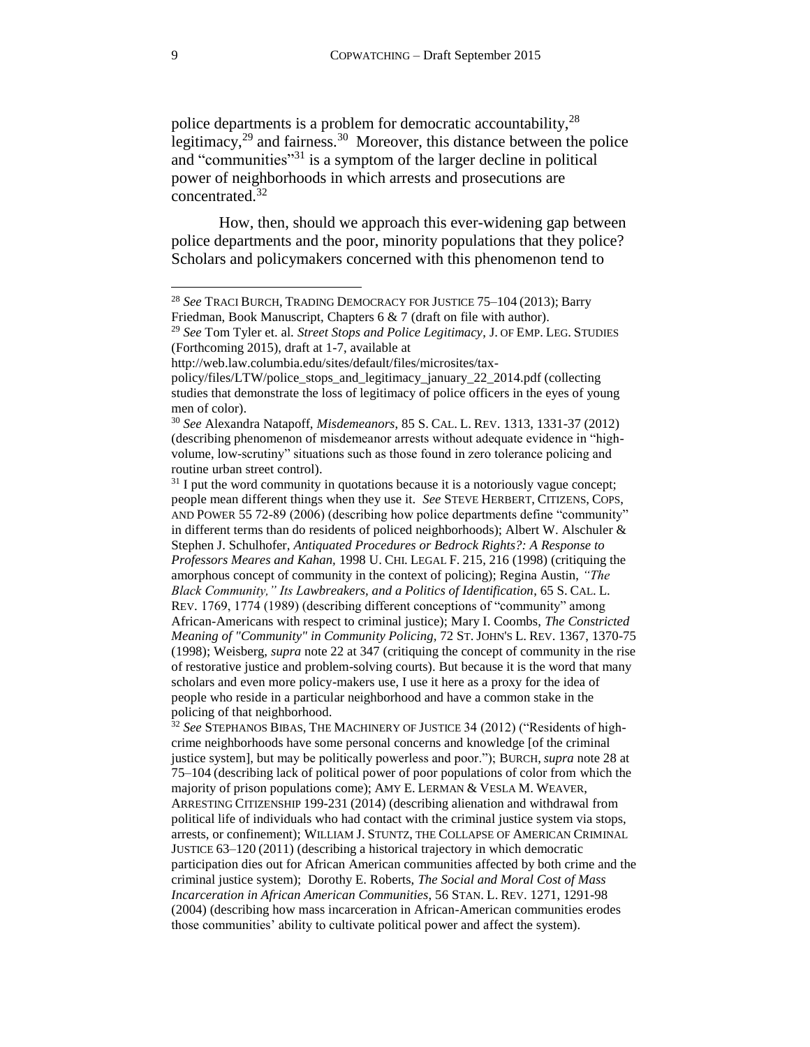police departments is a problem for democratic accountability,[28] legitimacy,[29] and fairness.[30] Moreover, this distance between the police and "communities"[31] is a symptom of the larger decline in political power of neighborhoods in which arrests and prosecutions are concentrated.[32]

How, then, should we approach this ever-widening gap between police departments and the poor, minority populations that they police? Scholars and policymakers concerned with this phenomenon tend to

---

[28] *See* TRACI BURCH, TRADING DEMOCRACY FOR JUSTICE 75–104 (2013); Barry Friedman, Book Manuscript, Chapters 6 & 7 (draft on file with author).

[29] *See* Tom Tyler et. al. *Street Stops and Police Legitimacy*, J. OF EMP. LEG. STUDIES (Forthcoming 2015), draft at 1-7, available at http://web.law.columbia.edu/sites/default/files/microsites/tax-policy/files/LTW/police_stops_and_legitimacy_january_22_2014.pdf (collecting studies that demonstrate the loss of legitimacy of police officers in the eyes of young men of color).

[30] *See* Alexandra Natapoff, *Misdemeanors*, 85 S. CAL. L. REV. 1313, 1331-37 (2012) (describing phenomenon of misdemeanor arrests without adequate evidence in "high-volume, low-scrutiny" situations such as those found in zero tolerance policing and routine urban street control).

[31] I put the word community in quotations because it is a notoriously vague concept; people mean different things when they use it. *See* STEVE HERBERT, CITIZENS, COPS, AND POWER 55 72-89 (2006) (describing how police departments define "community" in different terms than do residents of policed neighborhoods); Albert W. Alschuler & Stephen J. Schulhofer, *Antiquated Procedures or Bedrock Rights?: A Response to Professors Meares and Kahan*, 1998 U. CHI. LEGAL F. 215, 216 (1998) (critiquing the amorphous concept of community in the context of policing); Regina Austin, *"The Black Community," Its Lawbreakers, and a Politics of Identification*, 65 S. CAL. L. REV. 1769, 1774 (1989) (describing different conceptions of "community" among African-Americans with respect to criminal justice); Mary I. Coombs, *The Constricted Meaning of "Community" in Community Policing*, 72 ST. JOHN'S L. REV. 1367, 1370-75 (1998); Weisberg, *supra* note 22 at 347 (critiquing the concept of community in the rise of restorative justice and problem-solving courts). But because it is the word that many scholars and even more policy-makers use, I use it here as a proxy for the idea of people who reside in a particular neighborhood and have a common stake in the policing of that neighborhood.

[32] *See* STEPHANOS BIBAS, THE MACHINERY OF JUSTICE 34 (2012) ("Residents of high-crime neighborhoods have some personal concerns and knowledge [of the criminal justice system], but may be politically powerless and poor."); BURCH, *supra* note 28 at 75–104 (describing lack of political power of poor populations of color from which the majority of prison populations come); AMY E. LERMAN & VESLA M. WEAVER, ARRESTING CITIZENSHIP 199-231 (2014) (describing alienation and withdrawal from political life of individuals who had contact with the criminal justice system via stops, arrests, or confinement); WILLIAM J. STUNTZ, THE COLLAPSE OF AMERICAN CRIMINAL JUSTICE 63–120 (2011) (describing a historical trajectory in which democratic participation dies out for African American communities affected by both crime and the criminal justice system); Dorothy E. Roberts, *The Social and Moral Cost of Mass Incarceration in African American Communities*, 56 STAN. L. REV. 1271, 1291-98 (2004) (describing how mass incarceration in African-American communities erodes those communities' ability to cultivate political power and affect the system).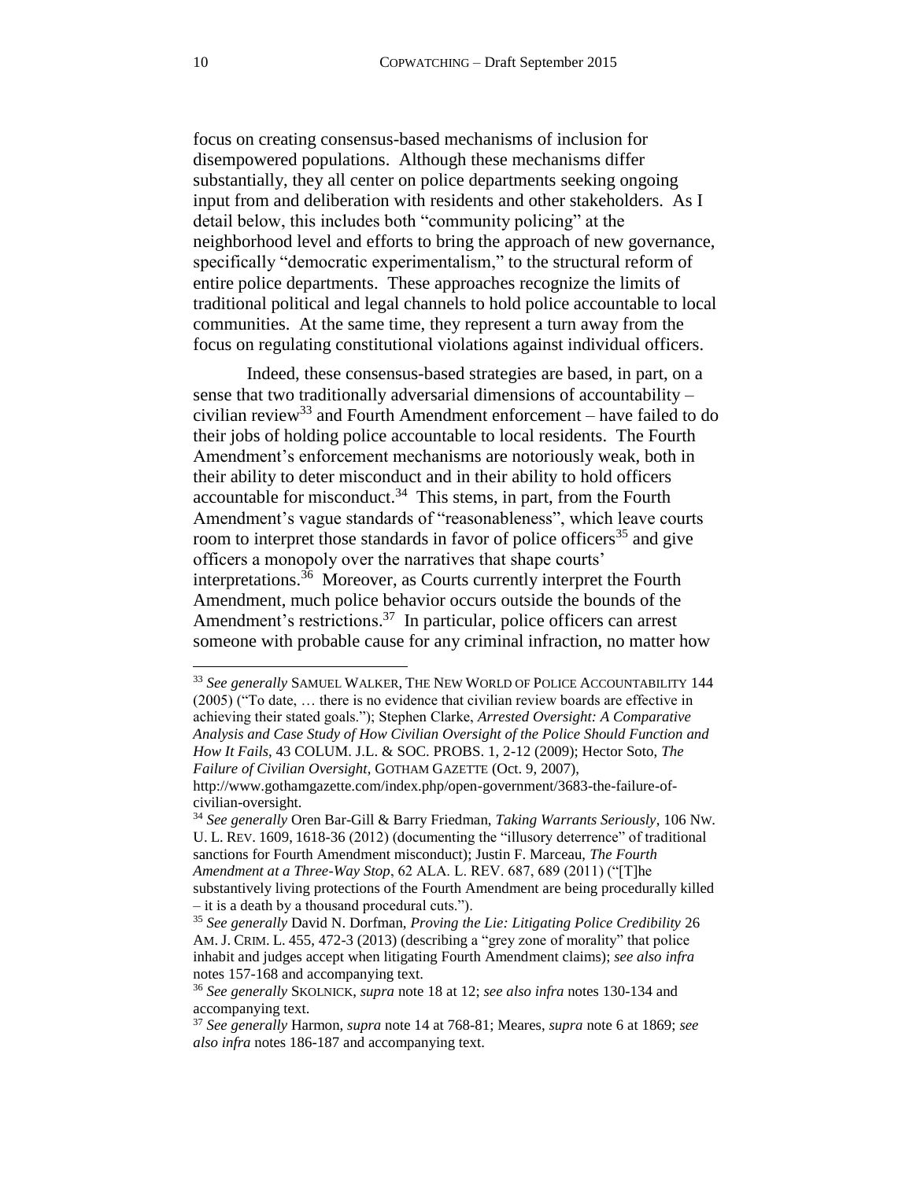focus on creating consensus-based mechanisms of inclusion for disempowered populations. Although these mechanisms differ substantially, they all center on police departments seeking ongoing input from and deliberation with residents and other stakeholders. As I detail below, this includes both "community policing" at the neighborhood level and efforts to bring the approach of new governance, specifically "democratic experimentalism," to the structural reform of entire police departments. These approaches recognize the limits of traditional political and legal channels to hold police accountable to local communities. At the same time, they represent a turn away from the focus on regulating constitutional violations against individual officers.

Indeed, these consensus-based strategies are based, in part, on a sense that two traditionally adversarial dimensions of accountability – civilian review[33] and Fourth Amendment enforcement – have failed to do their jobs of holding police accountable to local residents. The Fourth Amendment's enforcement mechanisms are notoriously weak, both in their ability to deter misconduct and in their ability to hold officers accountable for misconduct.[34] This stems, in part, from the Fourth Amendment's vague standards of "reasonableness", which leave courts room to interpret those standards in favor of police officers[35] and give officers a monopoly over the narratives that shape courts' interpretations.[36] Moreover, as Courts currently interpret the Fourth Amendment, much police behavior occurs outside the bounds of the Amendment's restrictions.[37] In particular, police officers can arrest someone with probable cause for any criminal infraction, no matter how

---

[33] *See generally* SAMUEL WALKER, THE NEW WORLD OF POLICE ACCOUNTABILITY 144 (2005) ("To date, … there is no evidence that civilian review boards are effective in achieving their stated goals."); Stephen Clarke, *Arrested Oversight: A Comparative Analysis and Case Study of How Civilian Oversight of the Police Should Function and How It Fails*, 43 COLUM. J.L. & SOC. PROBS. 1, 2-12 (2009); Hector Soto, *The Failure of Civilian Oversight*, GOTHAM GAZETTE (Oct. 9, 2007), http://www.gothamgazette.com/index.php/open-government/3683-the-failure-of-civilian-oversight.

[34] *See generally* Oren Bar-Gill & Barry Friedman, *Taking Warrants Seriously*, 106 NW. U. L. REV. 1609, 1618-36 (2012) (documenting the "illusory deterrence" of traditional sanctions for Fourth Amendment misconduct); Justin F. Marceau, *The Fourth Amendment at a Three-Way Stop*, 62 ALA. L. REV. 687, 689 (2011) ("[T]he substantively living protections of the Fourth Amendment are being procedurally killed – it is a death by a thousand procedural cuts.").

[35] *See generally* David N. Dorfman, *Proving the Lie: Litigating Police Credibility* 26 AM. J. CRIM. L. 455, 472-3 (2013) (describing a "grey zone of morality" that police inhabit and judges accept when litigating Fourth Amendment claims); *see also infra* notes 157-168 and accompanying text.

[36] *See generally* SKOLNICK, *supra* note 18 at 12; *see also infra* notes 130-134 and accompanying text.

[37] *See generally* Harmon, *supra* note 14 at 768-81; Meares, *supra* note 6 at 1869; *see also infra* notes 186-187 and accompanying text.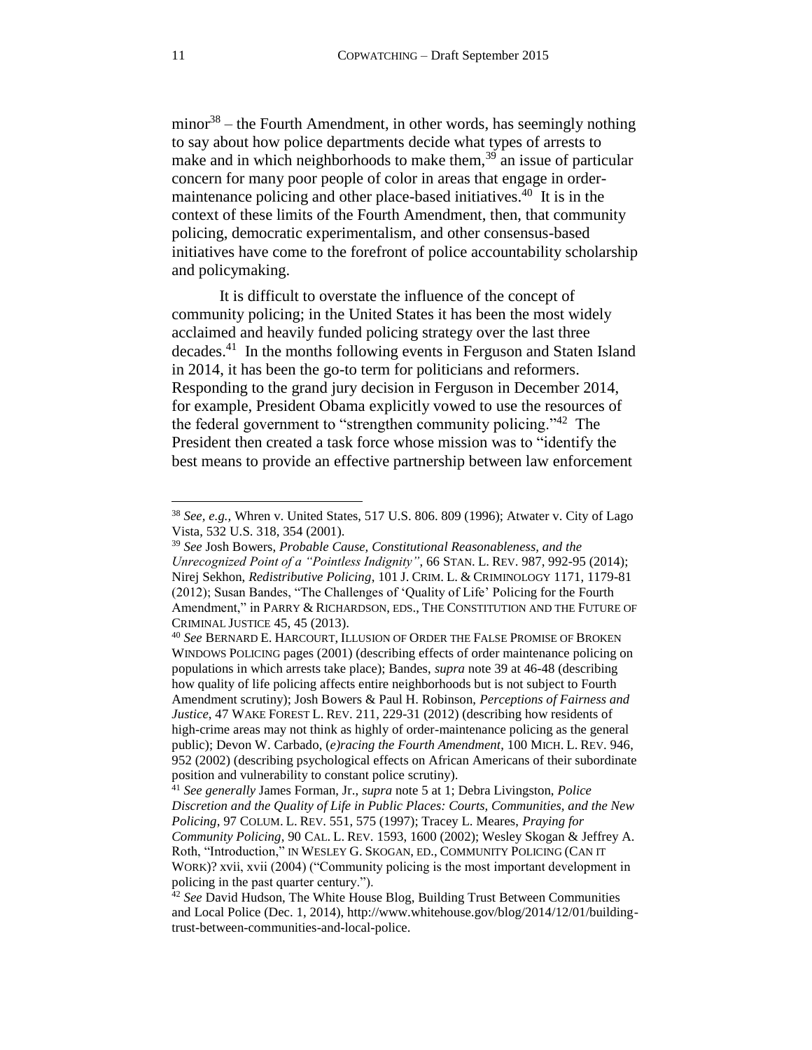minor[38] – the Fourth Amendment, in other words, has seemingly nothing to say about how police departments decide what types of arrests to make and in which neighborhoods to make them,[39] an issue of particular concern for many poor people of color in areas that engage in order-maintenance policing and other place-based initiatives.[40] It is in the context of these limits of the Fourth Amendment, then, that community policing, democratic experimentalism, and other consensus-based initiatives have come to the forefront of police accountability scholarship and policymaking.

It is difficult to overstate the influence of the concept of community policing; in the United States it has been the most widely acclaimed and heavily funded policing strategy over the last three decades.[41] In the months following events in Ferguson and Staten Island in 2014, it has been the go-to term for politicians and reformers. Responding to the grand jury decision in Ferguson in December 2014, for example, President Obama explicitly vowed to use the resources of the federal government to "strengthen community policing."[42] The President then created a task force whose mission was to "identify the best means to provide an effective partnership between law enforcement

---

[38] *See, e.g.,* Whren v. United States, 517 U.S. 806. 809 (1996); Atwater v. City of Lago Vista, 532 U.S. 318, 354 (2001).

[39] *See* Josh Bowers, *Probable Cause, Constitutional Reasonableness, and the Unrecognized Point of a "Pointless Indignity"*, 66 STAN. L. REV. 987, 992-95 (2014); Nirej Sekhon, *Redistributive Policing*, 101 J. CRIM. L. & CRIMINOLOGY 1171, 1179-81 (2012); Susan Bandes, "The Challenges of 'Quality of Life' Policing for the Fourth Amendment," in PARRY & RICHARDSON, EDS., THE CONSTITUTION AND THE FUTURE OF CRIMINAL JUSTICE 45, 45 (2013).

[40] *See* BERNARD E. HARCOURT, ILLUSION OF ORDER THE FALSE PROMISE OF BROKEN WINDOWS POLICING pages (2001) (describing effects of order maintenance policing on populations in which arrests take place); Bandes, *supra* note 39 at 46-48 (describing how quality of life policing affects entire neighborhoods but is not subject to Fourth Amendment scrutiny); Josh Bowers & Paul H. Robinson, *Perceptions of Fairness and Justice*, 47 WAKE FOREST L. REV. 211, 229-31 (2012) (describing how residents of high-crime areas may not think as highly of order-maintenance policing as the general public); Devon W. Carbado, *(e)racing the Fourth Amendment*, 100 MICH. L. REV. 946, 952 (2002) (describing psychological effects on African Americans of their subordinate position and vulnerability to constant police scrutiny).

[41] *See generally* James Forman, Jr., *supra* note 5 at 1; Debra Livingston, *Police Discretion and the Quality of Life in Public Places: Courts, Communities, and the New Policing*, 97 COLUM. L. REV. 551, 575 (1997); Tracey L. Meares, *Praying for Community Policing*, 90 CAL. L. REV. 1593, 1600 (2002); Wesley Skogan & Jeffrey A. Roth, "Introduction," IN WESLEY G. SKOGAN, ED., COMMUNITY POLICING (CAN IT WORK)? xvii, xvii (2004) ("Community policing is the most important development in policing in the past quarter century.").

[42] *See* David Hudson, The White House Blog, Building Trust Between Communities and Local Police (Dec. 1, 2014), http://www.whitehouse.gov/blog/2014/12/01/building-trust-between-communities-and-local-police.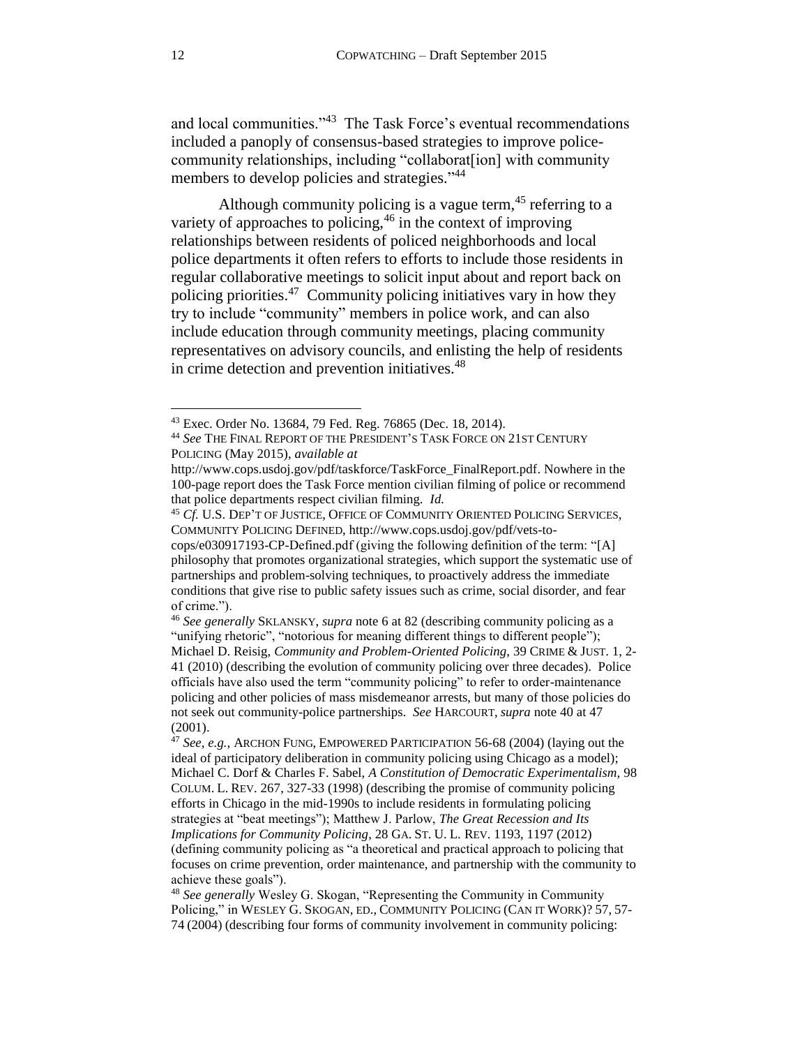and local communities."[43] The Task Force's eventual recommendations included a panoply of consensus-based strategies to improve police-community relationships, including "collaborat[ion] with community members to develop policies and strategies."[44]

Although community policing is a vague term,[45] referring to a variety of approaches to policing,[46] in the context of improving relationships between residents of policed neighborhoods and local police departments it often refers to efforts to include those residents in regular collaborative meetings to solicit input about and report back on policing priorities.[47] Community policing initiatives vary in how they try to include "community" members in police work, and can also include education through community meetings, placing community representatives on advisory councils, and enlisting the help of residents in crime detection and prevention initiatives.[48]

---

[43] Exec. Order No. 13684, 79 Fed. Reg. 76865 (Dec. 18, 2014).

[44] *See* THE FINAL REPORT OF THE PRESIDENT'S TASK FORCE ON 21ST CENTURY POLICING (May 2015), *available at* http://www.cops.usdoj.gov/pdf/taskforce/TaskForce_FinalReport.pdf. Nowhere in the 100-page report does the Task Force mention civilian filming of police or recommend that police departments respect civilian filming. *Id.*

[45] *Cf.* U.S. DEP'T OF JUSTICE, OFFICE OF COMMUNITY ORIENTED POLICING SERVICES, COMMUNITY POLICING DEFINED, http://www.cops.usdoj.gov/pdf/vets-to-cops/e030917193-CP-Defined.pdf (giving the following definition of the term: "[A] philosophy that promotes organizational strategies, which support the systematic use of partnerships and problem-solving techniques, to proactively address the immediate conditions that give rise to public safety issues such as crime, social disorder, and fear of crime.").

[46] *See generally* SKLANSKY, *supra* note 6 at 82 (describing community policing as a "unifying rhetoric", "notorious for meaning different things to different people"); Michael D. Reisig, *Community and Problem-Oriented Policing*, 39 CRIME & JUST. 1, 2-41 (2010) (describing the evolution of community policing over three decades). Police officials have also used the term "community policing" to refer to order-maintenance policing and other policies of mass misdemeanor arrests, but many of those policies do not seek out community-police partnerships. *See* HARCOURT, *supra* note 40 at 47 (2001).

[47] *See, e.g.,* ARCHON FUNG, EMPOWERED PARTICIPATION 56-68 (2004) (laying out the ideal of participatory deliberation in community policing using Chicago as a model); Michael C. Dorf & Charles F. Sabel, *A Constitution of Democratic Experimentalism,* 98 COLUM. L. REV. 267, 327-33 (1998) (describing the promise of community policing efforts in Chicago in the mid-1990s to include residents in formulating policing strategies at "beat meetings"); Matthew J. Parlow, *The Great Recession and Its Implications for Community Policing*, 28 GA. ST. U. L. REV. 1193, 1197 (2012) (defining community policing as "a theoretical and practical approach to policing that focuses on crime prevention, order maintenance, and partnership with the community to achieve these goals").

[48] *See generally* Wesley G. Skogan, "Representing the Community in Community Policing," in WESLEY G. SKOGAN, ED., COMMUNITY POLICING (CAN IT WORK)? 57, 57-74 (2004) (describing four forms of community involvement in community policing: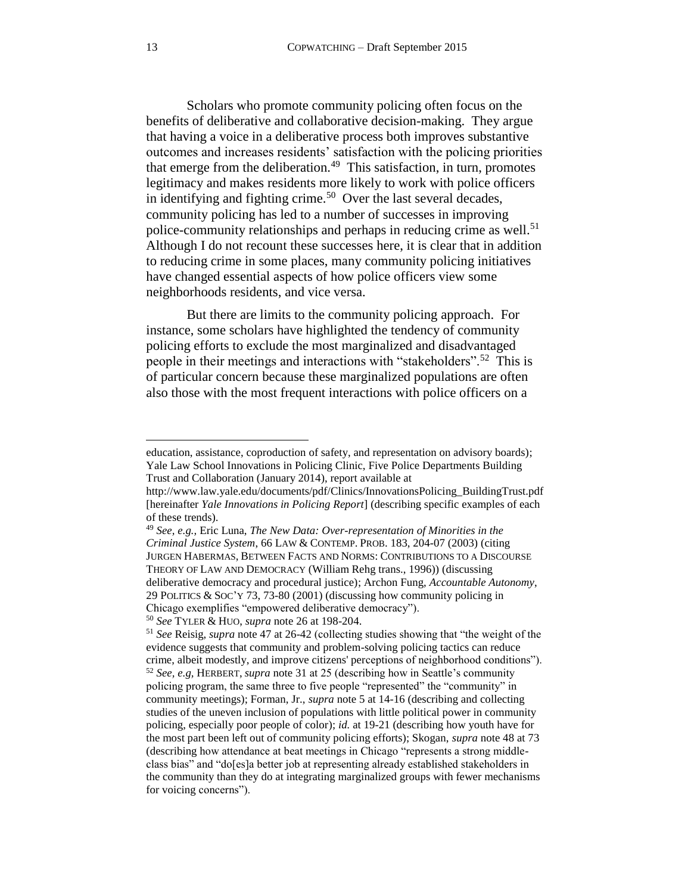Scholars who promote community policing often focus on the benefits of deliberative and collaborative decision-making. They argue that having a voice in a deliberative process both improves substantive outcomes and increases residents' satisfaction with the policing priorities that emerge from the deliberation.[49] This satisfaction, in turn, promotes legitimacy and makes residents more likely to work with police officers in identifying and fighting crime.[50] Over the last several decades, community policing has led to a number of successes in improving police-community relationships and perhaps in reducing crime as well.[51] Although I do not recount these successes here, it is clear that in addition to reducing crime in some places, many community policing initiatives have changed essential aspects of how police officers view some neighborhoods residents, and vice versa.

But there are limits to the community policing approach. For instance, some scholars have highlighted the tendency of community policing efforts to exclude the most marginalized and disadvantaged people in their meetings and interactions with "stakeholders".[52] This is of particular concern because these marginalized populations are often also those with the most frequent interactions with police officers on a

---

education, assistance, coproduction of safety, and representation on advisory boards); Yale Law School Innovations in Policing Clinic, Five Police Departments Building Trust and Collaboration (January 2014), report available at http://www.law.yale.edu/documents/pdf/Clinics/InnovationsPolicing_BuildingTrust.pdf [hereinafter *Yale Innovations in Policing Report*] (describing specific examples of each of these trends).

[49] *See, e.g.,* Eric Luna, *The New Data: Over-representation of Minorities in the Criminal Justice System*, 66 LAW & CONTEMP. PROB. 183, 204-07 (2003) (citing JURGEN HABERMAS, BETWEEN FACTS AND NORMS: CONTRIBUTIONS TO A DISCOURSE THEORY OF LAW AND DEMOCRACY (William Rehg trans., 1996)) (discussing deliberative democracy and procedural justice); Archon Fung, *Accountable Autonomy*, 29 POLITICS & SOC'Y 73, 73-80 (2001) (discussing how community policing in Chicago exemplifies "empowered deliberative democracy").

[50] *See* TYLER & HUO, *supra* note 26 at 198-204.

[51] *See* Reisig, *supra* note 47 at 26-42 (collecting studies showing that "the weight of the evidence suggests that community and problem-solving policing tactics can reduce crime, albeit modestly, and improve citizens' perceptions of neighborhood conditions").

[52] *See, e.g,* HERBERT, *supra* note 31 at 25 (describing how in Seattle's community policing program, the same three to five people "represented" the "community" in community meetings); Forman, Jr., *supra* note 5 at 14-16 (describing and collecting studies of the uneven inclusion of populations with little political power in community policing, especially poor people of color); *id.* at 19-21 (describing how youth have for the most part been left out of community policing efforts); Skogan, *supra* note 48 at 73 (describing how attendance at beat meetings in Chicago "represents a strong middle-class bias" and "do[es]a better job at representing already established stakeholders in the community than they do at integrating marginalized groups with fewer mechanisms for voicing concerns").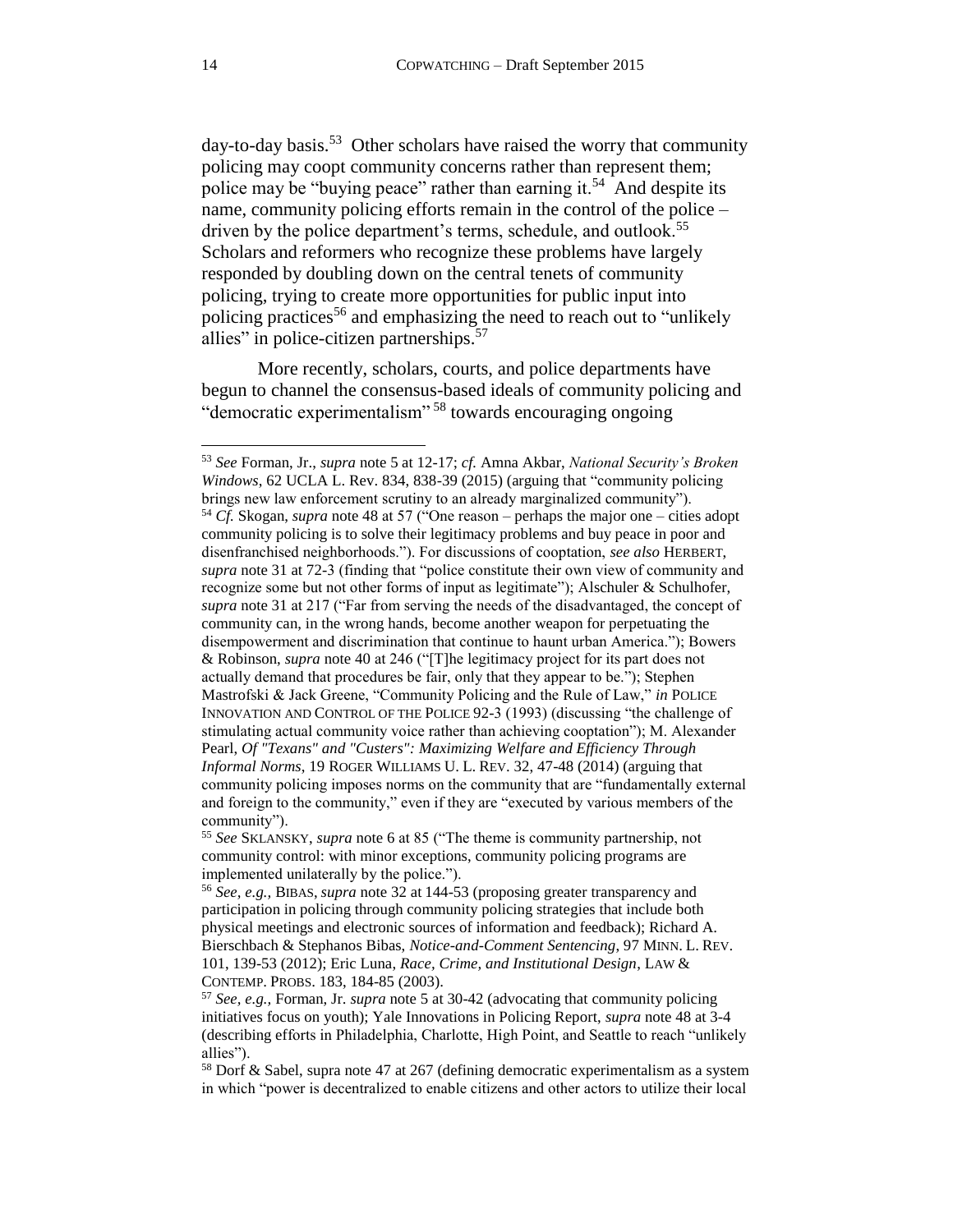day-to-day basis.[53] Other scholars have raised the worry that community policing may coopt community concerns rather than represent them; police may be "buying peace" rather than earning it.[54] And despite its name, community policing efforts remain in the control of the police – driven by the police department's terms, schedule, and outlook.[55] Scholars and reformers who recognize these problems have largely responded by doubling down on the central tenets of community policing, trying to create more opportunities for public input into policing practices[56] and emphasizing the need to reach out to "unlikely allies" in police-citizen partnerships.[57]

More recently, scholars, courts, and police departments have begun to channel the consensus-based ideals of community policing and "democratic experimentalism"[58] towards encouraging ongoing

---

[53] *See* Forman, Jr., *supra* note 5 at 12-17; *cf.* Amna Akbar, *National Security's Broken Windows*, 62 UCLA L. Rev. 834, 838-39 (2015) (arguing that "community policing brings new law enforcement scrutiny to an already marginalized community").

[54] *Cf.* Skogan, *supra* note 48 at 57 ("One reason – perhaps the major one – cities adopt community policing is to solve their legitimacy problems and buy peace in poor and disenfranchised neighborhoods."). For discussions of cooptation, *see also* HERBERT, *supra* note 31 at 72-3 (finding that "police constitute their own view of community and recognize some but not other forms of input as legitimate"); Alschuler & Schulhofer, *supra* note 31 at 217 ("Far from serving the needs of the disadvantaged, the concept of community can, in the wrong hands, become another weapon for perpetuating the disempowerment and discrimination that continue to haunt urban America."); Bowers & Robinson, *supra* note 40 at 246 ("[T]he legitimacy project for its part does not actually demand that procedures be fair, only that they appear to be."); Stephen Mastrofski & Jack Greene, "Community Policing and the Rule of Law," *in* POLICE INNOVATION AND CONTROL OF THE POLICE 92-3 (1993) (discussing "the challenge of stimulating actual community voice rather than achieving cooptation"); M. Alexander Pearl, *Of "Texans" and "Custers": Maximizing Welfare and Efficiency Through Informal Norms*, 19 ROGER WILLIAMS U. L. REV. 32, 47-48 (2014) (arguing that community policing imposes norms on the community that are "fundamentally external and foreign to the community," even if they are "executed by various members of the community").

[55] *See* SKLANSKY, *supra* note 6 at 85 ("The theme is community partnership, not community control: with minor exceptions, community policing programs are implemented unilaterally by the police.").

[56] *See, e.g.,* BIBAS, *supra* note 32 at 144-53 (proposing greater transparency and participation in policing through community policing strategies that include both physical meetings and electronic sources of information and feedback); Richard A. Bierschbach & Stephanos Bibas, *Notice-and-Comment Sentencing*, 97 MINN. L. REV. 101, 139-53 (2012); Eric Luna, *Race, Crime, and Institutional Design*, LAW & CONTEMP. PROBS. 183, 184-85 (2003).

[57] *See, e.g.,* Forman, Jr. *supra* note 5 at 30-42 (advocating that community policing initiatives focus on youth); Yale Innovations in Policing Report, *supra* note 48 at 3-4 (describing efforts in Philadelphia, Charlotte, High Point, and Seattle to reach "unlikely allies").

[58] Dorf & Sabel, supra note 47 at 267 (defining democratic experimentalism as a system in which "power is decentralized to enable citizens and other actors to utilize their local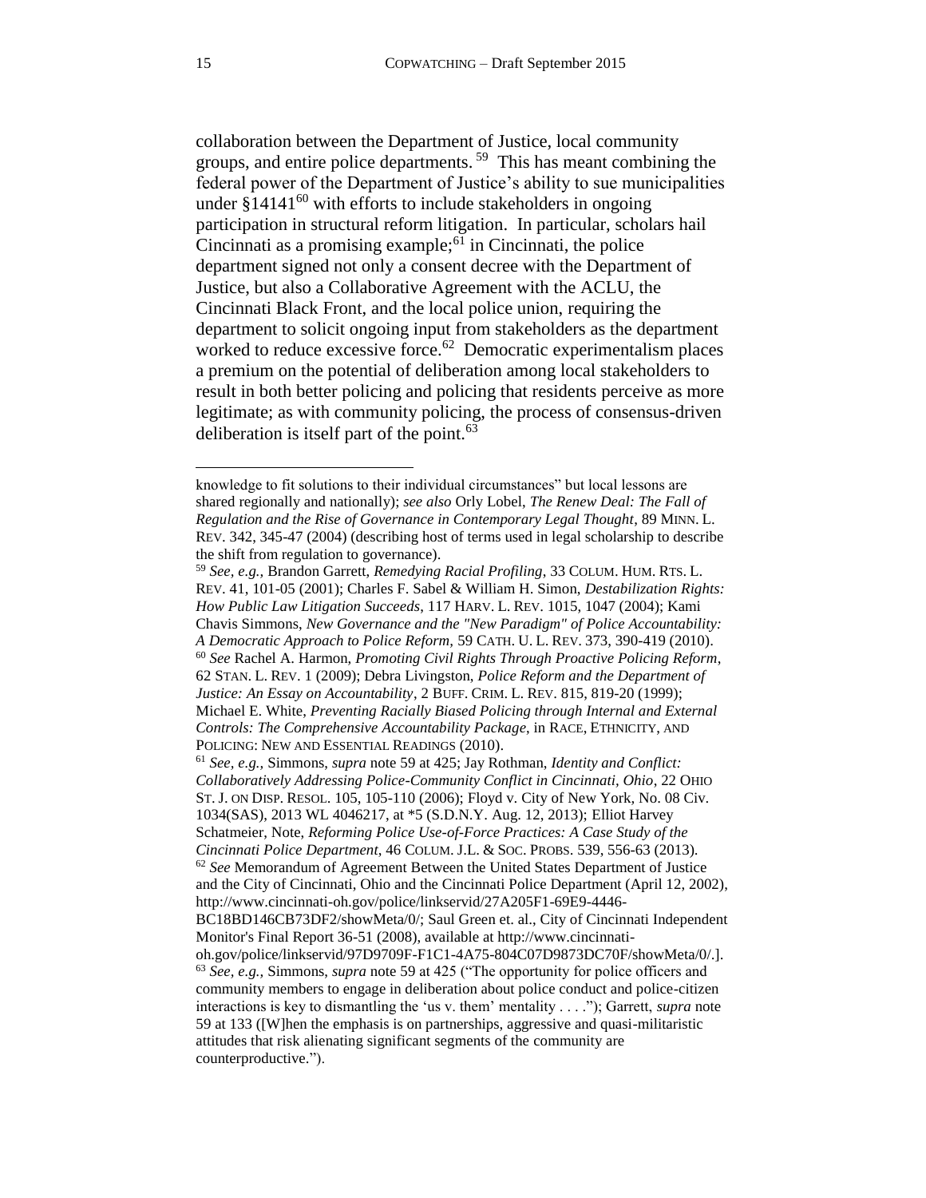collaboration between the Department of Justice, local community groups, and entire police departments. [59] This has meant combining the federal power of the Department of Justice's ability to sue municipalities under §14141[60] with efforts to include stakeholders in ongoing participation in structural reform litigation. In particular, scholars hail Cincinnati as a promising example;[61] in Cincinnati, the police department signed not only a consent decree with the Department of Justice, but also a Collaborative Agreement with the ACLU, the Cincinnati Black Front, and the local police union, requiring the department to solicit ongoing input from stakeholders as the department worked to reduce excessive force.[62] Democratic experimentalism places a premium on the potential of deliberation among local stakeholders to result in both better policing and policing that residents perceive as more legitimate; as with community policing, the process of consensus-driven deliberation is itself part of the point.[63]

---

knowledge to fit solutions to their individual circumstances" but local lessons are shared regionally and nationally); *see also* Orly Lobel, *The Renew Deal: The Fall of Regulation and the Rise of Governance in Contemporary Legal Thought*, 89 MINN. L. REV. 342, 345-47 (2004) (describing host of terms used in legal scholarship to describe the shift from regulation to governance).

[59] *See, e.g.,* Brandon Garrett, *Remedying Racial Profiling*, 33 COLUM. HUM. RTS. L. REV. 41, 101-05 (2001); Charles F. Sabel & William H. Simon, *Destabilization Rights: How Public Law Litigation Succeeds*, 117 HARV. L. REV. 1015, 1047 (2004); Kami Chavis Simmons, *New Governance and the "New Paradigm" of Police Accountability: A Democratic Approach to Police Reform*, 59 CATH. U. L. REV. 373, 390-419 (2010).

[60] *See* Rachel A. Harmon, *Promoting Civil Rights Through Proactive Policing Reform*, 62 STAN. L. REV. 1 (2009); Debra Livingston, *Police Reform and the Department of Justice: An Essay on Accountability*, 2 BUFF. CRIM. L. REV. 815, 819-20 (1999); Michael E. White, *Preventing Racially Biased Policing through Internal and External Controls: The Comprehensive Accountability Package*, in RACE, ETHNICITY, AND POLICING: NEW AND ESSENTIAL READINGS (2010).

[61] *See, e.g.,* Simmons, *supra* note 59 at 425; Jay Rothman, *Identity and Conflict: Collaboratively Addressing Police-Community Conflict in Cincinnati, Ohio*, 22 OHIO ST. J. ON DISP. RESOL. 105, 105-110 (2006); Floyd v. City of New York, No. 08 Civ. 1034(SAS), 2013 WL 4046217, at *5 (S.D.N.Y. Aug. 12, 2013); Elliot Harvey Schatmeier, Note, *Reforming Police Use-of-Force Practices: A Case Study of the Cincinnati Police Department*, 46 COLUM. J.L. & SOC. PROBS. 539, 556-63 (2013).

[62] *See* Memorandum of Agreement Between the United States Department of Justice and the City of Cincinnati, Ohio and the Cincinnati Police Department (April 12, 2002), http://www.cincinnati-oh.gov/police/linkservid/27A205F1-69E9-4446-BC18BD146CB73DF2/showMeta/0/; Saul Green et. al., City of Cincinnati Independent Monitor's Final Report 36-51 (2008), available at http://www.cincinnati-oh.gov/police/linkservid/97D9709F-F1C1-4A75-804C07D9873DC70F/showMeta/0/.].

[63] *See, e.g.,* Simmons, *supra* note 59 at 425 ("The opportunity for police officers and community members to engage in deliberation about police conduct and police-citizen interactions is key to dismantling the 'us v. them' mentality . . . ."); Garrett, *supra* note 59 at 133 ([W]hen the emphasis is on partnerships, aggressive and quasi-militaristic attitudes that risk alienating significant segments of the community are counterproductive.").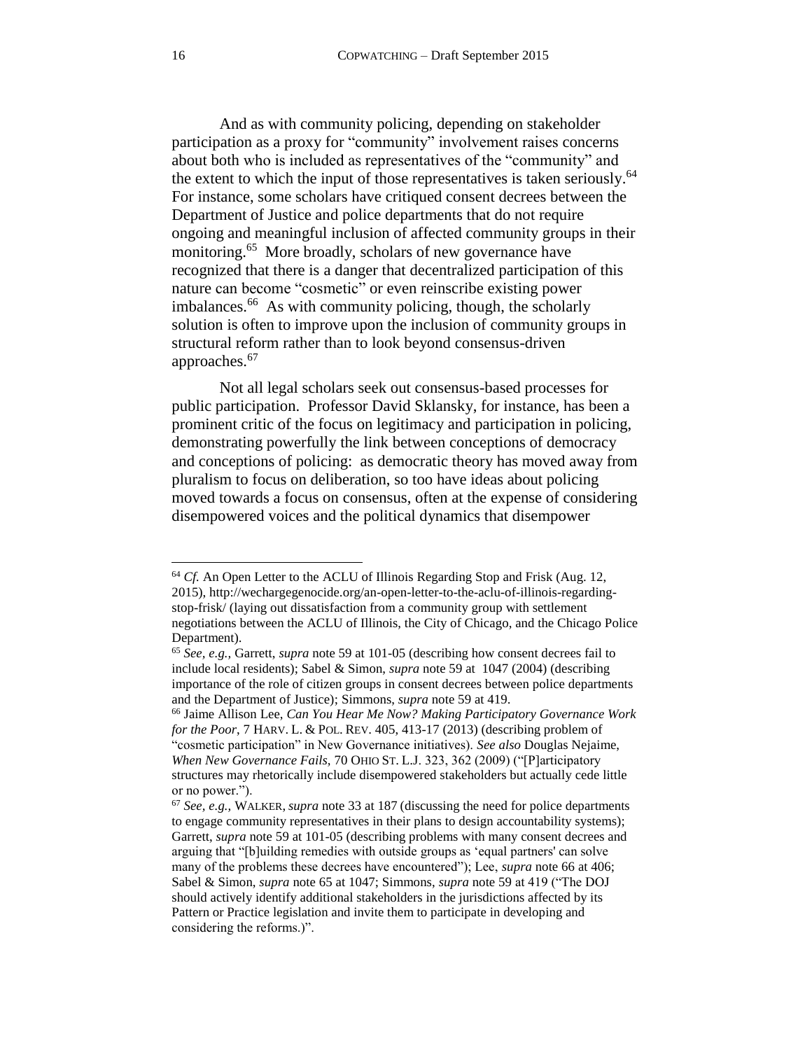And as with community policing, depending on stakeholder participation as a proxy for "community" involvement raises concerns about both who is included as representatives of the "community" and the extent to which the input of those representatives is taken seriously.[64] For instance, some scholars have critiqued consent decrees between the Department of Justice and police departments that do not require ongoing and meaningful inclusion of affected community groups in their monitoring.[65] More broadly, scholars of new governance have recognized that there is a danger that decentralized participation of this nature can become "cosmetic" or even reinscribe existing power imbalances.[66] As with community policing, though, the scholarly solution is often to improve upon the inclusion of community groups in structural reform rather than to look beyond consensus-driven approaches.[67]

Not all legal scholars seek out consensus-based processes for public participation. Professor David Sklansky, for instance, has been a prominent critic of the focus on legitimacy and participation in policing, demonstrating powerfully the link between conceptions of democracy and conceptions of policing: as democratic theory has moved away from pluralism to focus on deliberation, so too have ideas about policing moved towards a focus on consensus, often at the expense of considering disempowered voices and the political dynamics that disempower

---

[64] *Cf.* An Open Letter to the ACLU of Illinois Regarding Stop and Frisk (Aug. 12, 2015), http://wechargegenocide.org/an-open-letter-to-the-aclu-of-illinois-regarding-stop-frisk/ (laying out dissatisfaction from a community group with settlement negotiations between the ACLU of Illinois, the City of Chicago, and the Chicago Police Department).

[65] *See, e.g.,* Garrett, *supra* note 59 at 101-05 (describing how consent decrees fail to include local residents); Sabel & Simon, *supra* note 59 at 1047 (2004) (describing importance of the role of citizen groups in consent decrees between police departments and the Department of Justice); Simmons, *supra* note 59 at 419.

[66] Jaime Allison Lee, *Can You Hear Me Now? Making Participatory Governance Work for the Poor*, 7 HARV. L. & POL. REV. 405, 413-17 (2013) (describing problem of "cosmetic participation" in New Governance initiatives). *See also* Douglas Nejaime, *When New Governance Fails*, 70 OHIO ST. L.J. 323, 362 (2009) ("[P]articipatory structures may rhetorically include disempowered stakeholders but actually cede little or no power.").

[67] *See, e.g.,* WALKER, *supra* note 33 at 187 (discussing the need for police departments to engage community representatives in their plans to design accountability systems); Garrett, *supra* note 59 at 101-05 (describing problems with many consent decrees and arguing that "[b]uilding remedies with outside groups as 'equal partners' can solve many of the problems these decrees have encountered"); Lee, *supra* note 66 at 406; Sabel & Simon, *supra* note 65 at 1047; Simmons, *supra* note 59 at 419 ("The DOJ should actively identify additional stakeholders in the jurisdictions affected by its Pattern or Practice legislation and invite them to participate in developing and considering the reforms.)".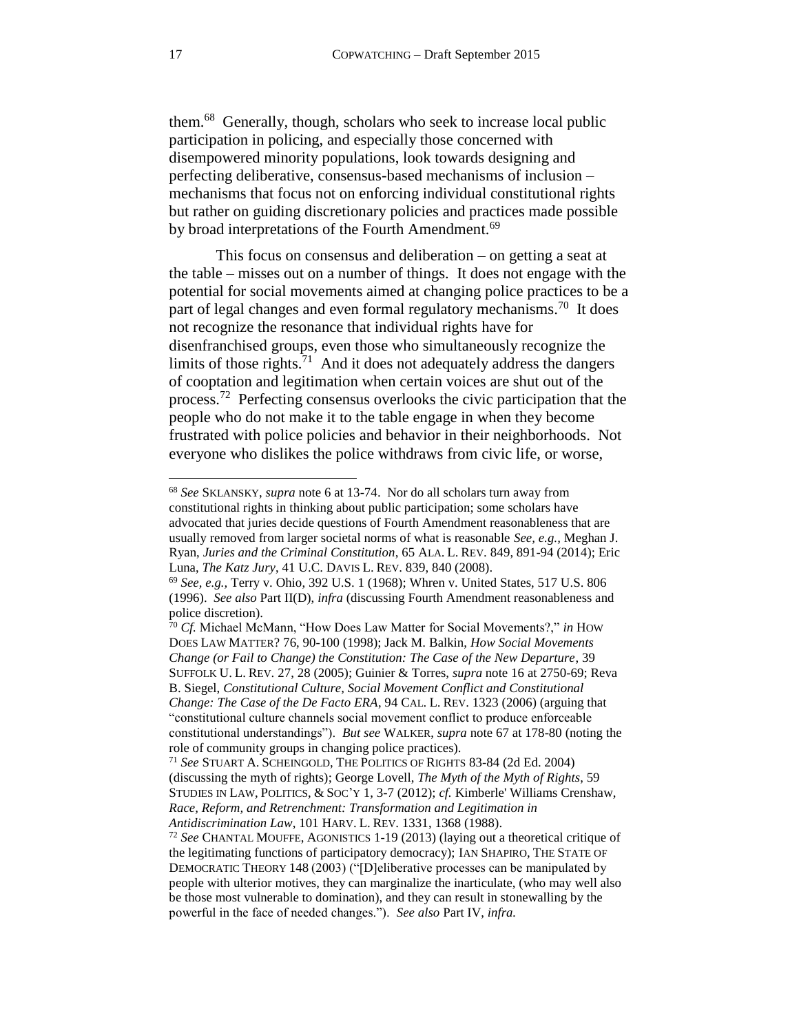them.[68] Generally, though, scholars who seek to increase local public participation in policing, and especially those concerned with disempowered minority populations, look towards designing and perfecting deliberative, consensus-based mechanisms of inclusion – mechanisms that focus not on enforcing individual constitutional rights but rather on guiding discretionary policies and practices made possible by broad interpretations of the Fourth Amendment.[69]

This focus on consensus and deliberation – on getting a seat at the table – misses out on a number of things. It does not engage with the potential for social movements aimed at changing police practices to be a part of legal changes and even formal regulatory mechanisms.[70] It does not recognize the resonance that individual rights have for disenfranchised groups, even those who simultaneously recognize the limits of those rights.[71] And it does not adequately address the dangers of cooptation and legitimation when certain voices are shut out of the process.[72] Perfecting consensus overlooks the civic participation that the people who do not make it to the table engage in when they become frustrated with police policies and behavior in their neighborhoods. Not everyone who dislikes the police withdraws from civic life, or worse,

---

[68] *See* SKLANSKY, *supra* note 6 at 13-74. Nor do all scholars turn away from constitutional rights in thinking about public participation; some scholars have advocated that juries decide questions of Fourth Amendment reasonableness that are usually removed from larger societal norms of what is reasonable *See, e.g.,* Meghan J. Ryan, *Juries and the Criminal Constitution*, 65 ALA. L. REV. 849, 891-94 (2014); Eric Luna, *The Katz Jury*, 41 U.C. DAVIS L. REV. 839, 840 (2008).

[69] *See, e.g.,* Terry v. Ohio, 392 U.S. 1 (1968); Whren v. United States, 517 U.S. 806 (1996). *See also* Part II(D), *infra* (discussing Fourth Amendment reasonableness and police discretion).

[70] *Cf.* Michael McMann, "How Does Law Matter for Social Movements?," *in* HOW DOES LAW MATTER? 76, 90-100 (1998); Jack M. Balkin, *How Social Movements Change (or Fail to Change) the Constitution: The Case of the New Departure*, 39 SUFFOLK U. L. REV. 27, 28 (2005); Guinier & Torres, *supra* note 16 at 2750-69; Reva B. Siegel, *Constitutional Culture, Social Movement Conflict and Constitutional Change: The Case of the De Facto ERA*, 94 CAL. L. REV. 1323 (2006) (arguing that "constitutional culture channels social movement conflict to produce enforceable constitutional understandings"). *But see* WALKER, *supra* note 67 at 178-80 (noting the role of community groups in changing police practices).

[71] *See* STUART A. SCHEINGOLD, THE POLITICS OF RIGHTS 83-84 (2d Ed. 2004) (discussing the myth of rights); George Lovell, *The Myth of the Myth of Rights*, 59 STUDIES IN LAW, POLITICS, & SOC'Y 1, 3-7 (2012); *cf.* Kimberle' Williams Crenshaw, *Race, Reform, and Retrenchment: Transformation and Legitimation in Antidiscrimination Law*, 101 HARV. L. REV. 1331, 1368 (1988).

[72] *See* CHANTAL MOUFFE, AGONISTICS 1-19 (2013) (laying out a theoretical critique of the legitimating functions of participatory democracy); IAN SHAPIRO, THE STATE OF DEMOCRATIC THEORY 148 (2003) ("[D]eliberative processes can be manipulated by people with ulterior motives, they can marginalize the inarticulate, (who may well also be those most vulnerable to domination), and they can result in stonewalling by the powerful in the face of needed changes."). *See also* Part IV, *infra.*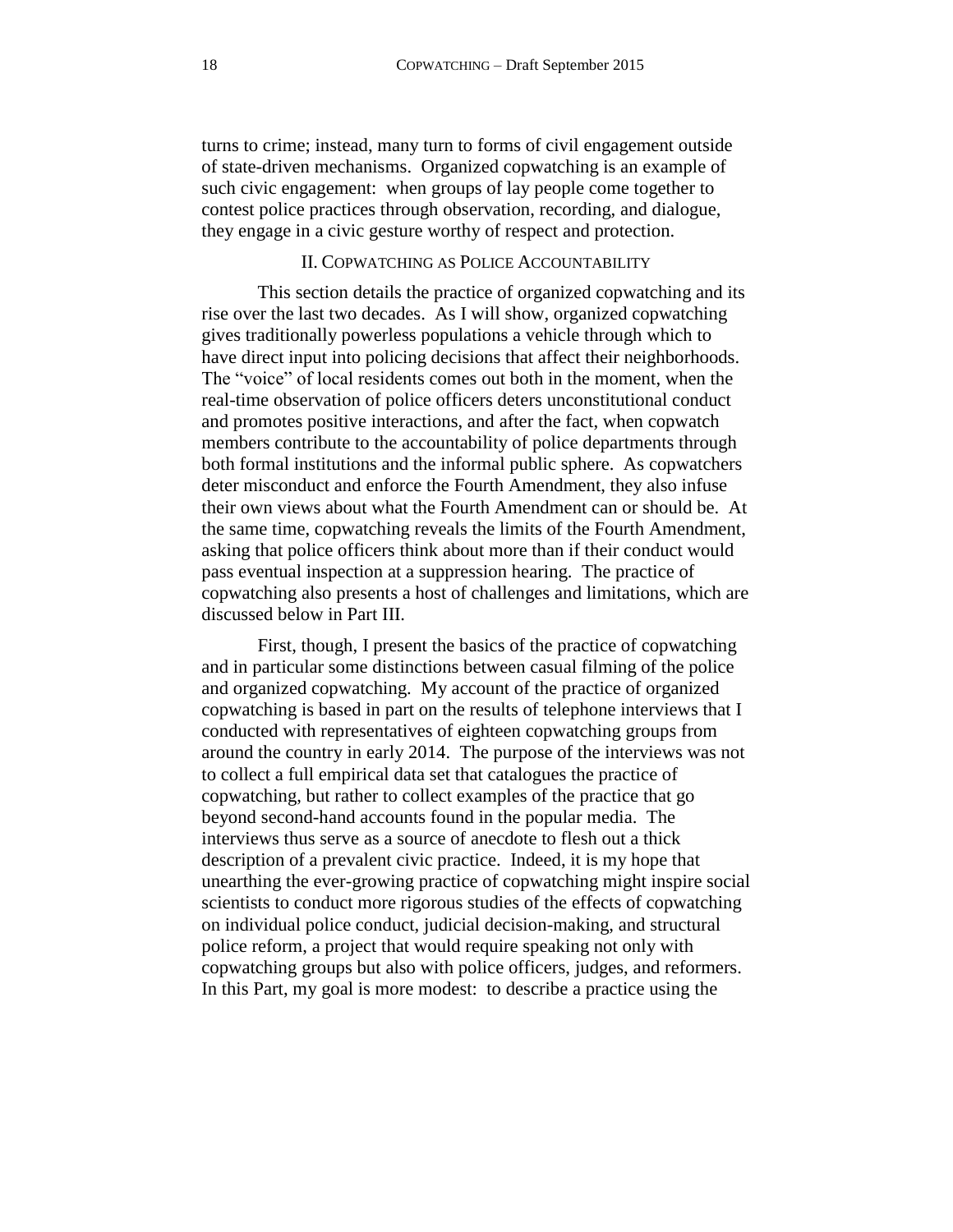turns to crime; instead, many turn to forms of civil engagement outside of state-driven mechanisms. Organized copwatching is an example of such civic engagement: when groups of lay people come together to contest police practices through observation, recording, and dialogue, they engage in a civic gesture worthy of respect and protection.

## II. Copwatching as Police Accountability

This section details the practice of organized copwatching and its rise over the last two decades. As I will show, organized copwatching gives traditionally powerless populations a vehicle through which to have direct input into policing decisions that affect their neighborhoods. The "voice" of local residents comes out both in the moment, when the real-time observation of police officers deters unconstitutional conduct and promotes positive interactions, and after the fact, when copwatch members contribute to the accountability of police departments through both formal institutions and the informal public sphere. As copwatchers deter misconduct and enforce the Fourth Amendment, they also infuse their own views about what the Fourth Amendment can or should be. At the same time, copwatching reveals the limits of the Fourth Amendment, asking that police officers think about more than if their conduct would pass eventual inspection at a suppression hearing. The practice of copwatching also presents a host of challenges and limitations, which are discussed below in Part III.

First, though, I present the basics of the practice of copwatching and in particular some distinctions between casual filming of the police and organized copwatching. My account of the practice of organized copwatching is based in part on the results of telephone interviews that I conducted with representatives of eighteen copwatching groups from around the country in early 2014. The purpose of the interviews was not to collect a full empirical data set that catalogues the practice of copwatching, but rather to collect examples of the practice that go beyond second-hand accounts found in the popular media. The interviews thus serve as a source of anecdote to flesh out a thick description of a prevalent civic practice. Indeed, it is my hope that unearthing the ever-growing practice of copwatching might inspire social scientists to conduct more rigorous studies of the effects of copwatching on individual police conduct, judicial decision-making, and structural police reform, a project that would require speaking not only with copwatching groups but also with police officers, judges, and reformers. In this Part, my goal is more modest: to describe a practice using the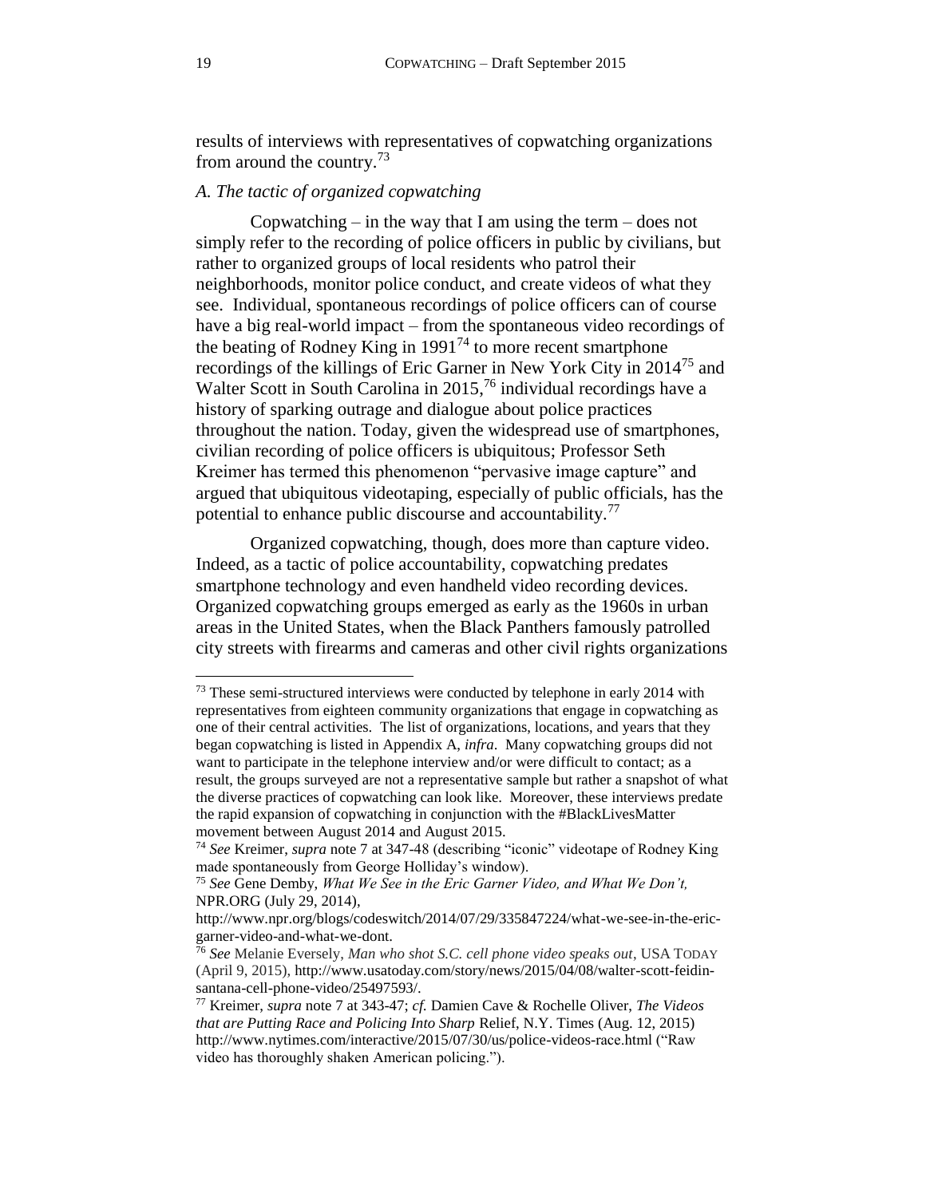results of interviews with representatives of copwatching organizations from around the country.[73]

*A. The tactic of organized copwatching*

Copwatching – in the way that I am using the term – does not simply refer to the recording of police officers in public by civilians, but rather to organized groups of local residents who patrol their neighborhoods, monitor police conduct, and create videos of what they see. Individual, spontaneous recordings of police officers can of course have a big real-world impact – from the spontaneous video recordings of the beating of Rodney King in 1991[74] to more recent smartphone recordings of the killings of Eric Garner in New York City in 2014[75] and Walter Scott in South Carolina in 2015,[76] individual recordings have a history of sparking outrage and dialogue about police practices throughout the nation. Today, given the widespread use of smartphones, civilian recording of police officers is ubiquitous; Professor Seth Kreimer has termed this phenomenon "pervasive image capture" and argued that ubiquitous videotaping, especially of public officials, has the potential to enhance public discourse and accountability.[77]

Organized copwatching, though, does more than capture video. Indeed, as a tactic of police accountability, copwatching predates smartphone technology and even handheld video recording devices. Organized copwatching groups emerged as early as the 1960s in urban areas in the United States, when the Black Panthers famously patrolled city streets with firearms and cameras and other civil rights organizations

---

[73] These semi-structured interviews were conducted by telephone in early 2014 with representatives from eighteen community organizations that engage in copwatching as one of their central activities. The list of organizations, locations, and years that they began copwatching is listed in Appendix A, *infra*. Many copwatching groups did not want to participate in the telephone interview and/or were difficult to contact; as a result, the groups surveyed are not a representative sample but rather a snapshot of what the diverse practices of copwatching can look like. Moreover, these interviews predate the rapid expansion of copwatching in conjunction with the #BlackLivesMatter movement between August 2014 and August 2015.

[74] *See* Kreimer, *supra* note 7 at 347-48 (describing "iconic" videotape of Rodney King made spontaneously from George Holliday's window).

[75] *See* Gene Demby, *What We See in the Eric Garner Video, and What We Don't,* NPR.ORG (July 29, 2014), http://www.npr.org/blogs/codeswitch/2014/07/29/335847224/what-we-see-in-the-eric-garner-video-and-what-we-dont.

[76] *See* Melanie Eversely, *Man who shot S.C. cell phone video speaks out*, USA TODAY (April 9, 2015), http://www.usatoday.com/story/news/2015/04/08/walter-scott-feidin-santana-cell-phone-video/25497593/.

[77] Kreimer, *supra* note 7 at 343-47; *cf.* Damien Cave & Rochelle Oliver, *The Videos that are Putting Race and Policing Into Sharp* Relief, N.Y. Times (Aug. 12, 2015) http://www.nytimes.com/interactive/2015/07/30/us/police-videos-race.html ("Raw video has thoroughly shaken American policing.").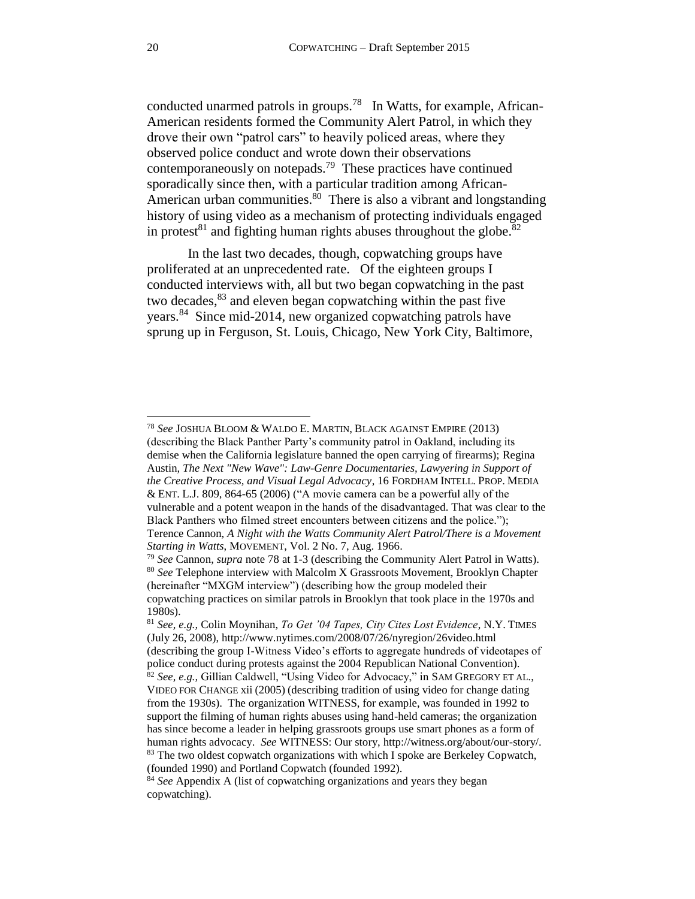conducted unarmed patrols in groups.[78] In Watts, for example, African-American residents formed the Community Alert Patrol, in which they drove their own "patrol cars" to heavily policed areas, where they observed police conduct and wrote down their observations contemporaneously on notepads.[79] These practices have continued sporadically since then, with a particular tradition among African-American urban communities.[80] There is also a vibrant and longstanding history of using video as a mechanism of protecting individuals engaged in protest[81] and fighting human rights abuses throughout the globe.[82]

In the last two decades, though, copwatching groups have proliferated at an unprecedented rate. Of the eighteen groups I conducted interviews with, all but two began copwatching in the past two decades,[83] and eleven began copwatching within the past five years.[84] Since mid-2014, new organized copwatching patrols have sprung up in Ferguson, St. Louis, Chicago, New York City, Baltimore,

---

[78] *See* JOSHUA BLOOM & WALDO E. MARTIN, BLACK AGAINST EMPIRE (2013) (describing the Black Panther Party's community patrol in Oakland, including its demise when the California legislature banned the open carrying of firearms); Regina Austin, *The Next "New Wave": Law-Genre Documentaries, Lawyering in Support of the Creative Process, and Visual Legal Advocacy*, 16 FORDHAM INTELL. PROP. MEDIA & ENT. L.J. 809, 864-65 (2006) ("A movie camera can be a powerful ally of the vulnerable and a potent weapon in the hands of the disadvantaged. That was clear to the Black Panthers who filmed street encounters between citizens and the police."); Terence Cannon, *A Night with the Watts Community Alert Patrol/There is a Movement Starting in Watts*, MOVEMENT, Vol. 2 No. 7, Aug. 1966.

[79] *See* Cannon, *supra* note 78 at 1-3 (describing the Community Alert Patrol in Watts).

[80] *See* Telephone interview with Malcolm X Grassroots Movement, Brooklyn Chapter (hereinafter "MXGM interview") (describing how the group modeled their copwatching practices on similar patrols in Brooklyn that took place in the 1970s and 1980s).

[81] *See, e.g.*, Colin Moynihan, *To Get '04 Tapes, City Cites Lost Evidence*, N.Y. TIMES (July 26, 2008), http://www.nytimes.com/2008/07/26/nyregion/26video.html (describing the group I-Witness Video's efforts to aggregate hundreds of videotapes of police conduct during protests against the 2004 Republican National Convention).

[82] *See, e.g.*, Gillian Caldwell, "Using Video for Advocacy," in SAM GREGORY ET AL., VIDEO FOR CHANGE xii (2005) (describing tradition of using video for change dating from the 1930s). The organization WITNESS, for example, was founded in 1992 to support the filming of human rights abuses using hand-held cameras; the organization has since become a leader in helping grassroots groups use smart phones as a form of human rights advocacy. *See* WITNESS: Our story, http://witness.org/about/our-story/.

[83] The two oldest copwatch organizations with which I spoke are Berkeley Copwatch, (founded 1990) and Portland Copwatch (founded 1992).

[84] *See* Appendix A (list of copwatching organizations and years they began copwatching).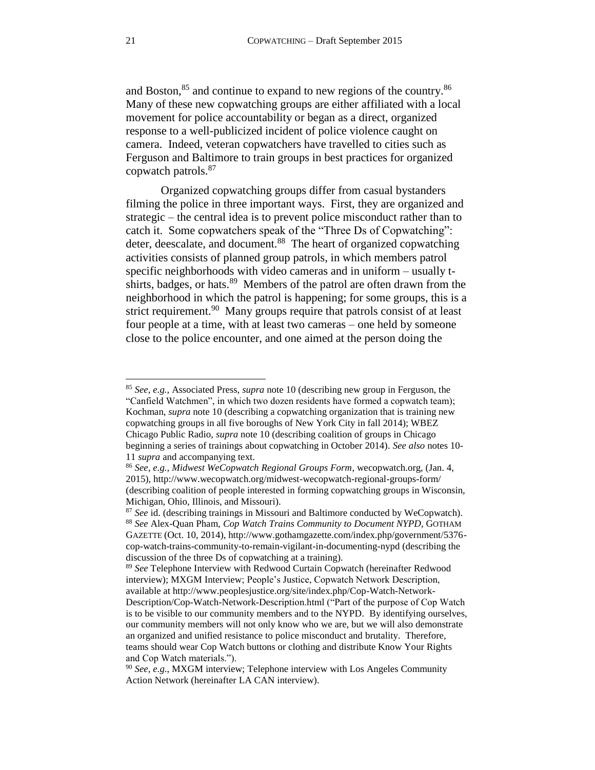and Boston,[85] and continue to expand to new regions of the country.[86] Many of these new copwatching groups are either affiliated with a local movement for police accountability or began as a direct, organized response to a well-publicized incident of police violence caught on camera. Indeed, veteran copwatchers have travelled to cities such as Ferguson and Baltimore to train groups in best practices for organized copwatch patrols.[87]

Organized copwatching groups differ from casual bystanders filming the police in three important ways. First, they are organized and strategic – the central idea is to prevent police misconduct rather than to catch it. Some copwatchers speak of the "Three Ds of Copwatching": deter, deescalate, and document.[88] The heart of organized copwatching activities consists of planned group patrols, in which members patrol specific neighborhoods with video cameras and in uniform – usually t-shirts, badges, or hats.[89] Members of the patrol are often drawn from the neighborhood in which the patrol is happening; for some groups, this is a strict requirement.[90] Many groups require that patrols consist of at least four people at a time, with at least two cameras – one held by someone close to the police encounter, and one aimed at the person doing the

---

[85] *See, e.g.,* Associated Press, *supra* note 10 (describing new group in Ferguson, the "Canfield Watchmen", in which two dozen residents have formed a copwatch team); Kochman, *supra* note 10 (describing a copwatching organization that is training new copwatching groups in all five boroughs of New York City in fall 2014); WBEZ Chicago Public Radio, *supra* note 10 (describing coalition of groups in Chicago beginning a series of trainings about copwatching in October 2014). *See also* notes 10-11 *supra* and accompanying text.

[86] *See, e.g., Midwest WeCopwatch Regional Groups Form*, wecopwatch.org, (Jan. 4, 2015), http://www.wecopwatch.org/midwest-wecopwatch-regional-groups-form/ (describing coalition of people interested in forming copwatching groups in Wisconsin, Michigan, Ohio, Illinois, and Missouri).

[87] *See* id. (describing trainings in Missouri and Baltimore conducted by WeCopwatch).

[88] *See* Alex-Quan Pham, *Cop Watch Trains Community to Document NYPD*, GOTHAM GAZETTE (Oct. 10, 2014), http://www.gothamgazette.com/index.php/government/5376-cop-watch-trains-community-to-remain-vigilant-in-documenting-nypd (describing the discussion of the three Ds of copwatching at a training).

[89] *See* Telephone Interview with Redwood Curtain Copwatch (hereinafter Redwood interview); MXGM Interview; People's Justice, Copwatch Network Description, available at http://www.peoplesjustice.org/site/index.php/Cop-Watch-Network-Description/Cop-Watch-Network-Description.html ("Part of the purpose of Cop Watch is to be visible to our community members and to the NYPD. By identifying ourselves, our community members will not only know who we are, but we will also demonstrate an organized and unified resistance to police misconduct and brutality. Therefore, teams should wear Cop Watch buttons or clothing and distribute Know Your Rights and Cop Watch materials.").

[90] *See, e.g*., MXGM interview; Telephone interview with Los Angeles Community Action Network (hereinafter LA CAN interview).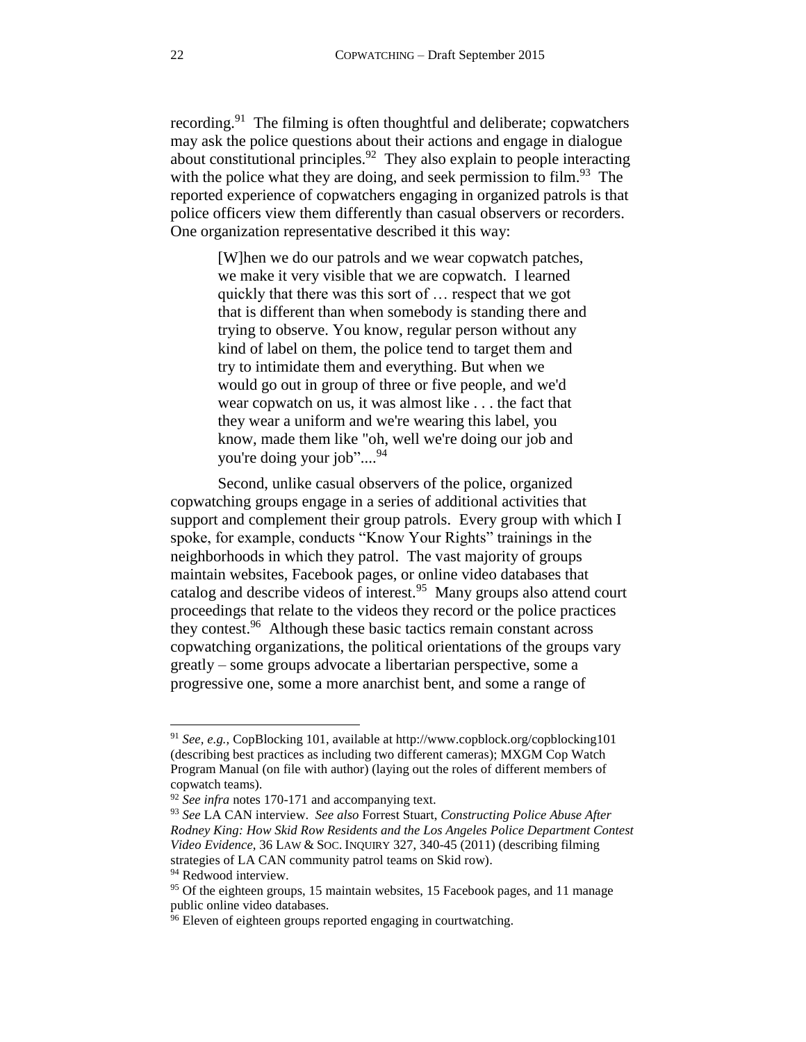recording.[91] The filming is often thoughtful and deliberate; copwatchers may ask the police questions about their actions and engage in dialogue about constitutional principles.[92] They also explain to people interacting with the police what they are doing, and seek permission to film.[93] The reported experience of copwatchers engaging in organized patrols is that police officers view them differently than casual observers or recorders. One organization representative described it this way:

> [W]hen we do our patrols and we wear copwatch patches, we make it very visible that we are copwatch. I learned quickly that there was this sort of … respect that we got that is different than when somebody is standing there and trying to observe. You know, regular person without any kind of label on them, the police tend to target them and try to intimidate them and everything. But when we would go out in group of three or five people, and we'd wear copwatch on us, it was almost like . . . the fact that they wear a uniform and we're wearing this label, you know, made them like "oh, well we're doing our job and you're doing your job"....[94]

Second, unlike casual observers of the police, organized copwatching groups engage in a series of additional activities that support and complement their group patrols. Every group with which I spoke, for example, conducts "Know Your Rights" trainings in the neighborhoods in which they patrol. The vast majority of groups maintain websites, Facebook pages, or online video databases that catalog and describe videos of interest.[95] Many groups also attend court proceedings that relate to the videos they record or the police practices they contest.[96] Although these basic tactics remain constant across copwatching organizations, the political orientations of the groups vary greatly – some groups advocate a libertarian perspective, some a progressive one, some a more anarchist bent, and some a range of

---

[91] *See, e.g.,* CopBlocking 101, available at http://www.copblock.org/copblocking101 (describing best practices as including two different cameras); MXGM Cop Watch Program Manual (on file with author) (laying out the roles of different members of copwatch teams).

[92] *See infra* notes 170-171 and accompanying text.

[93] *See* LA CAN interview. *See also* Forrest Stuart, *Constructing Police Abuse After Rodney King: How Skid Row Residents and the Los Angeles Police Department Contest Video Evidence*, 36 LAW & SOC. INQUIRY 327, 340-45 (2011) (describing filming strategies of LA CAN community patrol teams on Skid row).

[94] Redwood interview.

[95] Of the eighteen groups, 15 maintain websites, 15 Facebook pages, and 11 manage public online video databases.

[96] Eleven of eighteen groups reported engaging in courtwatching.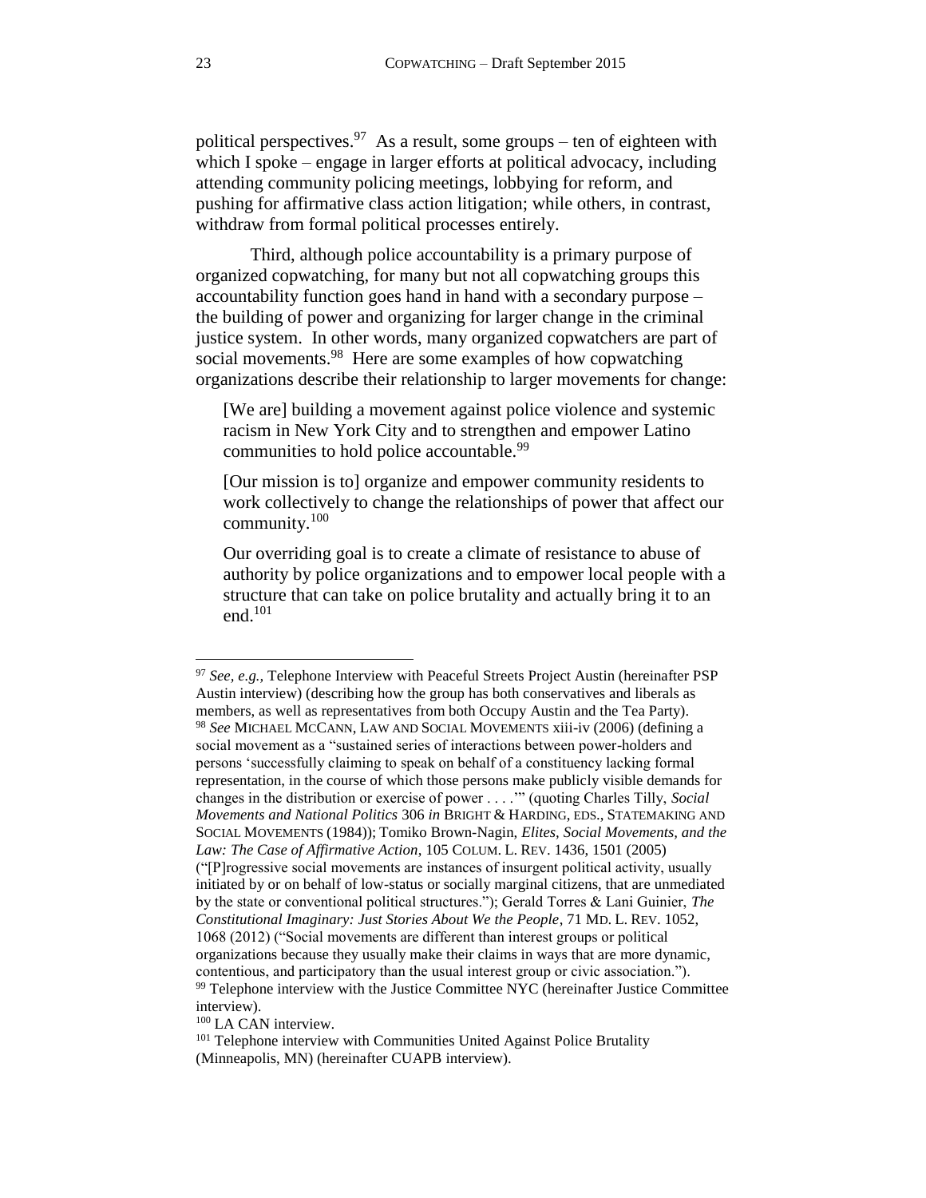political perspectives.[97] As a result, some groups – ten of eighteen with which I spoke – engage in larger efforts at political advocacy, including attending community policing meetings, lobbying for reform, and pushing for affirmative class action litigation; while others, in contrast, withdraw from formal political processes entirely.

Third, although police accountability is a primary purpose of organized copwatching, for many but not all copwatching groups this accountability function goes hand in hand with a secondary purpose – the building of power and organizing for larger change in the criminal justice system. In other words, many organized copwatchers are part of social movements.[98] Here are some examples of how copwatching organizations describe their relationship to larger movements for change:

> [We are] building a movement against police violence and systemic racism in New York City and to strengthen and empower Latino communities to hold police accountable.[99]

> [Our mission is to] organize and empower community residents to work collectively to change the relationships of power that affect our community.[100]

> Our overriding goal is to create a climate of resistance to abuse of authority by police organizations and to empower local people with a structure that can take on police brutality and actually bring it to an end.[101]

---

[97] *See, e.g.*, Telephone Interview with Peaceful Streets Project Austin (hereinafter PSP Austin interview) (describing how the group has both conservatives and liberals as members, as well as representatives from both Occupy Austin and the Tea Party).

[98] *See* MICHAEL MCCANN, LAW AND SOCIAL MOVEMENTS xiii-iv (2006) (defining a social movement as a "sustained series of interactions between power-holders and persons 'successfully claiming to speak on behalf of a constituency lacking formal representation, in the course of which those persons make publicly visible demands for changes in the distribution or exercise of power . . . .'" (quoting Charles Tilly, *Social Movements and National Politics* 306 *in* BRIGHT & HARDING, EDS., STATEMAKING AND SOCIAL MOVEMENTS (1984)); Tomiko Brown-Nagin, *Elites, Social Movements, and the Law: The Case of Affirmative Action*, 105 COLUM. L. REV. 1436, 1501 (2005) ("[P]rogressive social movements are instances of insurgent political activity, usually initiated by or on behalf of low-status or socially marginal citizens, that are unmediated by the state or conventional political structures."); Gerald Torres & Lani Guinier, *The Constitutional Imaginary: Just Stories About We the People*, 71 MD. L. REV. 1052, 1068 (2012) ("Social movements are different than interest groups or political organizations because they usually make their claims in ways that are more dynamic, contentious, and participatory than the usual interest group or civic association.").

[99] Telephone interview with the Justice Committee NYC (hereinafter Justice Committee interview).

[100] LA CAN interview.

[101] Telephone interview with Communities United Against Police Brutality (Minneapolis, MN) (hereinafter CUAPB interview).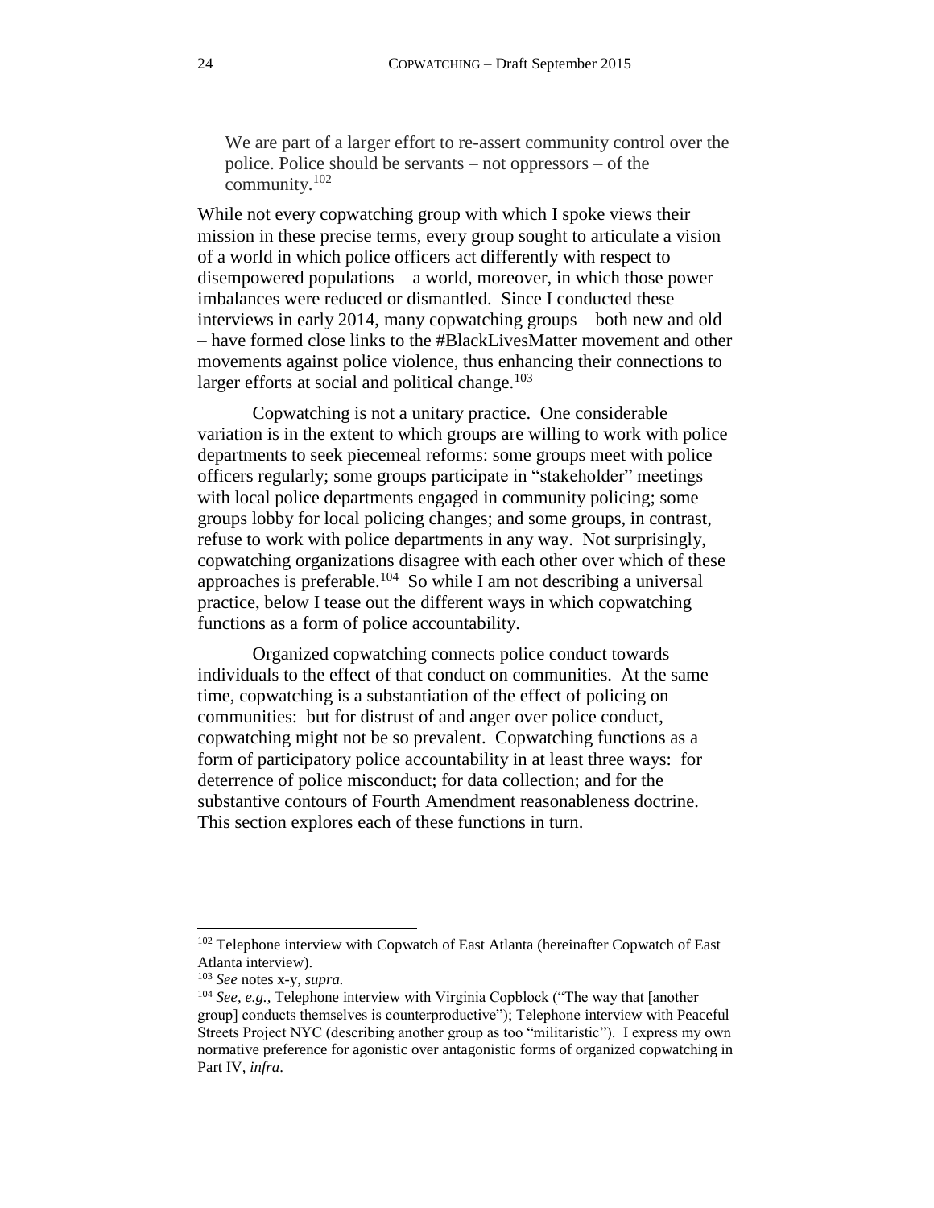> We are part of a larger effort to re-assert community control over the police. Police should be servants – not oppressors – of the community.[102]

While not every copwatching group with which I spoke views their mission in these precise terms, every group sought to articulate a vision of a world in which police officers act differently with respect to disempowered populations – a world, moreover, in which those power imbalances were reduced or dismantled. Since I conducted these interviews in early 2014, many copwatching groups – both new and old – have formed close links to the #BlackLivesMatter movement and other movements against police violence, thus enhancing their connections to larger efforts at social and political change.[103]

Copwatching is not a unitary practice. One considerable variation is in the extent to which groups are willing to work with police departments to seek piecemeal reforms: some groups meet with police officers regularly; some groups participate in "stakeholder" meetings with local police departments engaged in community policing; some groups lobby for local policing changes; and some groups, in contrast, refuse to work with police departments in any way. Not surprisingly, copwatching organizations disagree with each other over which of these approaches is preferable.[104] So while I am not describing a universal practice, below I tease out the different ways in which copwatching functions as a form of police accountability.

Organized copwatching connects police conduct towards individuals to the effect of that conduct on communities. At the same time, copwatching is a substantiation of the effect of policing on communities: but for distrust of and anger over police conduct, copwatching might not be so prevalent. Copwatching functions as a form of participatory police accountability in at least three ways: for deterrence of police misconduct; for data collection; and for the substantive contours of Fourth Amendment reasonableness doctrine. This section explores each of these functions in turn.

---

[102] Telephone interview with Copwatch of East Atlanta (hereinafter Copwatch of East Atlanta interview).

[103] *See* notes x-y, *supra.*

[104] *See, e.g.,* Telephone interview with Virginia Copblock ("The way that [another group] conducts themselves is counterproductive"); Telephone interview with Peaceful Streets Project NYC (describing another group as too "militaristic"). I express my own normative preference for agonistic over antagonistic forms of organized copwatching in Part IV, *infra*.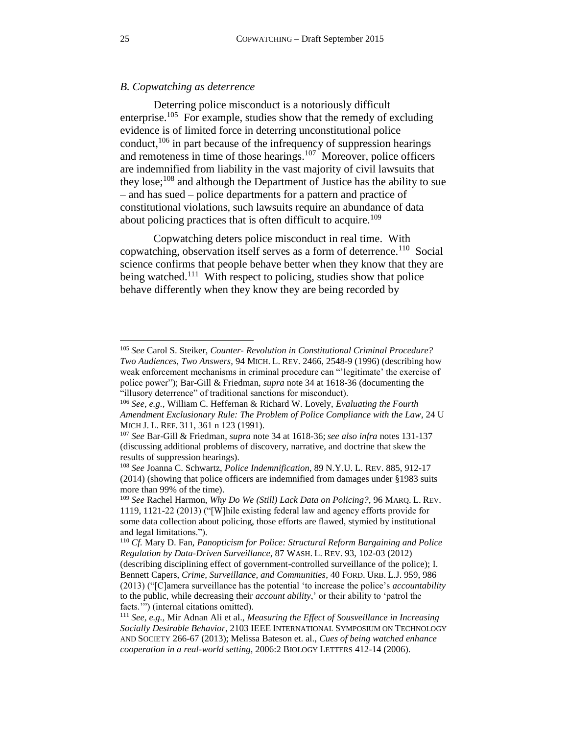*B. Copwatching as deterrence*

Deterring police misconduct is a notoriously difficult enterprise.[105] For example, studies show that the remedy of excluding evidence is of limited force in deterring unconstitutional police conduct,[106] in part because of the infrequency of suppression hearings and remoteness in time of those hearings.[107] Moreover, police officers are indemnified from liability in the vast majority of civil lawsuits that they lose;[108] and although the Department of Justice has the ability to sue – and has sued – police departments for a pattern and practice of constitutional violations, such lawsuits require an abundance of data about policing practices that is often difficult to acquire.[109]

Copwatching deters police misconduct in real time. With copwatching, observation itself serves as a form of deterrence.[110] Social science confirms that people behave better when they know that they are being watched.[111] With respect to policing, studies show that police behave differently when they know they are being recorded by

---

[105] *See* Carol S. Steiker, *Counter- Revolution in Constitutional Criminal Procedure? Two Audiences, Two Answers*, 94 MICH. L. REV. 2466, 2548-9 (1996) (describing how weak enforcement mechanisms in criminal procedure can "'legitimate' the exercise of police power"); Bar-Gill & Friedman, *supra* note 34 at 1618-36 (documenting the "illusory deterrence" of traditional sanctions for misconduct).

[106] *See, e.g.,* William C. Heffernan & Richard W. Lovely, *Evaluating the Fourth Amendment Exclusionary Rule: The Problem of Police Compliance with the Law*, 24 U MICH J. L. REF. 311, 361 n 123 (1991).

[107] *See* Bar-Gill & Friedman, *supra* note 34 at 1618-36; *see also infra* notes 131-137 (discussing additional problems of discovery, narrative, and doctrine that skew the results of suppression hearings).

[108] *See* Joanna C. Schwartz, *Police Indemnification*, 89 N.Y.U. L. REV. 885, 912-17 (2014) (showing that police officers are indemnified from damages under §1983 suits more than 99% of the time).

[109] *See* Rachel Harmon, *Why Do We (Still) Lack Data on Policing?*, 96 MARQ. L. REV. 1119, 1121-22 (2013) ("[W]hile existing federal law and agency efforts provide for some data collection about policing, those efforts are flawed, stymied by institutional and legal limitations.").

[110] *Cf.* Mary D. Fan, *Panopticism for Police: Structural Reform Bargaining and Police Regulation by Data-Driven Surveillance*, 87 WASH. L. REV. 93, 102-03 (2012) (describing disciplining effect of government-controlled surveillance of the police); I. Bennett Capers, *Crime, Surveillance, and Communities*, 40 FORD. URB. L.J. 959, 986 (2013) ("[C]amera surveillance has the potential 'to increase the police's *accountability* to the public, while decreasing their *account ability*,' or their ability to 'patrol the facts.'") (internal citations omitted).

[111] *See, e.g.,* Mir Adnan Ali et al., *Measuring the Effect of Sousveillance in Increasing Socially Desirable Behavior*, 2103 IEEE INTERNATIONAL SYMPOSIUM ON TECHNOLOGY AND SOCIETY 266-67 (2013); Melissa Bateson et. al., *Cues of being watched enhance cooperation in a real-world setting*, 2006:2 BIOLOGY LETTERS 412-14 (2006).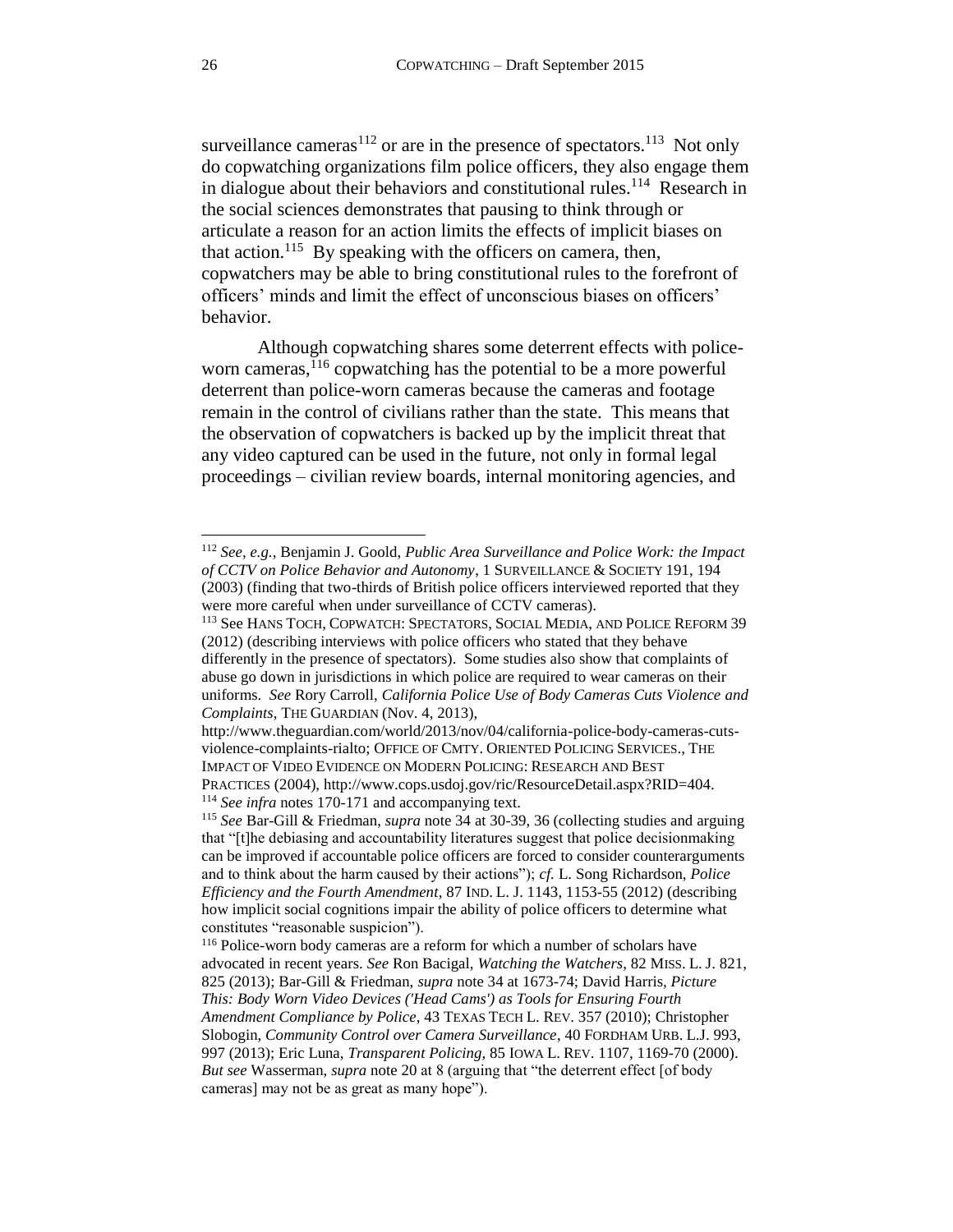surveillance cameras[112] or are in the presence of spectators.[113] Not only do copwatching organizations film police officers, they also engage them in dialogue about their behaviors and constitutional rules.[114] Research in the social sciences demonstrates that pausing to think through or articulate a reason for an action limits the effects of implicit biases on that action.[115] By speaking with the officers on camera, then, copwatchers may be able to bring constitutional rules to the forefront of officers' minds and limit the effect of unconscious biases on officers' behavior.

Although copwatching shares some deterrent effects with police-worn cameras,[116] copwatching has the potential to be a more powerful deterrent than police-worn cameras because the cameras and footage remain in the control of civilians rather than the state. This means that the observation of copwatchers is backed up by the implicit threat that any video captured can be used in the future, not only in formal legal proceedings – civilian review boards, internal monitoring agencies, and

---

[112] *See, e.g.*, Benjamin J. Goold, *Public Area Surveillance and Police Work: the Impact of CCTV on Police Behavior and Autonomy*, 1 SURVEILLANCE & SOCIETY 191, 194 (2003) (finding that two-thirds of British police officers interviewed reported that they were more careful when under surveillance of CCTV cameras).

[113] See HANS TOCH, COPWATCH: SPECTATORS, SOCIAL MEDIA, AND POLICE REFORM 39 (2012) (describing interviews with police officers who stated that they behave differently in the presence of spectators). Some studies also show that complaints of abuse go down in jurisdictions in which police are required to wear cameras on their uniforms. *See* Rory Carroll, *California Police Use of Body Cameras Cuts Violence and Complaints*, THE GUARDIAN (Nov. 4, 2013), http://www.theguardian.com/world/2013/nov/04/california-police-body-cameras-cuts-violence-complaints-rialto; OFFICE OF CMTY. ORIENTED POLICING SERVICES., THE IMPACT OF VIDEO EVIDENCE ON MODERN POLICING: RESEARCH AND BEST PRACTICES (2004), http://www.cops.usdoj.gov/ric/ResourceDetail.aspx?RID=404.

[114] *See infra* notes 170-171 and accompanying text.

[115] *See* Bar-Gill & Friedman, *supra* note 34 at 30-39, 36 (collecting studies and arguing that "[t]he debiasing and accountability literatures suggest that police decisionmaking can be improved if accountable police officers are forced to consider counterarguments and to think about the harm caused by their actions"); *cf.* L. Song Richardson, *Police Efficiency and the Fourth Amendment*, 87 IND. L. J. 1143, 1153-55 (2012) (describing how implicit social cognitions impair the ability of police officers to determine what constitutes "reasonable suspicion").

[116] Police-worn body cameras are a reform for which a number of scholars have advocated in recent years. *See* Ron Bacigal, *Watching the Watchers*, 82 MISS. L. J. 821, 825 (2013); Bar-Gill & Friedman, *supra* note 34 at 1673-74; David Harris, *Picture This: Body Worn Video Devices ('Head Cams') as Tools for Ensuring Fourth Amendment Compliance by Police*, 43 TEXAS TECH L. REV. 357 (2010); Christopher Slobogin, *Community Control over Camera Surveillance*, 40 FORDHAM URB. L.J. 993, 997 (2013); Eric Luna, *Transparent Policing*, 85 IOWA L. REV. 1107, 1169-70 (2000). *But see* Wasserman, *supra* note 20 at 8 (arguing that "the deterrent effect [of body cameras] may not be as great as many hope").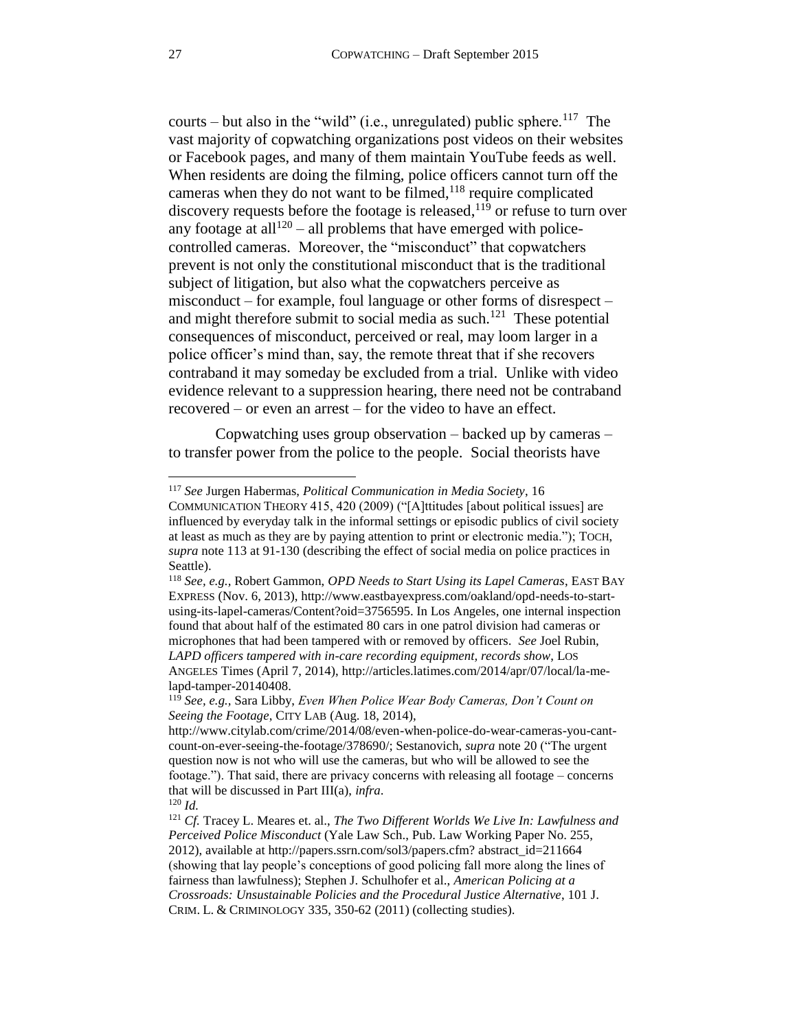courts – but also in the "wild" (i.e., unregulated) public sphere.[117] The vast majority of copwatching organizations post videos on their websites or Facebook pages, and many of them maintain YouTube feeds as well. When residents are doing the filming, police officers cannot turn off the cameras when they do not want to be filmed,[118] require complicated discovery requests before the footage is released,[119] or refuse to turn over any footage at all[120] – all problems that have emerged with police-controlled cameras. Moreover, the "misconduct" that copwatchers prevent is not only the constitutional misconduct that is the traditional subject of litigation, but also what the copwatchers perceive as misconduct – for example, foul language or other forms of disrespect – and might therefore submit to social media as such.[121] These potential consequences of misconduct, perceived or real, may loom larger in a police officer's mind than, say, the remote threat that if she recovers contraband it may someday be excluded from a trial. Unlike with video evidence relevant to a suppression hearing, there need not be contraband recovered – or even an arrest – for the video to have an effect.

Copwatching uses group observation – backed up by cameras – to transfer power from the police to the people. Social theorists have

---

[117] *See* Jurgen Habermas, *Political Communication in Media Society*, 16 COMMUNICATION THEORY 415, 420 (2009) ("[A]ttitudes [about political issues] are influenced by everyday talk in the informal settings or episodic publics of civil society at least as much as they are by paying attention to print or electronic media."); TOCH, *supra* note 113 at 91-130 (describing the effect of social media on police practices in Seattle).

[118] *See, e.g.*, Robert Gammon, *OPD Needs to Start Using its Lapel Cameras*, EAST BAY EXPRESS (Nov. 6, 2013), http://www.eastbayexpress.com/oakland/opd-needs-to-start-using-its-lapel-cameras/Content?oid=3756595. In Los Angeles, one internal inspection found that about half of the estimated 80 cars in one patrol division had cameras or microphones that had been tampered with or removed by officers. *See* Joel Rubin, *LAPD officers tampered with in-care recording equipment, records show*, LOS ANGELES Times (April 7, 2014), http://articles.latimes.com/2014/apr/07/local/la-me-lapd-tamper-20140408.

[119] *See, e.g.*, Sara Libby, *Even When Police Wear Body Cameras, Don't Count on Seeing the Footage*, CITY LAB (Aug. 18, 2014), http://www.citylab.com/crime/2014/08/even-when-police-do-wear-cameras-you-cant-count-on-ever-seeing-the-footage/378690/; Sestanovich, *supra* note 20 ("The urgent question now is not who will use the cameras, but who will be allowed to see the footage."). That said, there are privacy concerns with releasing all footage – concerns that will be discussed in Part III(a), *infra*.

[120] *Id.*

[121] *Cf.* Tracey L. Meares et. al., *The Two Different Worlds We Live In: Lawfulness and Perceived Police Misconduct* (Yale Law Sch., Pub. Law Working Paper No. 255, 2012), available at http://papers.ssrn.com/sol3/papers.cfm? abstract_id=211664 (showing that lay people's conceptions of good policing fall more along the lines of fairness than lawfulness); Stephen J. Schulhofer et al., *American Policing at a Crossroads: Unsustainable Policies and the Procedural Justice Alternative*, 101 J. CRIM. L. & CRIMINOLOGY 335, 350-62 (2011) (collecting studies).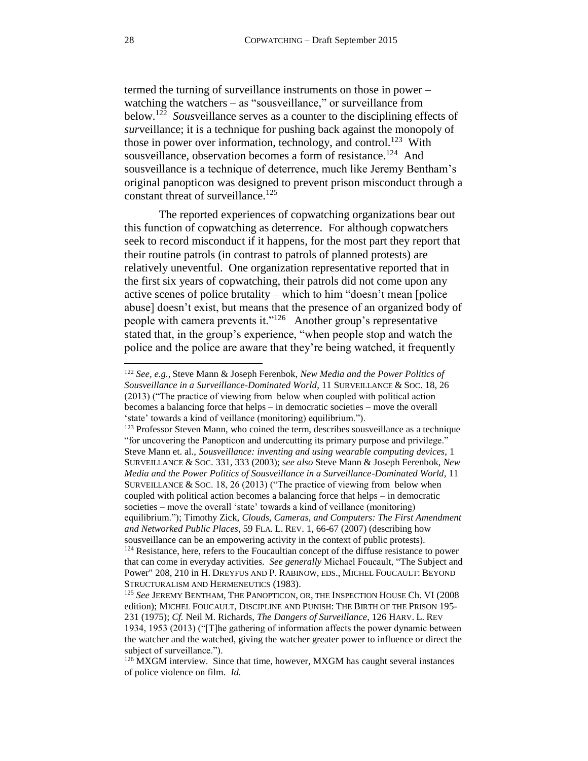termed the turning of surveillance instruments on those in power – watching the watchers – as "sousveillance," or surveillance from below.[122] *Sous*veillance serves as a counter to the disciplining effects of *sur*veillance; it is a technique for pushing back against the monopoly of those in power over information, technology, and control.[123] With sousveillance, observation becomes a form of resistance.[124] And sousveillance is a technique of deterrence, much like Jeremy Bentham's original panopticon was designed to prevent prison misconduct through a constant threat of surveillance.[125]

The reported experiences of copwatching organizations bear out this function of copwatching as deterrence. For although copwatchers seek to record misconduct if it happens, for the most part they report that their routine patrols (in contrast to patrols of planned protests) are relatively uneventful. One organization representative reported that in the first six years of copwatching, their patrols did not come upon any active scenes of police brutality – which to him "doesn't mean [police abuse] doesn't exist, but means that the presence of an organized body of people with camera prevents it."[126] Another group's representative stated that, in the group's experience, "when people stop and watch the police and the police are aware that they're being watched, it frequently

---

[122] *See, e.g.*, Steve Mann & Joseph Ferenbok, *New Media and the Power Politics of Sousveillance in a Surveillance-Dominated World*, 11 SURVEILLANCE & SOC. 18, 26 (2013) ("The practice of viewing from below when coupled with political action becomes a balancing force that helps – in democratic societies – move the overall 'state' towards a kind of veillance (monitoring) equilibrium.").

[123] Professor Steven Mann, who coined the term, describes sousveillance as a technique "for uncovering the Panopticon and undercutting its primary purpose and privilege." Steve Mann et. al., *Sousveillance: inventing and using wearable computing devices*, 1 SURVEILLANCE & SOC. 331, 333 (2003); *see also* Steve Mann & Joseph Ferenbok, *New Media and the Power Politics of Sousveillance in a Surveillance-Dominated World*, 11 SURVEILLANCE & SOC. 18, 26 (2013) ("The practice of viewing from below when coupled with political action becomes a balancing force that helps – in democratic societies – move the overall 'state' towards a kind of veillance (monitoring) equilibrium."); Timothy Zick, *Clouds, Cameras, and Computers: The First Amendment and Networked Public Places*, 59 FLA. L. REV. 1, 66-67 (2007) (describing how sousveillance can be an empowering activity in the context of public protests).

[124] Resistance, here, refers to the Foucaultian concept of the diffuse resistance to power that can come in everyday activities. *See generally* Michael Foucault, "The Subject and Power" 208, 210 in H. DREYFUS AND P. RABINOW, EDS., MICHEL FOUCAULT: BEYOND STRUCTURALISM AND HERMENEUTICS (1983).

[125] *See* JEREMY BENTHAM, THE PANOPTICON, OR, THE INSPECTION HOUSE Ch. VI (2008 edition); MICHEL FOUCAULT, DISCIPLINE AND PUNISH: THE BIRTH OF THE PRISON 195-231 (1975); *Cf.* Neil M. Richards, *The Dangers of Surveillance*, 126 HARV. L. REV 1934, 1953 (2013) ("[T]he gathering of information affects the power dynamic between the watcher and the watched, giving the watcher greater power to influence or direct the subject of surveillance.").

[126] MXGM interview. Since that time, however, MXGM has caught several instances of police violence on film. *Id.*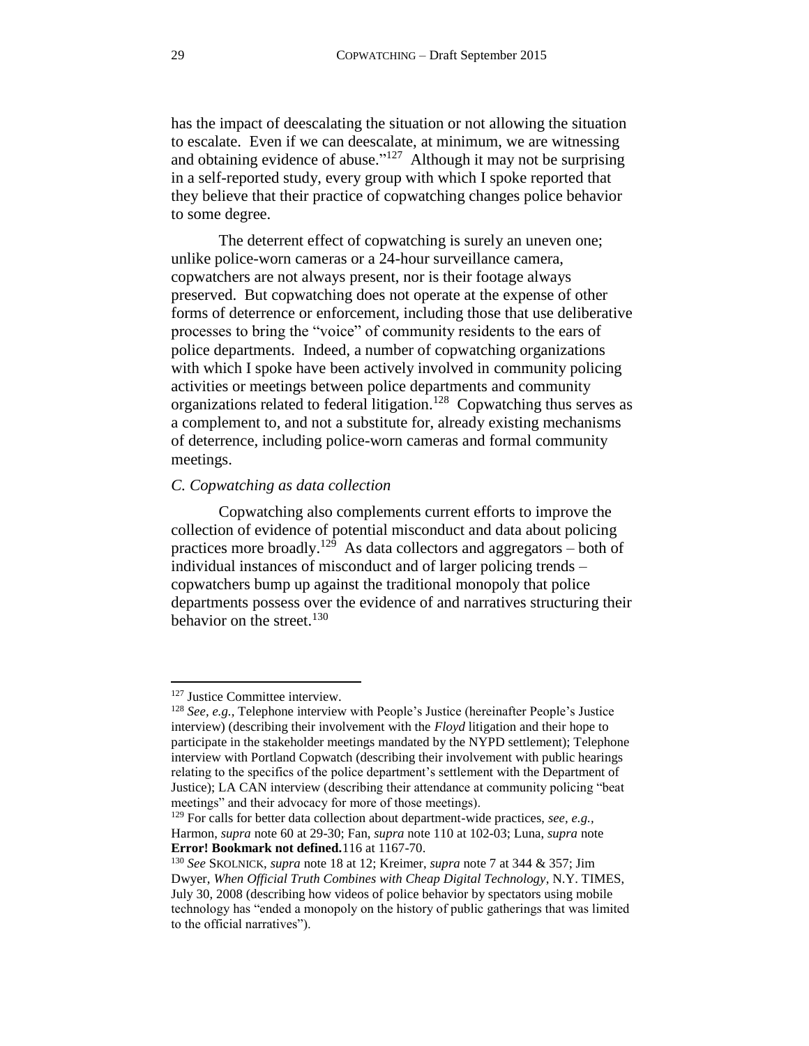has the impact of deescalating the situation or not allowing the situation to escalate. Even if we can deescalate, at minimum, we are witnessing and obtaining evidence of abuse."[127] Although it may not be surprising in a self-reported study, every group with which I spoke reported that they believe that their practice of copwatching changes police behavior to some degree.

The deterrent effect of copwatching is surely an uneven one; unlike police-worn cameras or a 24-hour surveillance camera, copwatchers are not always present, nor is their footage always preserved. But copwatching does not operate at the expense of other forms of deterrence or enforcement, including those that use deliberative processes to bring the "voice" of community residents to the ears of police departments. Indeed, a number of copwatching organizations with which I spoke have been actively involved in community policing activities or meetings between police departments and community organizations related to federal litigation.[128] Copwatching thus serves as a complement to, and not a substitute for, already existing mechanisms of deterrence, including police-worn cameras and formal community meetings.

### *C. Copwatching as data collection*

Copwatching also complements current efforts to improve the collection of evidence of potential misconduct and data about policing practices more broadly.[129] As data collectors and aggregators – both of individual instances of misconduct and of larger policing trends – copwatchers bump up against the traditional monopoly that police departments possess over the evidence of and narratives structuring their behavior on the street.[130]

---

[127] Justice Committee interview.

[128] *See, e.g.*, Telephone interview with People's Justice (hereinafter People's Justice interview) (describing their involvement with the *Floyd* litigation and their hope to participate in the stakeholder meetings mandated by the NYPD settlement); Telephone interview with Portland Copwatch (describing their involvement with public hearings relating to the specifics of the police department's settlement with the Department of Justice); LA CAN interview (describing their attendance at community policing "beat meetings" and their advocacy for more of those meetings).

[129] For calls for better data collection about department-wide practices, *see, e.g.*, Harmon, *supra* note 60 at 29-30; Fan, *supra* note 110 at 102-03; Luna, *supra* note **Error! Bookmark not defined.**116 at 1167-70.

[130] *See* SKOLNICK, *supra* note 18 at 12; Kreimer, *supra* note 7 at 344 & 357; Jim Dwyer, *When Official Truth Combines with Cheap Digital Technology*, N.Y. TIMES, July 30, 2008 (describing how videos of police behavior by spectators using mobile technology has "ended a monopoly on the history of public gatherings that was limited to the official narratives").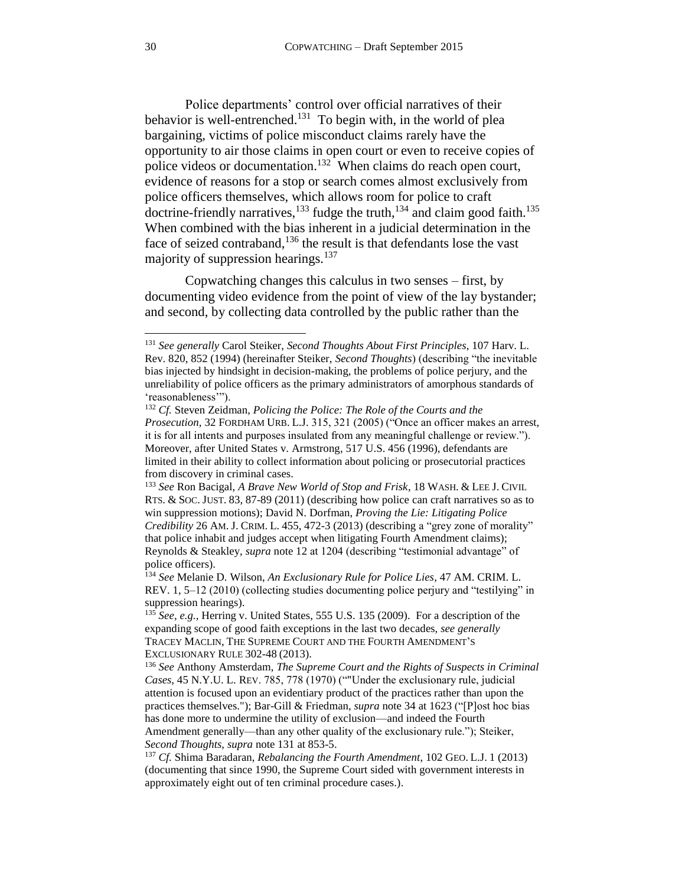Police departments' control over official narratives of their behavior is well-entrenched.[131] To begin with, in the world of plea bargaining, victims of police misconduct claims rarely have the opportunity to air those claims in open court or even to receive copies of police videos or documentation.[132] When claims do reach open court, evidence of reasons for a stop or search comes almost exclusively from police officers themselves, which allows room for police to craft doctrine-friendly narratives,[133] fudge the truth,[134] and claim good faith.[135] When combined with the bias inherent in a judicial determination in the face of seized contraband,[136] the result is that defendants lose the vast majority of suppression hearings.[137]

Copwatching changes this calculus in two senses – first, by documenting video evidence from the point of view of the lay bystander; and second, by collecting data controlled by the public rather than the

---

[131] *See generally* Carol Steiker, *Second Thoughts About First Principles*, 107 Harv. L. Rev. 820, 852 (1994) (hereinafter Steiker, *Second Thoughts*) (describing "the inevitable bias injected by hindsight in decision-making, the problems of police perjury, and the unreliability of police officers as the primary administrators of amorphous standards of 'reasonableness'").

[132] *Cf.* Steven Zeidman, *Policing the Police: The Role of the Courts and the Prosecution*, 32 FORDHAM URB. L.J. 315, 321 (2005) ("Once an officer makes an arrest, it is for all intents and purposes insulated from any meaningful challenge or review."). Moreover, after United States v. Armstrong, 517 U.S. 456 (1996), defendants are limited in their ability to collect information about policing or prosecutorial practices from discovery in criminal cases.

[133] *See* Ron Bacigal, *A Brave New World of Stop and Frisk*, 18 WASH. & LEE J. CIVIL RTS. & SOC. JUST. 83, 87-89 (2011) (describing how police can craft narratives so as to win suppression motions); David N. Dorfman, *Proving the Lie: Litigating Police Credibility* 26 AM. J. CRIM. L. 455, 472-3 (2013) (describing a "grey zone of morality" that police inhabit and judges accept when litigating Fourth Amendment claims); Reynolds & Steakley, *supra* note 12 at 1204 (describing "testimonial advantage" of police officers).

[134] *See* Melanie D. Wilson, *An Exclusionary Rule for Police Lies*, 47 AM. CRIM. L. REV. 1, 5–12 (2010) (collecting studies documenting police perjury and "testilying" in suppression hearings).

[135] *See, e.g.*, Herring v. United States, 555 U.S. 135 (2009). For a description of the expanding scope of good faith exceptions in the last two decades, *see generally* TRACEY MACLIN, THE SUPREME COURT AND THE FOURTH AMENDMENT'S EXCLUSIONARY RULE 302-48 (2013).

[136] *See* Anthony Amsterdam, *The Supreme Court and the Rights of Suspects in Criminal Cases*, 45 N.Y.U. L. REV. 785, 778 (1970) (""Under the exclusionary rule, judicial attention is focused upon an evidentiary product of the practices rather than upon the practices themselves."); Bar-Gill & Friedman, *supra* note 34 at 1623 ("[P]ost hoc bias has done more to undermine the utility of exclusion—and indeed the Fourth Amendment generally—than any other quality of the exclusionary rule."); Steiker, *Second Thoughts*, *supra* note 131 at 853-5.

[137] *Cf.* Shima Baradaran, *Rebalancing the Fourth Amendment*, 102 GEO. L.J. 1 (2013) (documenting that since 1990, the Supreme Court sided with government interests in approximately eight out of ten criminal procedure cases.).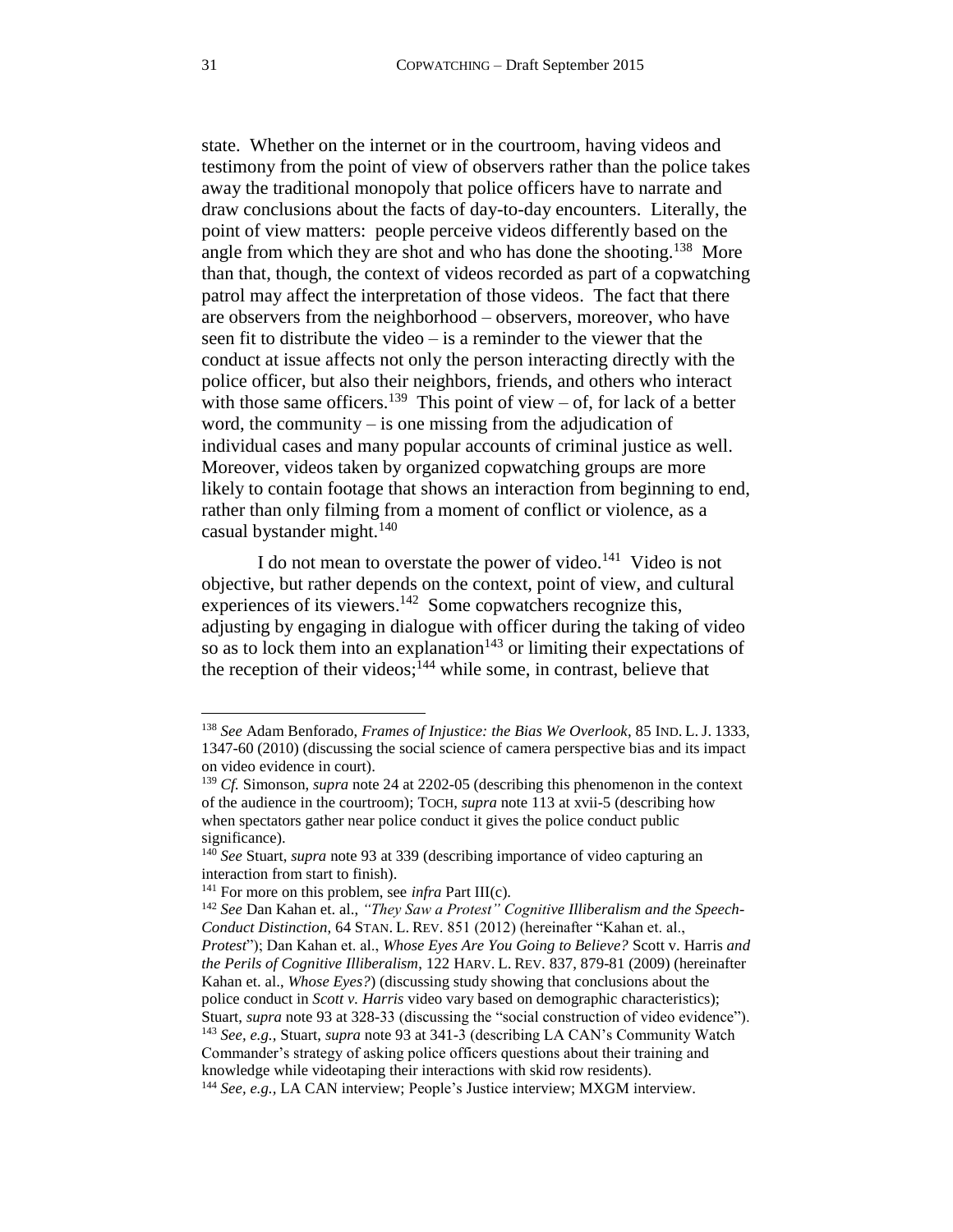state. Whether on the internet or in the courtroom, having videos and testimony from the point of view of observers rather than the police takes away the traditional monopoly that police officers have to narrate and draw conclusions about the facts of day-to-day encounters. Literally, the point of view matters: people perceive videos differently based on the angle from which they are shot and who has done the shooting.[138] More than that, though, the context of videos recorded as part of a copwatching patrol may affect the interpretation of those videos. The fact that there are observers from the neighborhood – observers, moreover, who have seen fit to distribute the video – is a reminder to the viewer that the conduct at issue affects not only the person interacting directly with the police officer, but also their neighbors, friends, and others who interact with those same officers.[139] This point of view – of, for lack of a better word, the community – is one missing from the adjudication of individual cases and many popular accounts of criminal justice as well. Moreover, videos taken by organized copwatching groups are more likely to contain footage that shows an interaction from beginning to end, rather than only filming from a moment of conflict or violence, as a casual bystander might.[140]

I do not mean to overstate the power of video.[141] Video is not objective, but rather depends on the context, point of view, and cultural experiences of its viewers.[142] Some copwatchers recognize this, adjusting by engaging in dialogue with officer during the taking of video so as to lock them into an explanation[143] or limiting their expectations of the reception of their videos;[144] while some, in contrast, believe that

---

[138] *See* Adam Benforado, *Frames of Injustice: the Bias We Overlook*, 85 IND. L. J. 1333, 1347-60 (2010) (discussing the social science of camera perspective bias and its impact on video evidence in court).

[139] *Cf.* Simonson, *supra* note 24 at 2202-05 (describing this phenomenon in the context of the audience in the courtroom); TOCH, *supra* note 113 at xvii-5 (describing how when spectators gather near police conduct it gives the police conduct public significance).

[140] *See* Stuart, *supra* note 93 at 339 (describing importance of video capturing an interaction from start to finish).

[141] For more on this problem, see *infra* Part III(c).

[142] *See* Dan Kahan et. al., *"They Saw a Protest" Cognitive Illiberalism and the Speech-Conduct Distinction*, 64 STAN. L. REV. 851 (2012) (hereinafter "Kahan et. al., *Protest*"); Dan Kahan et. al., *Whose Eyes Are You Going to Believe?* Scott v. Harris *and the Perils of Cognitive Illiberalism*, 122 HARV. L. REV. 837, 879-81 (2009) (hereinafter Kahan et. al., *Whose Eyes?*) (discussing study showing that conclusions about the police conduct in *Scott v. Harris* video vary based on demographic characteristics); Stuart, *supra* note 93 at 328-33 (discussing the "social construction of video evidence").

[143] *See, e.g.,* Stuart, *supra* note 93 at 341-3 (describing LA CAN's Community Watch Commander's strategy of asking police officers questions about their training and knowledge while videotaping their interactions with skid row residents).

[144] *See, e.g.,* LA CAN interview; People's Justice interview; MXGM interview.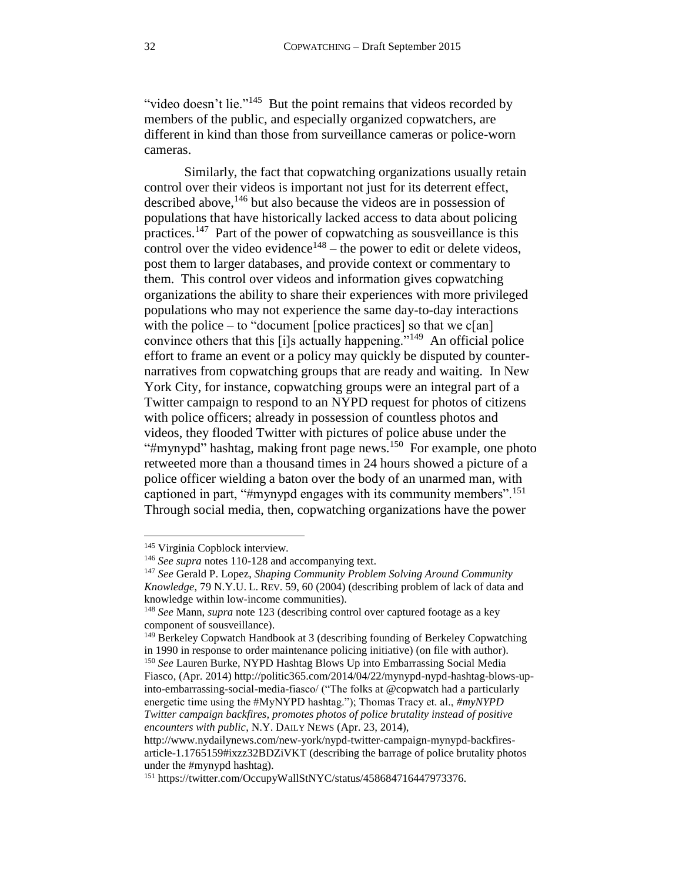"video doesn't lie."[145] But the point remains that videos recorded by members of the public, and especially organized copwatchers, are different in kind than those from surveillance cameras or police-worn cameras.

Similarly, the fact that copwatching organizations usually retain control over their videos is important not just for its deterrent effect, described above,[146] but also because the videos are in possession of populations that have historically lacked access to data about policing practices.[147] Part of the power of copwatching as sousveillance is this control over the video evidence[148] – the power to edit or delete videos, post them to larger databases, and provide context or commentary to them. This control over videos and information gives copwatching organizations the ability to share their experiences with more privileged populations who may not experience the same day-to-day interactions with the police – to "document [police practices] so that we c[an] convince others that this [i]s actually happening."[149] An official police effort to frame an event or a policy may quickly be disputed by counter-narratives from copwatching groups that are ready and waiting. In New York City, for instance, copwatching groups were an integral part of a Twitter campaign to respond to an NYPD request for photos of citizens with police officers; already in possession of countless photos and videos, they flooded Twitter with pictures of police abuse under the "#mynypd" hashtag, making front page news.[150] For example, one photo retweeted more than a thousand times in 24 hours showed a picture of a police officer wielding a baton over the body of an unarmed man, with captioned in part, "#mynypd engages with its community members".[151] Through social media, then, copwatching organizations have the power

---

[145] Virginia Copblock interview.

[146] *See supra* notes 110-128 and accompanying text.

[147] *See* Gerald P. Lopez, *Shaping Community Problem Solving Around Community Knowledge*, 79 N.Y.U. L. REV. 59, 60 (2004) (describing problem of lack of data and knowledge within low-income communities).

[148] *See* Mann, *supra* note 123 (describing control over captured footage as a key component of sousveillance).

[149] Berkeley Copwatch Handbook at 3 (describing founding of Berkeley Copwatching in 1990 in response to order maintenance policing initiative) (on file with author).

[150] *See* Lauren Burke, NYPD Hashtag Blows Up into Embarrassing Social Media Fiasco, (Apr. 2014) http://politic365.com/2014/04/22/mynypd-nypd-hashtag-blows-up-into-embarrassing-social-media-fiasco/ ("The folks at @copwatch had a particularly energetic time using the #MyNYPD hashtag."); Thomas Tracy et. al., *#myNYPD Twitter campaign backfires, promotes photos of police brutality instead of positive encounters with public*, N.Y. DAILY NEWS (Apr. 23, 2014), http://www.nydailynews.com/new-york/nypd-twitter-campaign-mynypd-backfires-article-1.1765159#ixzz32BDZiVKT (describing the barrage of police brutality photos under the #mynypd hashtag).

[151] https://twitter.com/OccupyWallStNYC/status/458684716447973376.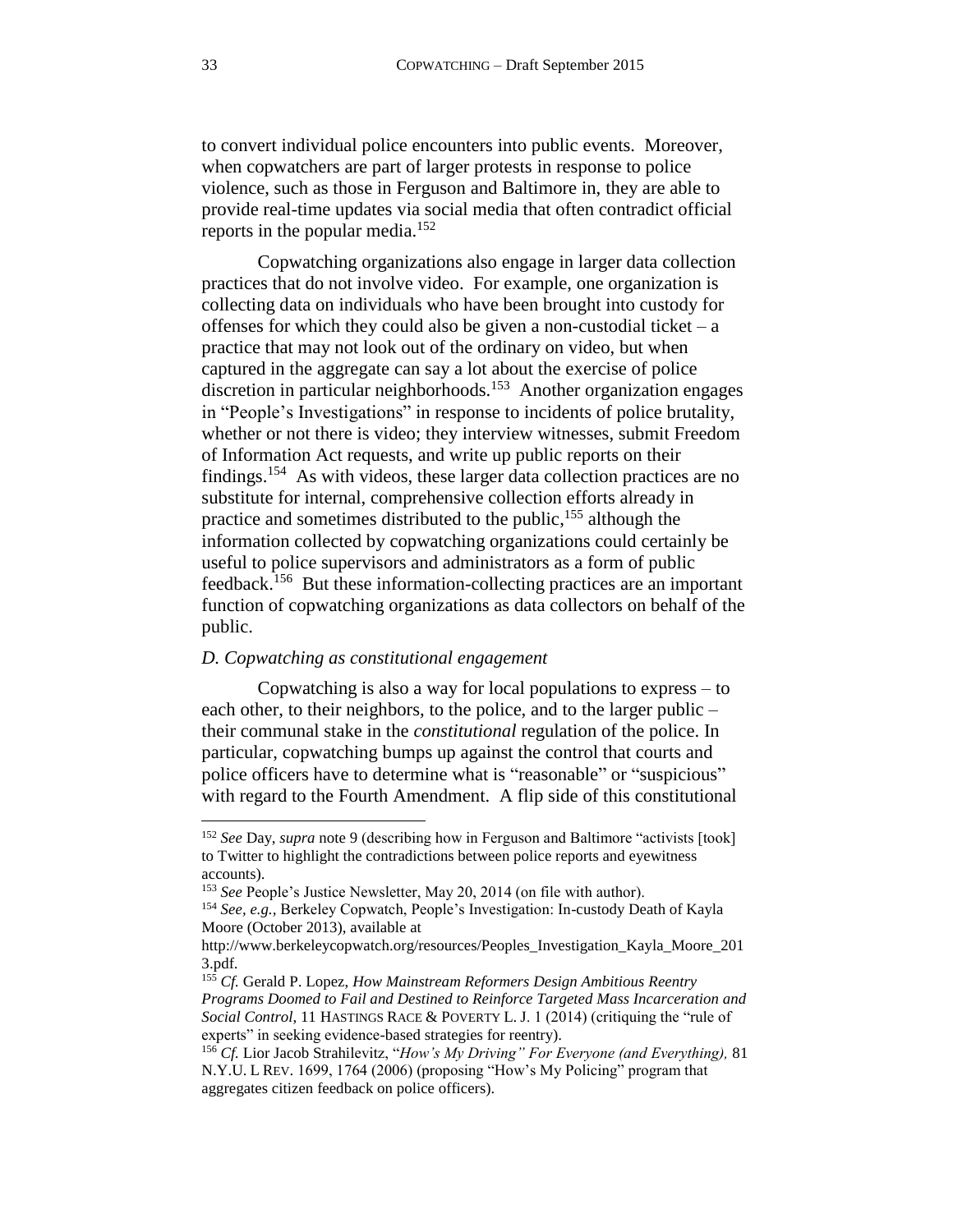to convert individual police encounters into public events. Moreover, when copwatchers are part of larger protests in response to police violence, such as those in Ferguson and Baltimore in, they are able to provide real-time updates via social media that often contradict official reports in the popular media.[152]

Copwatching organizations also engage in larger data collection practices that do not involve video. For example, one organization is collecting data on individuals who have been brought into custody for offenses for which they could also be given a non-custodial ticket – a practice that may not look out of the ordinary on video, but when captured in the aggregate can say a lot about the exercise of police discretion in particular neighborhoods.[153] Another organization engages in "People's Investigations" in response to incidents of police brutality, whether or not there is video; they interview witnesses, submit Freedom of Information Act requests, and write up public reports on their findings.[154] As with videos, these larger data collection practices are no substitute for internal, comprehensive collection efforts already in practice and sometimes distributed to the public,[155] although the information collected by copwatching organizations could certainly be useful to police supervisors and administrators as a form of public feedback.[156] But these information-collecting practices are an important function of copwatching organizations as data collectors on behalf of the public.

### *D. Copwatching as constitutional engagement*

Copwatching is also a way for local populations to express – to each other, to their neighbors, to the police, and to the larger public – their communal stake in the *constitutional* regulation of the police. In particular, copwatching bumps up against the control that courts and police officers have to determine what is "reasonable" or "suspicious" with regard to the Fourth Amendment. A flip side of this constitutional

---

[152] *See* Day, *supra* note 9 (describing how in Ferguson and Baltimore "activists [took] to Twitter to highlight the contradictions between police reports and eyewitness accounts).

[153] *See* People's Justice Newsletter, May 20, 2014 (on file with author).

[154] *See, e.g.,* Berkeley Copwatch, People's Investigation: In-custody Death of Kayla Moore (October 2013), available at http://www.berkeleycopwatch.org/resources/Peoples_Investigation_Kayla_Moore_2013.pdf.

[155] *Cf.* Gerald P. Lopez, *How Mainstream Reformers Design Ambitious Reentry Programs Doomed to Fail and Destined to Reinforce Targeted Mass Incarceration and Social Control*, 11 HASTINGS RACE & POVERTY L. J. 1 (2014) (critiquing the "rule of experts" in seeking evidence-based strategies for reentry).

[156] *Cf.* Lior Jacob Strahilevitz, "*How's My Driving" For Everyone (and Everything),* 81 N.Y.U. L REV. 1699, 1764 (2006) (proposing "How's My Policing" program that aggregates citizen feedback on police officers).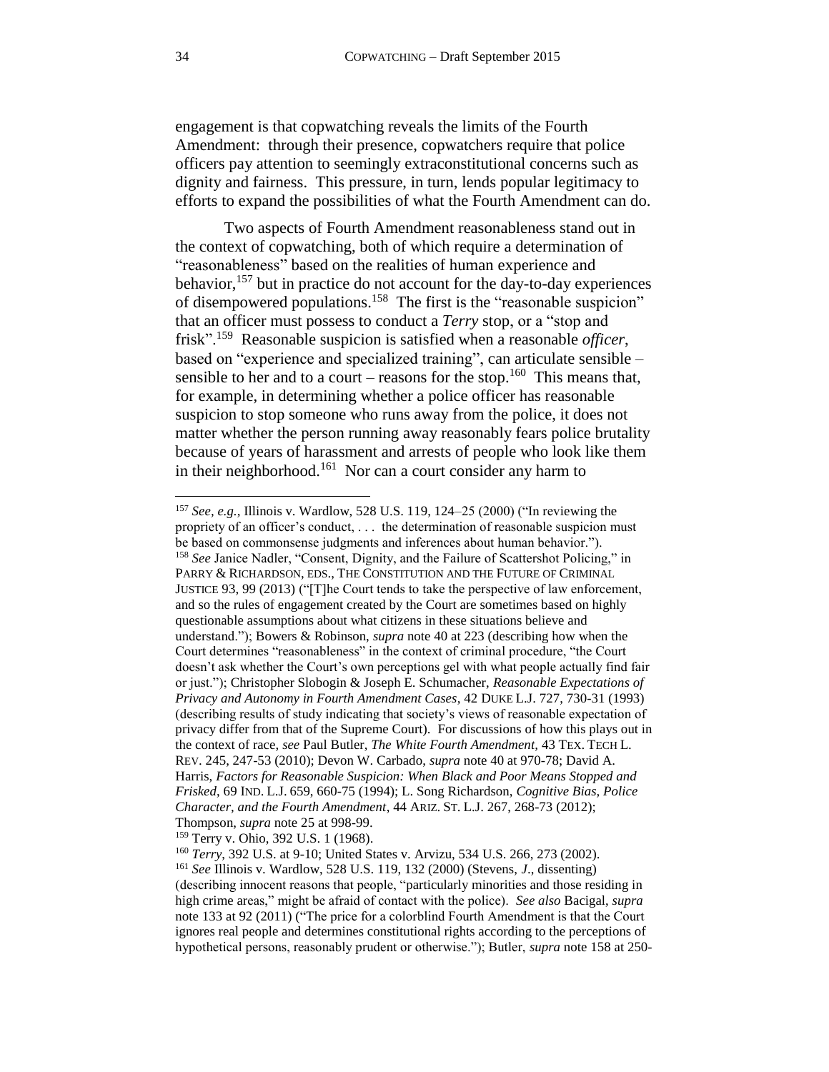engagement is that copwatching reveals the limits of the Fourth Amendment: through their presence, copwatchers require that police officers pay attention to seemingly extraconstitutional concerns such as dignity and fairness. This pressure, in turn, lends popular legitimacy to efforts to expand the possibilities of what the Fourth Amendment can do.

Two aspects of Fourth Amendment reasonableness stand out in the context of copwatching, both of which require a determination of "reasonableness" based on the realities of human experience and behavior,[157] but in practice do not account for the day-to-day experiences of disempowered populations.[158] The first is the "reasonable suspicion" that an officer must possess to conduct a *Terry* stop, or a "stop and frisk".[159] Reasonable suspicion is satisfied when a reasonable *officer*, based on "experience and specialized training", can articulate sensible – sensible to her and to a court – reasons for the stop.[160] This means that, for example, in determining whether a police officer has reasonable suspicion to stop someone who runs away from the police, it does not matter whether the person running away reasonably fears police brutality because of years of harassment and arrests of people who look like them in their neighborhood.[161] Nor can a court consider any harm to

---

[157] *See, e.g.*, Illinois v. Wardlow, 528 U.S. 119, 124–25 (2000) ("In reviewing the propriety of an officer's conduct, . . . the determination of reasonable suspicion must be based on commonsense judgments and inferences about human behavior.").

[158] *See* Janice Nadler, "Consent, Dignity, and the Failure of Scattershot Policing," in PARRY & RICHARDSON, EDS., THE CONSTITUTION AND THE FUTURE OF CRIMINAL JUSTICE 93, 99 (2013) ("[T]he Court tends to take the perspective of law enforcement, and so the rules of engagement created by the Court are sometimes based on highly questionable assumptions about what citizens in these situations believe and understand."); Bowers & Robinson, *supra* note 40 at 223 (describing how when the Court determines "reasonableness" in the context of criminal procedure, "the Court doesn't ask whether the Court's own perceptions gel with what people actually find fair or just."); Christopher Slobogin & Joseph E. Schumacher, *Reasonable Expectations of Privacy and Autonomy in Fourth Amendment Cases*, 42 DUKE L.J. 727, 730-31 (1993) (describing results of study indicating that society's views of reasonable expectation of privacy differ from that of the Supreme Court). For discussions of how this plays out in the context of race, *see* Paul Butler, *The White Fourth Amendment*, 43 TEX. TECH L. REV. 245, 247-53 (2010); Devon W. Carbado, *supra* note 40 at 970-78; David A. Harris, *Factors for Reasonable Suspicion: When Black and Poor Means Stopped and Frisked*, 69 IND. L.J. 659, 660-75 (1994); L. Song Richardson, *Cognitive Bias, Police Character, and the Fourth Amendment*, 44 ARIZ. ST. L.J. 267, 268-73 (2012); Thompson, *supra* note 25 at 998-99.

[159] Terry v. Ohio, 392 U.S. 1 (1968).

[160] *Terry*, 392 U.S. at 9-10; United States v. Arvizu, 534 U.S. 266, 273 (2002).

[161] *See* Illinois v. Wardlow, 528 U.S. 119, 132 (2000) (Stevens, *J*., dissenting) (describing innocent reasons that people, "particularly minorities and those residing in high crime areas," might be afraid of contact with the police). *See also* Bacigal, *supra* note 133 at 92 (2011) ("The price for a colorblind Fourth Amendment is that the Court ignores real people and determines constitutional rights according to the perceptions of hypothetical persons, reasonably prudent or otherwise."); Butler, *supra* note 158 at 250-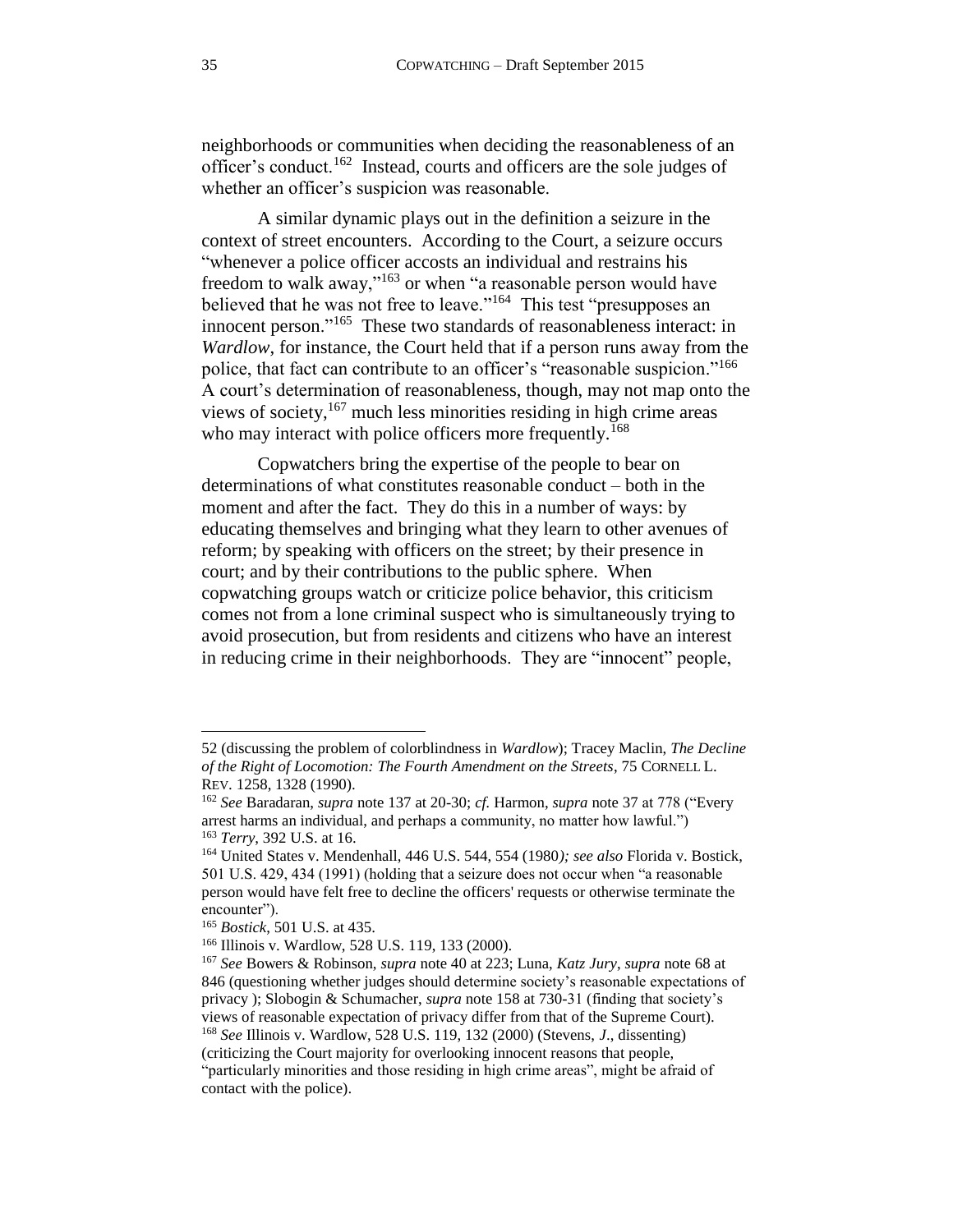neighborhoods or communities when deciding the reasonableness of an officer's conduct.[162] Instead, courts and officers are the sole judges of whether an officer's suspicion was reasonable.

A similar dynamic plays out in the definition a seizure in the context of street encounters. According to the Court, a seizure occurs "whenever a police officer accosts an individual and restrains his freedom to walk away,"[163] or when "a reasonable person would have believed that he was not free to leave."[164] This test "presupposes an innocent person."[165] These two standards of reasonableness interact: in *Wardlow*, for instance, the Court held that if a person runs away from the police, that fact can contribute to an officer's "reasonable suspicion."[166] A court's determination of reasonableness, though, may not map onto the views of society,[167] much less minorities residing in high crime areas who may interact with police officers more frequently.[168]

Copwatchers bring the expertise of the people to bear on determinations of what constitutes reasonable conduct – both in the moment and after the fact. They do this in a number of ways: by educating themselves and bringing what they learn to other avenues of reform; by speaking with officers on the street; by their presence in court; and by their contributions to the public sphere. When copwatching groups watch or criticize police behavior, this criticism comes not from a lone criminal suspect who is simultaneously trying to avoid prosecution, but from residents and citizens who have an interest in reducing crime in their neighborhoods. They are "innocent" people,

---

52 (discussing the problem of colorblindness in *Wardlow*); Tracey Maclin, *The Decline of the Right of Locomotion: The Fourth Amendment on the Streets*, 75 CORNELL L. REV. 1258, 1328 (1990).

[162] *See* Baradaran, *supra* note 137 at 20-30; *cf.* Harmon, *supra* note 37 at 778 ("Every arrest harms an individual, and perhaps a community, no matter how lawful.")

[163] *Terry*, 392 U.S. at 16.

[164] United States v. Mendenhall, 446 U.S. 544, 554 (1980*); see also* Florida v. Bostick, 501 U.S. 429, 434 (1991) (holding that a seizure does not occur when "a reasonable person would have felt free to decline the officers' requests or otherwise terminate the encounter").

[165] *Bostick*, 501 U.S. at 435.

[166] Illinois v. Wardlow, 528 U.S. 119, 133 (2000).

[167] *See* Bowers & Robinson, *supra* note 40 at 223; Luna, *Katz Jury*, *supra* note 68 at 846 (questioning whether judges should determine society's reasonable expectations of privacy ); Slobogin & Schumacher, *supra* note 158 at 730-31 (finding that society's views of reasonable expectation of privacy differ from that of the Supreme Court).

[168] *See* Illinois v. Wardlow, 528 U.S. 119, 132 (2000) (Stevens, *J*., dissenting) (criticizing the Court majority for overlooking innocent reasons that people, "particularly minorities and those residing in high crime areas", might be afraid of contact with the police).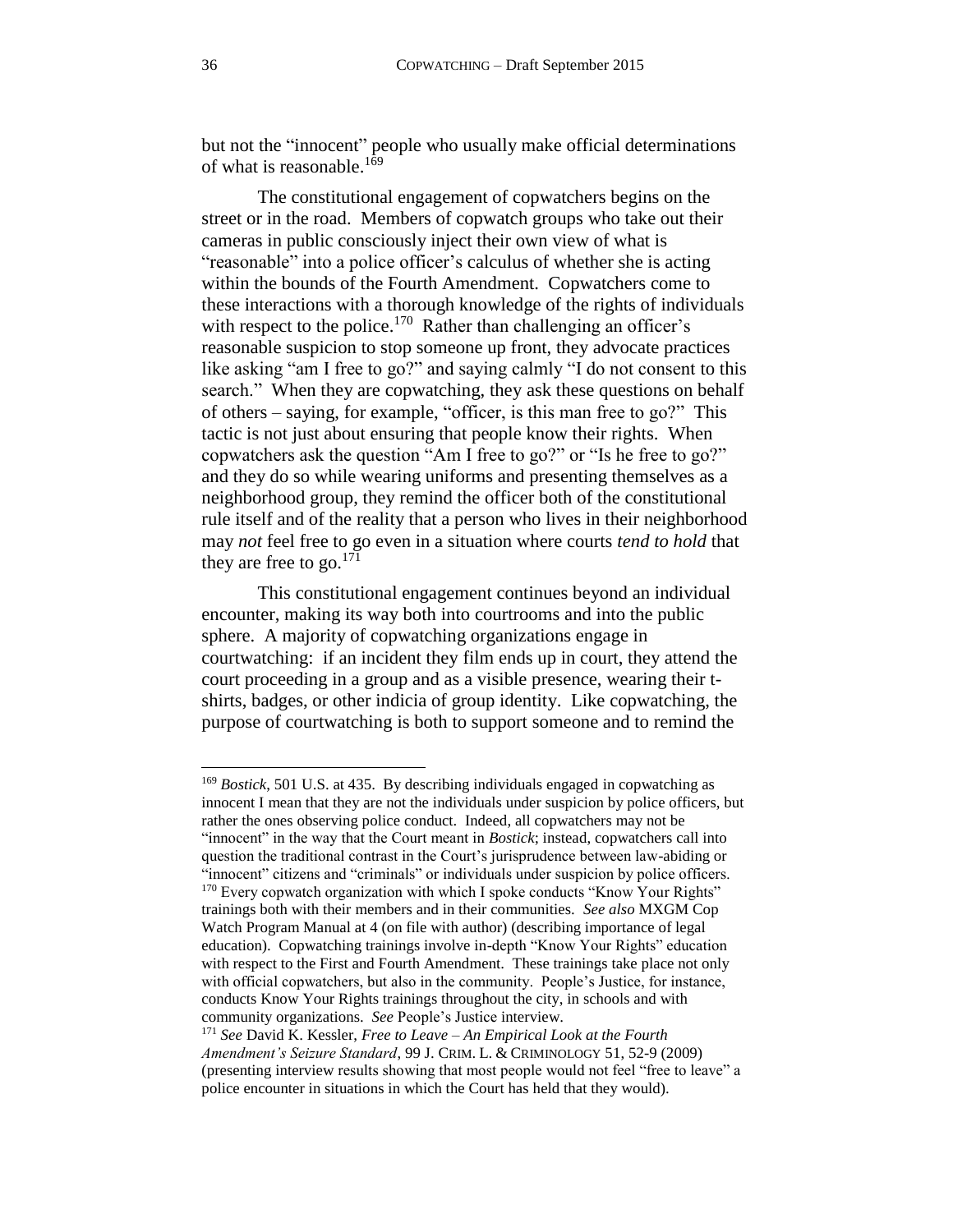but not the "innocent" people who usually make official determinations of what is reasonable.[169]

The constitutional engagement of copwatchers begins on the street or in the road. Members of copwatch groups who take out their cameras in public consciously inject their own view of what is "reasonable" into a police officer's calculus of whether she is acting within the bounds of the Fourth Amendment. Copwatchers come to these interactions with a thorough knowledge of the rights of individuals with respect to the police.[170] Rather than challenging an officer's reasonable suspicion to stop someone up front, they advocate practices like asking "am I free to go?" and saying calmly "I do not consent to this search." When they are copwatching, they ask these questions on behalf of others – saying, for example, "officer, is this man free to go?" This tactic is not just about ensuring that people know their rights. When copwatchers ask the question "Am I free to go?" or "Is he free to go?" and they do so while wearing uniforms and presenting themselves as a neighborhood group, they remind the officer both of the constitutional rule itself and of the reality that a person who lives in their neighborhood may *not* feel free to go even in a situation where courts *tend to hold* that they are free to go.[171]

This constitutional engagement continues beyond an individual encounter, making its way both into courtrooms and into the public sphere. A majority of copwatching organizations engage in courtwatching: if an incident they film ends up in court, they attend the court proceeding in a group and as a visible presence, wearing their t-shirts, badges, or other indicia of group identity. Like copwatching, the purpose of courtwatching is both to support someone and to remind the

---

[169] *Bostick*, 501 U.S. at 435. By describing individuals engaged in copwatching as innocent I mean that they are not the individuals under suspicion by police officers, but rather the ones observing police conduct. Indeed, all copwatchers may not be "innocent" in the way that the Court meant in *Bostick*; instead, copwatchers call into question the traditional contrast in the Court's jurisprudence between law-abiding or "innocent" citizens and "criminals" or individuals under suspicion by police officers.

[170] Every copwatch organization with which I spoke conducts "Know Your Rights" trainings both with their members and in their communities. *See also* MXGM Cop Watch Program Manual at 4 (on file with author) (describing importance of legal education). Copwatching trainings involve in-depth "Know Your Rights" education with respect to the First and Fourth Amendment. These trainings take place not only with official copwatchers, but also in the community. People's Justice, for instance, conducts Know Your Rights trainings throughout the city, in schools and with community organizations. *See* People's Justice interview.

[171] *See* David K. Kessler, *Free to Leave – An Empirical Look at the Fourth Amendment's Seizure Standard*, 99 J. CRIM. L. & CRIMINOLOGY 51, 52-9 (2009) (presenting interview results showing that most people would not feel "free to leave" a police encounter in situations in which the Court has held that they would).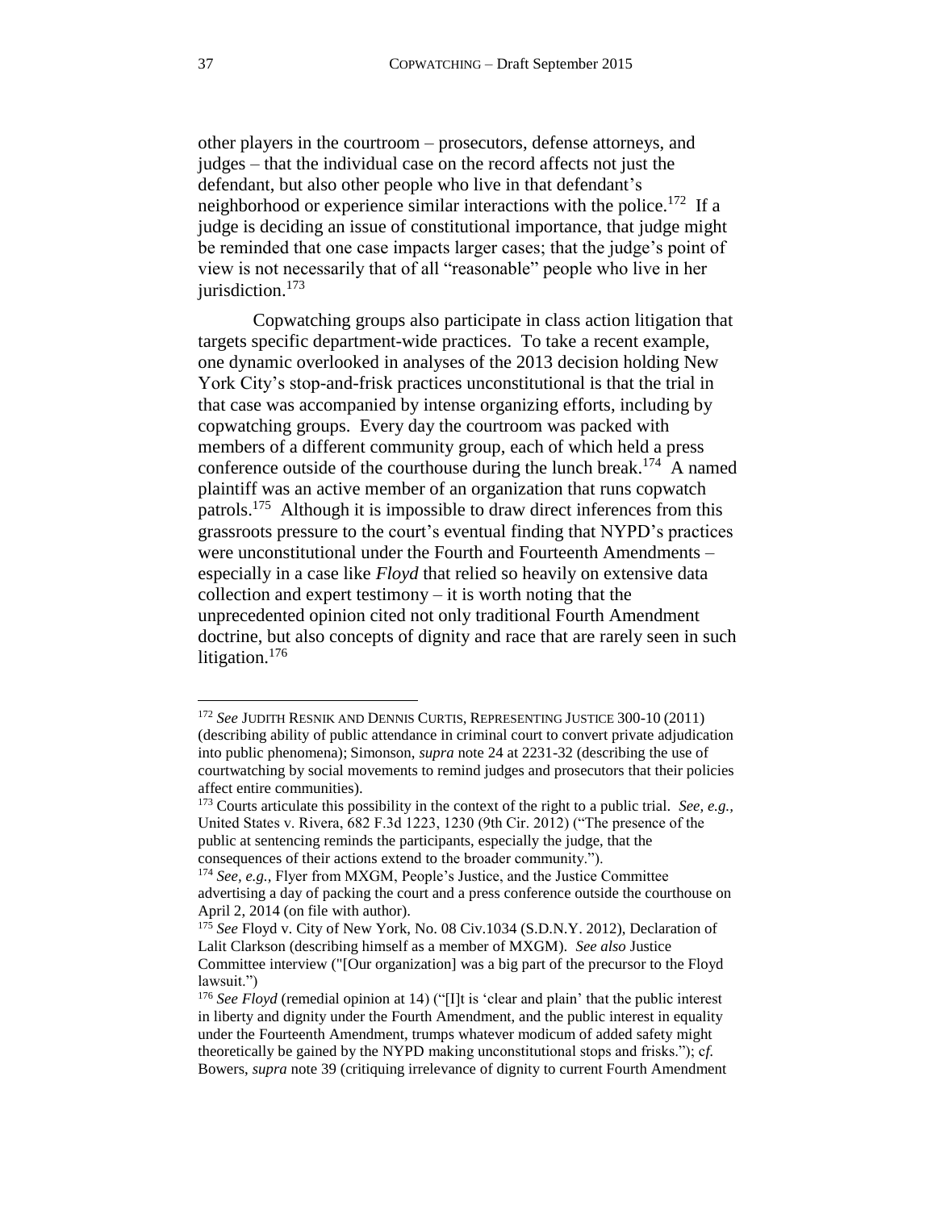other players in the courtroom – prosecutors, defense attorneys, and judges – that the individual case on the record affects not just the defendant, but also other people who live in that defendant's neighborhood or experience similar interactions with the police.[172] If a judge is deciding an issue of constitutional importance, that judge might be reminded that one case impacts larger cases; that the judge's point of view is not necessarily that of all "reasonable" people who live in her jurisdiction.[173]

Copwatching groups also participate in class action litigation that targets specific department-wide practices. To take a recent example, one dynamic overlooked in analyses of the 2013 decision holding New York City's stop-and-frisk practices unconstitutional is that the trial in that case was accompanied by intense organizing efforts, including by copwatching groups. Every day the courtroom was packed with members of a different community group, each of which held a press conference outside of the courthouse during the lunch break.[174] A named plaintiff was an active member of an organization that runs copwatch patrols.[175] Although it is impossible to draw direct inferences from this grassroots pressure to the court's eventual finding that NYPD's practices were unconstitutional under the Fourth and Fourteenth Amendments – especially in a case like *Floyd* that relied so heavily on extensive data collection and expert testimony – it is worth noting that the unprecedented opinion cited not only traditional Fourth Amendment doctrine, but also concepts of dignity and race that are rarely seen in such litigation.[176]

---

[172] *See* JUDITH RESNIK AND DENNIS CURTIS, REPRESENTING JUSTICE 300-10 (2011) (describing ability of public attendance in criminal court to convert private adjudication into public phenomena); Simonson, *supra* note 24 at 2231-32 (describing the use of courtwatching by social movements to remind judges and prosecutors that their policies affect entire communities).

[173] Courts articulate this possibility in the context of the right to a public trial. *See, e.g.,* United States v. Rivera, 682 F.3d 1223, 1230 (9th Cir. 2012) ("The presence of the public at sentencing reminds the participants, especially the judge, that the consequences of their actions extend to the broader community.").

[174] *See, e.g.,* Flyer from MXGM, People's Justice, and the Justice Committee advertising a day of packing the court and a press conference outside the courthouse on April 2, 2014 (on file with author).

[175] *See* Floyd v. City of New York, No. 08 Civ.1034 (S.D.N.Y. 2012), Declaration of Lalit Clarkson (describing himself as a member of MXGM). *See also* Justice Committee interview ("[Our organization] was a big part of the precursor to the Floyd lawsuit.")

[176] *See Floyd* (remedial opinion at 14) ("[I]t is 'clear and plain' that the public interest in liberty and dignity under the Fourth Amendment, and the public interest in equality under the Fourteenth Amendment, trumps whatever modicum of added safety might theoretically be gained by the NYPD making unconstitutional stops and frisks."); c*f.* Bowers, *supra* note 39 (critiquing irrelevance of dignity to current Fourth Amendment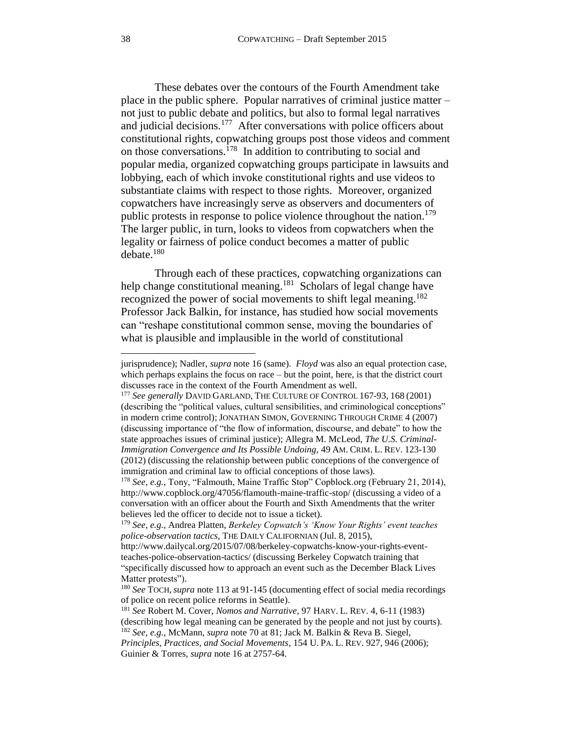These debates over the contours of the Fourth Amendment take place in the public sphere. Popular narratives of criminal justice matter – not just to public debate and politics, but also to formal legal narratives and judicial decisions.[177] After conversations with police officers about constitutional rights, copwatching groups post those videos and comment on those conversations.[178] In addition to contributing to social and popular media, organized copwatching groups participate in lawsuits and lobbying, each of which invoke constitutional rights and use videos to substantiate claims with respect to those rights. Moreover, organized copwatchers have increasingly serve as observers and documenters of public protests in response to police violence throughout the nation.[179] The larger public, in turn, looks to videos from copwatchers when the legality or fairness of police conduct becomes a matter of public debate.[180]

Through each of these practices, copwatching organizations can help change constitutional meaning.[181] Scholars of legal change have recognized the power of social movements to shift legal meaning.[182] Professor Jack Balkin, for instance, has studied how social movements can "reshape constitutional common sense, moving the boundaries of what is plausible and implausible in the world of constitutional

---

jurisprudence); Nadler, *supra* note 16 (same). *Floyd* was also an equal protection case, which perhaps explains the focus on race – but the point, here, is that the district court discusses race in the context of the Fourth Amendment as well.

[177] *See generally* DAVID GARLAND, THE CULTURE OF CONTROL 167-93, 168 (2001) (describing the "political values, cultural sensibilities, and criminological conceptions" in modern crime control); JONATHAN SIMON, GOVERNING THROUGH CRIME 4 (2007) (discussing importance of "the flow of information, discourse, and debate" to how the state approaches issues of criminal justice); Allegra M. McLeod, *The U.S. Criminal-Immigration Convergence and Its Possible Undoing,* 49 AM. CRIM. L. REV. 123-130 (2012) (discussing the relationship between public conceptions of the convergence of immigration and criminal law to official conceptions of those laws).

[178] *See, e.g.,* Tony, "Falmouth, Maine Traffic Stop" Copblock.org (February 21, 2014), http://www.copblock.org/47056/flamouth-maine-traffic-stop/ (discussing a video of a conversation with an officer about the Fourth and Sixth Amendments that the writer believes led the officer to decide not to issue a ticket).

[179] *See, e.g.,* Andrea Platten, *Berkeley Copwatch's 'Know Your Rights' event teaches police-observation tactics*, THE DAILY CALIFORNIAN (Jul. 8, 2015), http://www.dailycal.org/2015/07/08/berkeley-copwatchs-know-your-rights-event-teaches-police-observation-tactics/ (discussing Berkeley Copwatch training that "specifically discussed how to approach an event such as the December Black Lives Matter protests").

[180] *See* TOCH, *supra* note 113 at 91-145 (documenting effect of social media recordings of police on recent police reforms in Seattle).

[181] *See* Robert M. Cover, *Nomos and Narrative*, 97 HARV. L. REV. 4, 6-11 (1983) (describing how legal meaning can be generated by the people and not just by courts).

[182] *See, e.g.,* McMann, *supra* note 70 at 81; Jack M. Balkin & Reva B. Siegel, *Principles, Practices, and Social Movements*, 154 U. PA. L. REV. 927, 946 (2006); Guinier & Torres, *supra* note 16 at 2757-64.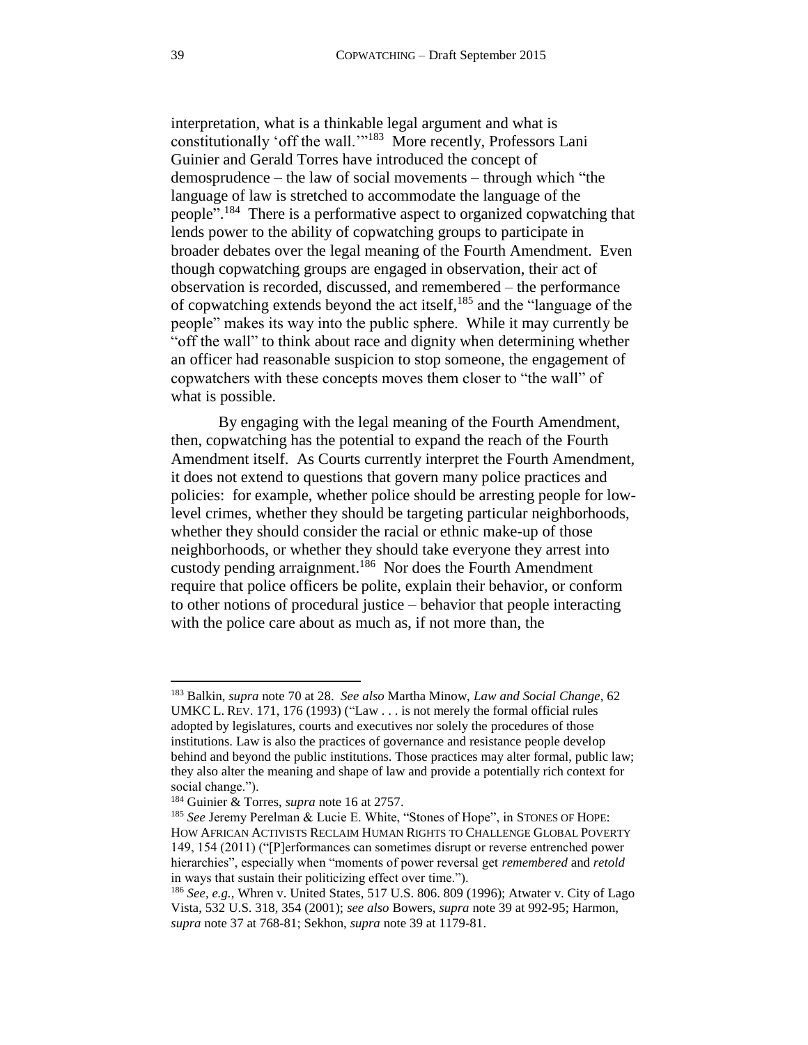interpretation, what is a thinkable legal argument and what is constitutionally 'off the wall.'"[183] More recently, Professors Lani Guinier and Gerald Torres have introduced the concept of demosprudence – the law of social movements – through which "the language of law is stretched to accommodate the language of the people".[184] There is a performative aspect to organized copwatching that lends power to the ability of copwatching groups to participate in broader debates over the legal meaning of the Fourth Amendment. Even though copwatching groups are engaged in observation, their act of observation is recorded, discussed, and remembered – the performance of copwatching extends beyond the act itself,[185] and the "language of the people" makes its way into the public sphere. While it may currently be "off the wall" to think about race and dignity when determining whether an officer had reasonable suspicion to stop someone, the engagement of copwatchers with these concepts moves them closer to "the wall" of what is possible.

By engaging with the legal meaning of the Fourth Amendment, then, copwatching has the potential to expand the reach of the Fourth Amendment itself. As Courts currently interpret the Fourth Amendment, it does not extend to questions that govern many police practices and policies: for example, whether police should be arresting people for low-level crimes, whether they should be targeting particular neighborhoods, whether they should consider the racial or ethnic make-up of those neighborhoods, or whether they should take everyone they arrest into custody pending arraignment.[186] Nor does the Fourth Amendment require that police officers be polite, explain their behavior, or conform to other notions of procedural justice – behavior that people interacting with the police care about as much as, if not more than, the

---

[183] Balkin, *supra* note 70 at 28. *See also* Martha Minow, *Law and Social Change*, 62 UMKC L. REV. 171, 176 (1993) ("Law . . . is not merely the formal official rules adopted by legislatures, courts and executives nor solely the procedures of those institutions. Law is also the practices of governance and resistance people develop behind and beyond the public institutions. Those practices may alter formal, public law; they also alter the meaning and shape of law and provide a potentially rich context for social change.").

[184] Guinier & Torres, *supra* note 16 at 2757.

[185] *See* Jeremy Perelman & Lucie E. White, "Stones of Hope", in STONES OF HOPE: HOW AFRICAN ACTIVISTS RECLAIM HUMAN RIGHTS TO CHALLENGE GLOBAL POVERTY 149, 154 (2011) ("[P]erformances can sometimes disrupt or reverse entrenched power hierarchies", especially when "moments of power reversal get *remembered* and *retold* in ways that sustain their politicizing effect over time.").

[186] *See, e.g.*, Whren v. United States, 517 U.S. 806. 809 (1996); Atwater v. City of Lago Vista, 532 U.S. 318, 354 (2001); *see also* Bowers, *supra* note 39 at 992-95; Harmon, *supra* note 37 at 768-81; Sekhon, *supra* note 39 at 1179-81.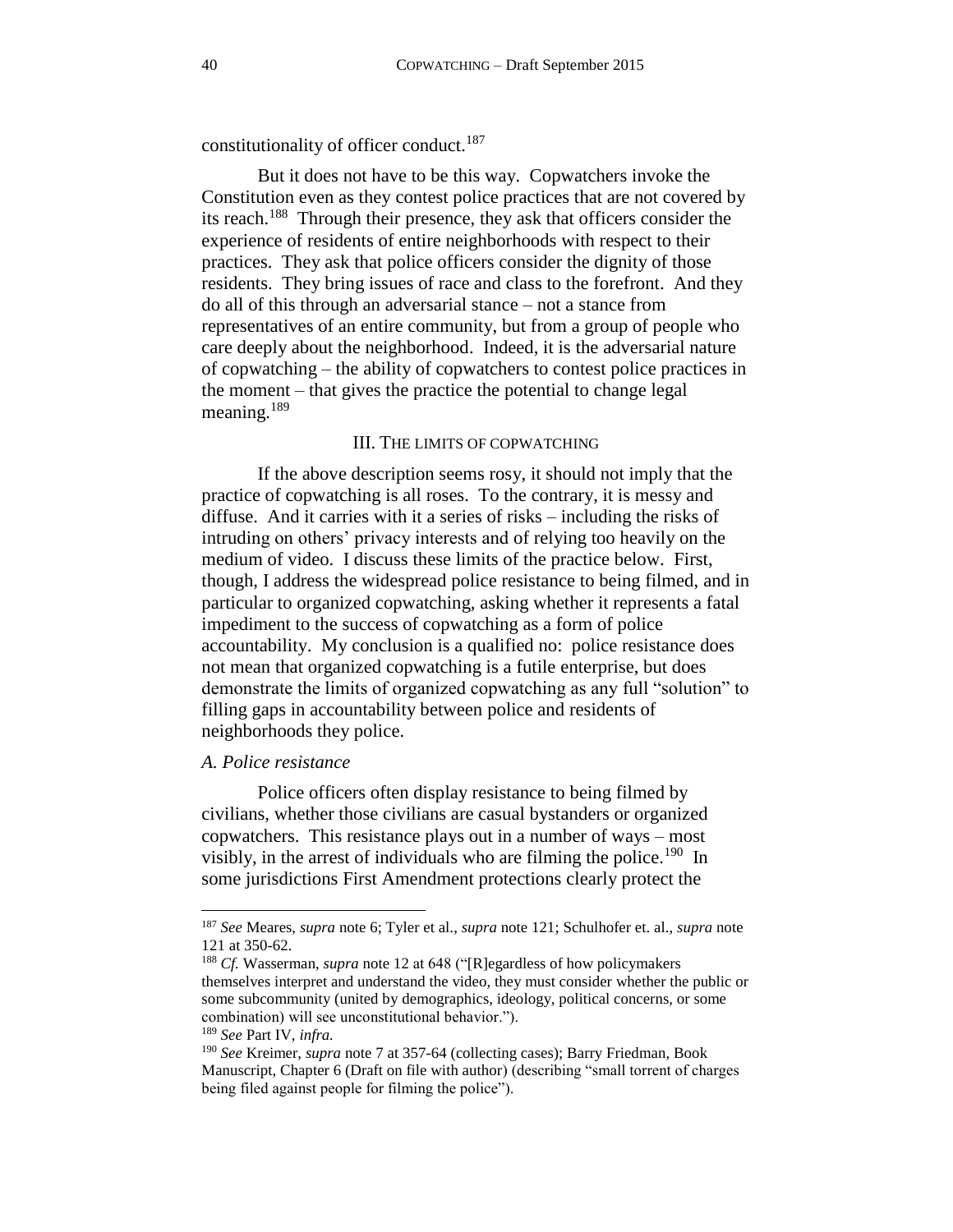constitutionality of officer conduct.[187]

But it does not have to be this way. Copwatchers invoke the Constitution even as they contest police practices that are not covered by its reach.[188] Through their presence, they ask that officers consider the experience of residents of entire neighborhoods with respect to their practices. They ask that police officers consider the dignity of those residents. They bring issues of race and class to the forefront. And they do all of this through an adversarial stance – not a stance from representatives of an entire community, but from a group of people who care deeply about the neighborhood. Indeed, it is the adversarial nature of copwatching – the ability of copwatchers to contest police practices in the moment – that gives the practice the potential to change legal meaning.[189]

## III. The limits of copwatching

If the above description seems rosy, it should not imply that the practice of copwatching is all roses. To the contrary, it is messy and diffuse. And it carries with it a series of risks – including the risks of intruding on others' privacy interests and of relying too heavily on the medium of video. I discuss these limits of the practice below. First, though, I address the widespread police resistance to being filmed, and in particular to organized copwatching, asking whether it represents a fatal impediment to the success of copwatching as a form of police accountability. My conclusion is a qualified no: police resistance does not mean that organized copwatching is a futile enterprise, but does demonstrate the limits of organized copwatching as any full "solution" to filling gaps in accountability between police and residents of neighborhoods they police.

### *A. Police resistance*

Police officers often display resistance to being filmed by civilians, whether those civilians are casual bystanders or organized copwatchers. This resistance plays out in a number of ways – most visibly, in the arrest of individuals who are filming the police.[190] In some jurisdictions First Amendment protections clearly protect the

---

[187] *See* Meares, *supra* note 6; Tyler et al., *supra* note 121; Schulhofer et. al., *supra* note 121 at 350-62.

[188] *Cf.* Wasserman, *supra* note 12 at 648 ("[R]egardless of how policymakers themselves interpret and understand the video, they must consider whether the public or some subcommunity (united by demographics, ideology, political concerns, or some combination) will see unconstitutional behavior.").

[189] *See* Part IV, *infra.*

[190] *See* Kreimer, *supra* note 7 at 357-64 (collecting cases); Barry Friedman, Book Manuscript, Chapter 6 (Draft on file with author) (describing "small torrent of charges being filed against people for filming the police").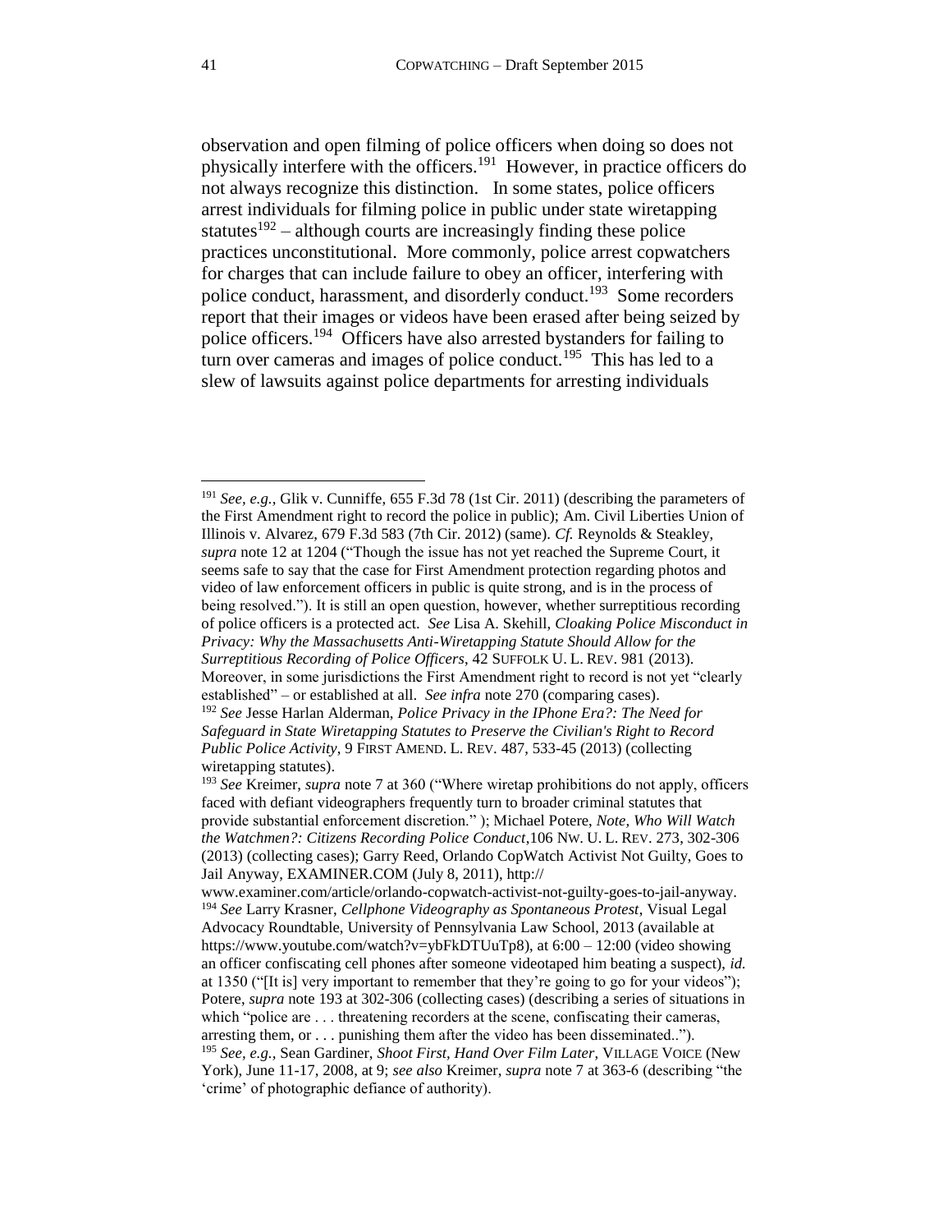observation and open filming of police officers when doing so does not physically interfere with the officers.[191] However, in practice officers do not always recognize this distinction. In some states, police officers arrest individuals for filming police in public under state wiretapping statutes[192] – although courts are increasingly finding these police practices unconstitutional. More commonly, police arrest copwatchers for charges that can include failure to obey an officer, interfering with police conduct, harassment, and disorderly conduct.[193] Some recorders report that their images or videos have been erased after being seized by police officers.[194] Officers have also arrested bystanders for failing to turn over cameras and images of police conduct.[195] This has led to a slew of lawsuits against police departments for arresting individuals

---

[191] *See, e.g.*, Glik v. Cunniffe, 655 F.3d 78 (1st Cir. 2011) (describing the parameters of the First Amendment right to record the police in public); Am. Civil Liberties Union of Illinois v. Alvarez, 679 F.3d 583 (7th Cir. 2012) (same). *Cf.* Reynolds & Steakley, *supra* note 12 at 1204 ("Though the issue has not yet reached the Supreme Court, it seems safe to say that the case for First Amendment protection regarding photos and video of law enforcement officers in public is quite strong, and is in the process of being resolved."). It is still an open question, however, whether surreptitious recording of police officers is a protected act. *See* Lisa A. Skehill, *Cloaking Police Misconduct in Privacy: Why the Massachusetts Anti-Wiretapping Statute Should Allow for the Surreptitious Recording of Police Officers*, 42 SUFFOLK U. L. REV. 981 (2013). Moreover, in some jurisdictions the First Amendment right to record is not yet "clearly established" – or established at all. *See infra* note 270 (comparing cases).

[192] *See* Jesse Harlan Alderman, *Police Privacy in the IPhone Era?: The Need for Safeguard in State Wiretapping Statutes to Preserve the Civilian's Right to Record Public Police Activity*, 9 FIRST AMEND. L. REV. 487, 533-45 (2013) (collecting wiretapping statutes).

[193] *See* Kreimer, *supra* note 7 at 360 ("Where wiretap prohibitions do not apply, officers faced with defiant videographers frequently turn to broader criminal statutes that provide substantial enforcement discretion." ); Michael Potere, *Note, Who Will Watch the Watchmen?: Citizens Recording Police Conduct*,106 NW. U. L. REV. 273, 302-306 (2013) (collecting cases); Garry Reed, Orlando CopWatch Activist Not Guilty, Goes to Jail Anyway, EXAMINER.COM (July 8, 2011), http:// www.examiner.com/article/orlando-copwatch-activist-not-guilty-goes-to-jail-anyway.

[194] *See* Larry Krasner, *Cellphone Videography as Spontaneous Protest*, Visual Legal Advocacy Roundtable, University of Pennsylvania Law School, 2013 (available at https://www.youtube.com/watch?v=ybFkDTUuTp8), at 6:00 – 12:00 (video showing an officer confiscating cell phones after someone videotaped him beating a suspect), *id.* at 1350 ("[It is] very important to remember that they're going to go for your videos"); Potere, *supra* note 193 at 302-306 (collecting cases) (describing a series of situations in which "police are . . . threatening recorders at the scene, confiscating their cameras, arresting them, or . . . punishing them after the video has been disseminated..").

[195] *See, e.g.*, Sean Gardiner, *Shoot First, Hand Over Film Later*, VILLAGE VOICE (New York), June 11-17, 2008, at 9; *see also* Kreimer, *supra* note 7 at 363-6 (describing "the 'crime' of photographic defiance of authority).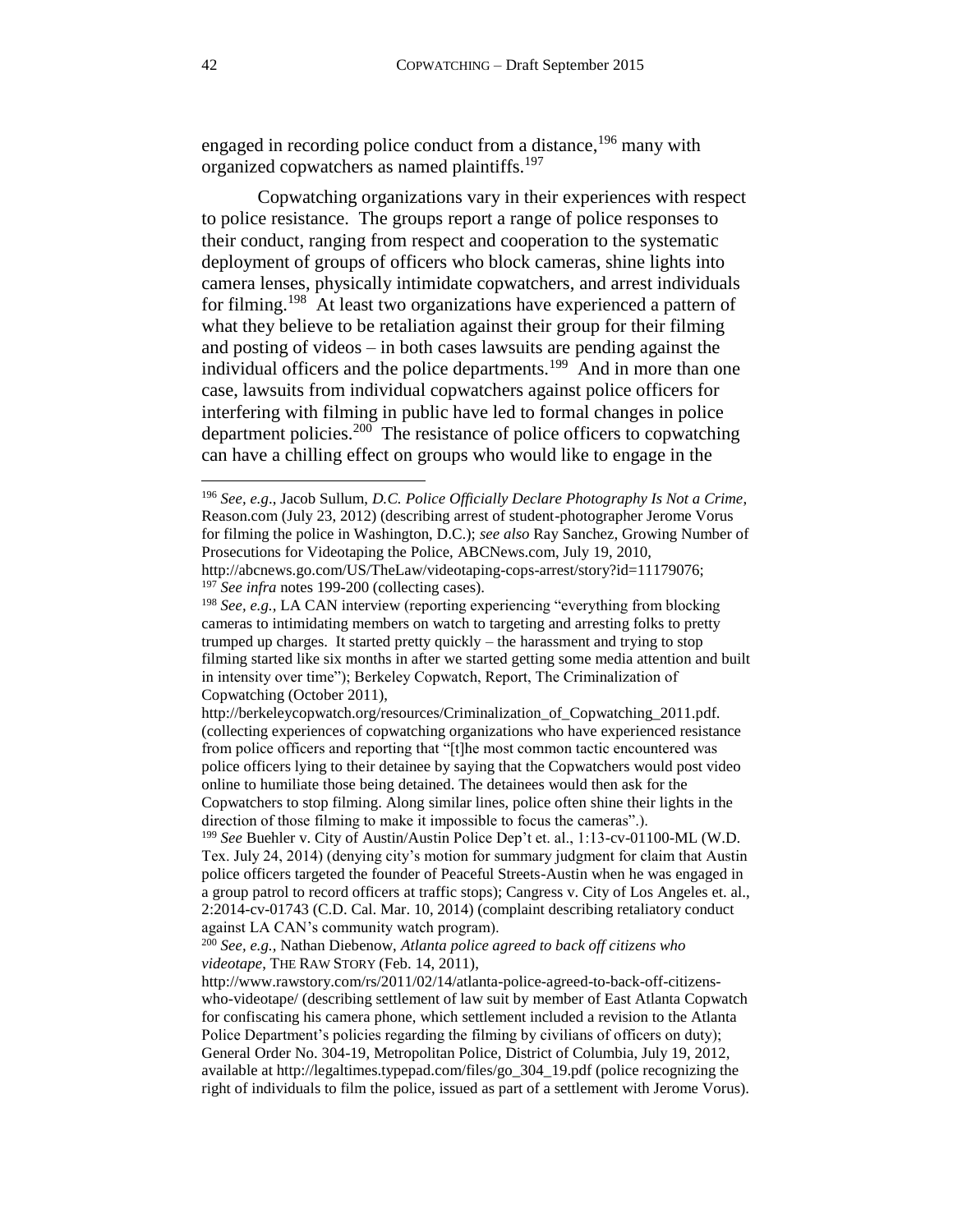engaged in recording police conduct from a distance,[196] many with organized copwatchers as named plaintiffs.[197]

Copwatching organizations vary in their experiences with respect to police resistance. The groups report a range of police responses to their conduct, ranging from respect and cooperation to the systematic deployment of groups of officers who block cameras, shine lights into camera lenses, physically intimidate copwatchers, and arrest individuals for filming.[198] At least two organizations have experienced a pattern of what they believe to be retaliation against their group for their filming and posting of videos – in both cases lawsuits are pending against the individual officers and the police departments.[199] And in more than one case, lawsuits from individual copwatchers against police officers for interfering with filming in public have led to formal changes in police department policies.[200] The resistance of police officers to copwatching can have a chilling effect on groups who would like to engage in the

---

[196] *See, e.g.*, Jacob Sullum, *D.C. Police Officially Declare Photography Is Not a Crime*, Reason.com (July 23, 2012) (describing arrest of student-photographer Jerome Vorus for filming the police in Washington, D.C.); *see also* Ray Sanchez, Growing Number of Prosecutions for Videotaping the Police, ABCNews.com, July 19, 2010, http://abcnews.go.com/US/TheLaw/videotaping-cops-arrest/story?id=11179076;

[197] *See infra* notes 199-200 (collecting cases).

[198] *See, e.g.*, LA CAN interview (reporting experiencing "everything from blocking cameras to intimidating members on watch to targeting and arresting folks to pretty trumped up charges. It started pretty quickly – the harassment and trying to stop filming started like six months in after we started getting some media attention and built in intensity over time"); Berkeley Copwatch, Report, The Criminalization of Copwatching (October 2011), http://berkeleycopwatch.org/resources/Criminalization_of_Copwatching_2011.pdf. (collecting experiences of copwatching organizations who have experienced resistance from police officers and reporting that "[t]he most common tactic encountered was police officers lying to their detainee by saying that the Copwatchers would post video online to humiliate those being detained. The detainees would then ask for the Copwatchers to stop filming. Along similar lines, police often shine their lights in the direction of those filming to make it impossible to focus the cameras".).

[199] *See* Buehler v. City of Austin/Austin Police Dep't et. al., 1:13-cv-01100-ML (W.D. Tex. July 24, 2014) (denying city's motion for summary judgment for claim that Austin police officers targeted the founder of Peaceful Streets-Austin when he was engaged in a group patrol to record officers at traffic stops); Cangress v. City of Los Angeles et. al., 2:2014-cv-01743 (C.D. Cal. Mar. 10, 2014) (complaint describing retaliatory conduct against LA CAN's community watch program).

[200] *See, e.g.*, Nathan Diebenow, *Atlanta police agreed to back off citizens who videotape*, THE RAW STORY (Feb. 14, 2011), http://www.rawstory.com/rs/2011/02/14/atlanta-police-agreed-to-back-off-citizens-who-videotape/ (describing settlement of law suit by member of East Atlanta Copwatch for confiscating his camera phone, which settlement included a revision to the Atlanta Police Department's policies regarding the filming by civilians of officers on duty); General Order No. 304-19, Metropolitan Police, District of Columbia, July 19, 2012, available at http://legaltimes.typepad.com/files/go_304_19.pdf (police recognizing the right of individuals to film the police, issued as part of a settlement with Jerome Vorus).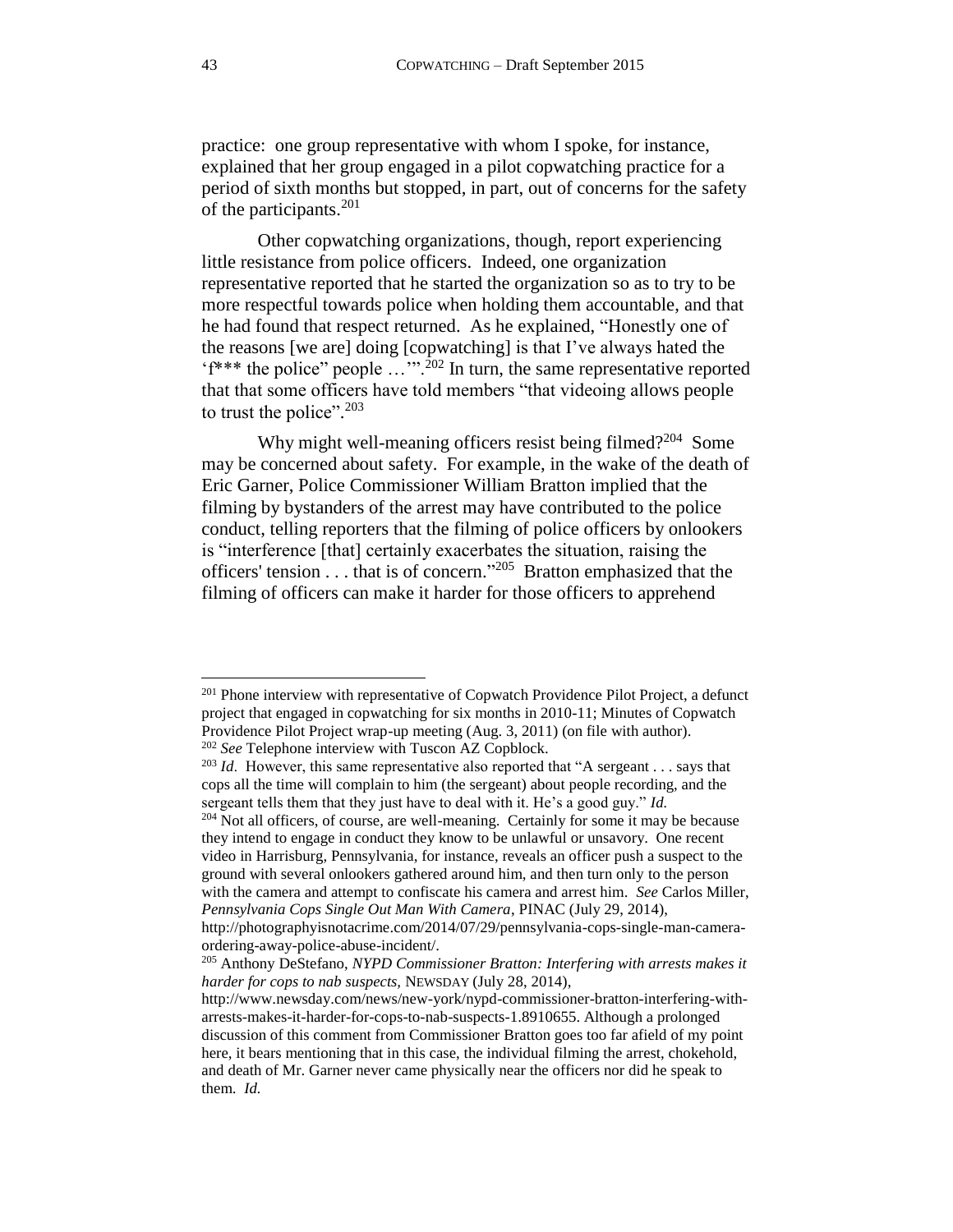practice: one group representative with whom I spoke, for instance, explained that her group engaged in a pilot copwatching practice for a period of sixth months but stopped, in part, out of concerns for the safety of the participants.[201]

Other copwatching organizations, though, report experiencing little resistance from police officers. Indeed, one organization representative reported that he started the organization so as to try to be more respectful towards police when holding them accountable, and that he had found that respect returned. As he explained, "Honestly one of the reasons [we are] doing [copwatching] is that I've always hated the 'f*** the police" people …'".[202] In turn, the same representative reported that that some officers have told members "that videoing allows people to trust the police".[203]

Why might well-meaning officers resist being filmed?[204] Some may be concerned about safety. For example, in the wake of the death of Eric Garner, Police Commissioner William Bratton implied that the filming by bystanders of the arrest may have contributed to the police conduct, telling reporters that the filming of police officers by onlookers is "interference [that] certainly exacerbates the situation, raising the officers' tension . . . that is of concern."[205] Bratton emphasized that the filming of officers can make it harder for those officers to apprehend

---

[201] Phone interview with representative of Copwatch Providence Pilot Project, a defunct project that engaged in copwatching for six months in 2010-11; Minutes of Copwatch Providence Pilot Project wrap-up meeting (Aug. 3, 2011) (on file with author).

[202] *See* Telephone interview with Tuscon AZ Copblock.

[203] *Id*. However, this same representative also reported that "A sergeant . . . says that cops all the time will complain to him (the sergeant) about people recording, and the sergeant tells them that they just have to deal with it. He's a good guy." *Id.*

[204] Not all officers, of course, are well-meaning. Certainly for some it may be because they intend to engage in conduct they know to be unlawful or unsavory. One recent video in Harrisburg, Pennsylvania, for instance, reveals an officer push a suspect to the ground with several onlookers gathered around him, and then turn only to the person with the camera and attempt to confiscate his camera and arrest him. *See* Carlos Miller, *Pennsylvania Cops Single Out Man With Camera*, PINAC (July 29, 2014), http://photographyisnotacrime.com/2014/07/29/pennsylvania-cops-single-man-camera-ordering-away-police-abuse-incident/.

[205] Anthony DeStefano, *NYPD Commissioner Bratton: Interfering with arrests makes it harder for cops to nab suspects*, NEWSDAY (July 28, 2014), http://www.newsday.com/news/new-york/nypd-commissioner-bratton-interfering-with-arrests-makes-it-harder-for-cops-to-nab-suspects-1.8910655. Although a prolonged discussion of this comment from Commissioner Bratton goes too far afield of my point here, it bears mentioning that in this case, the individual filming the arrest, chokehold, and death of Mr. Garner never came physically near the officers nor did he speak to them. *Id.*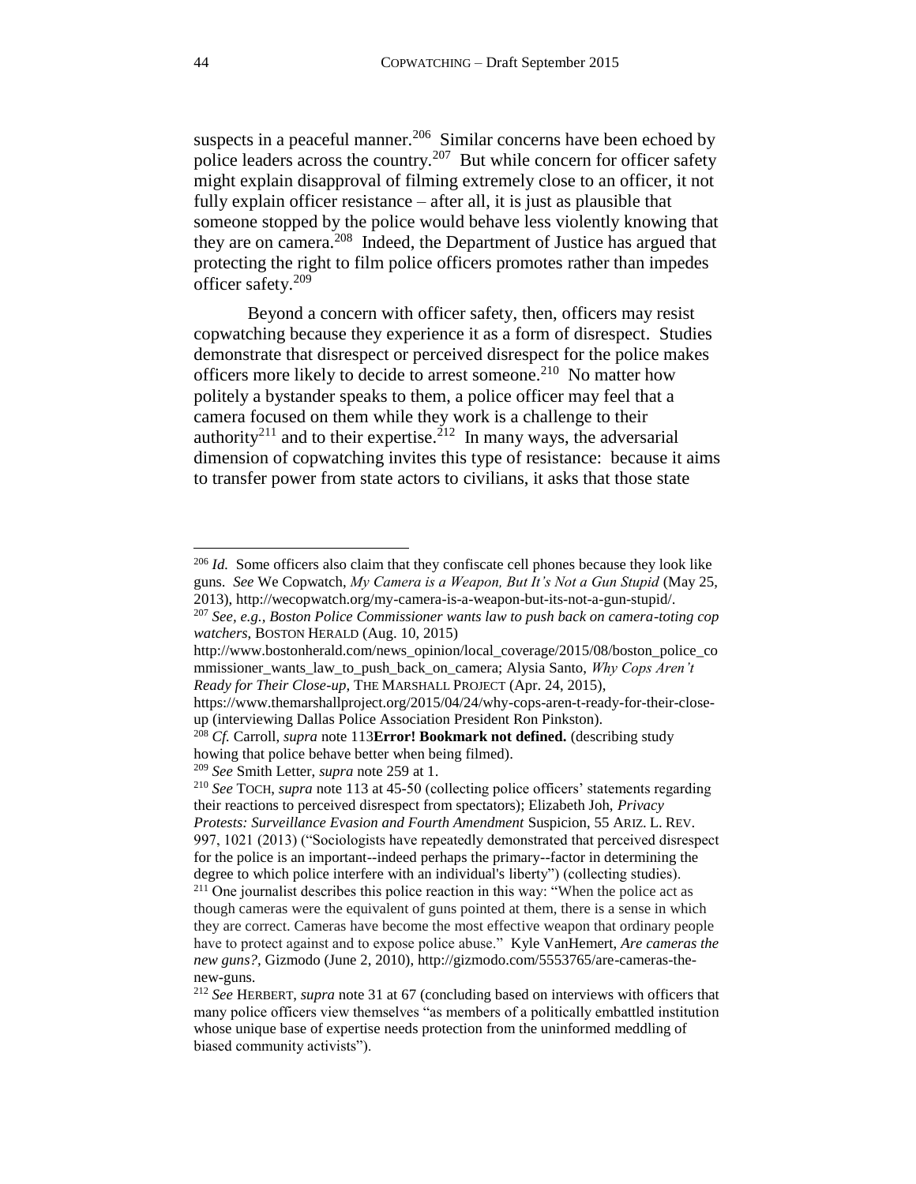suspects in a peaceful manner.[206] Similar concerns have been echoed by police leaders across the country.[207] But while concern for officer safety might explain disapproval of filming extremely close to an officer, it not fully explain officer resistance – after all, it is just as plausible that someone stopped by the police would behave less violently knowing that they are on camera.[208] Indeed, the Department of Justice has argued that protecting the right to film police officers promotes rather than impedes officer safety.[209]

Beyond a concern with officer safety, then, officers may resist copwatching because they experience it as a form of disrespect. Studies demonstrate that disrespect or perceived disrespect for the police makes officers more likely to decide to arrest someone.[210] No matter how politely a bystander speaks to them, a police officer may feel that a camera focused on them while they work is a challenge to their authority[211] and to their expertise.[212] In many ways, the adversarial dimension of copwatching invites this type of resistance: because it aims to transfer power from state actors to civilians, it asks that those state

---

[206] *Id.* Some officers also claim that they confiscate cell phones because they look like guns. *See* We Copwatch, *My Camera is a Weapon, But It's Not a Gun Stupid* (May 25, 2013), http://wecopwatch.org/my-camera-is-a-weapon-but-its-not-a-gun-stupid/.

[207] *See, e.g., Boston Police Commissioner wants law to push back on camera-toting cop watchers*, BOSTON HERALD (Aug. 10, 2015) http://www.bostonherald.com/news_opinion/local_coverage/2015/08/boston_police_commissioner_wants_law_to_push_back_on_camera; Alysia Santo, *Why Cops Aren't Ready for Their Close-up*, THE MARSHALL PROJECT (Apr. 24, 2015), https://www.themarshallproject.org/2015/04/24/why-cops-aren-t-ready-for-their-close-up (interviewing Dallas Police Association President Ron Pinkston).

[208] *Cf.* Carroll, *supra* note 113**Error! Bookmark not defined.** (describing study howing that police behave better when being filmed).

[209] *See* Smith Letter, *supra* note 259 at 1.

[210] *See* TOCH, *supra* note 113 at 45-50 (collecting police officers' statements regarding their reactions to perceived disrespect from spectators); Elizabeth Joh, *Privacy Protests: Surveillance Evasion and Fourth Amendment* Suspicion, 55 ARIZ. L. REV. 997, 1021 (2013) ("Sociologists have repeatedly demonstrated that perceived disrespect for the police is an important--indeed perhaps the primary--factor in determining the degree to which police interfere with an individual's liberty") (collecting studies).

[211] One journalist describes this police reaction in this way: "When the police act as though cameras were the equivalent of guns pointed at them, there is a sense in which they are correct. Cameras have become the most effective weapon that ordinary people have to protect against and to expose police abuse." Kyle VanHemert, *Are cameras the new guns?*, Gizmodo (June 2, 2010), http://gizmodo.com/5553765/are-cameras-the-new-guns.

[212] *See* HERBERT, *supra* note 31 at 67 (concluding based on interviews with officers that many police officers view themselves "as members of a politically embattled institution whose unique base of expertise needs protection from the uninformed meddling of biased community activists").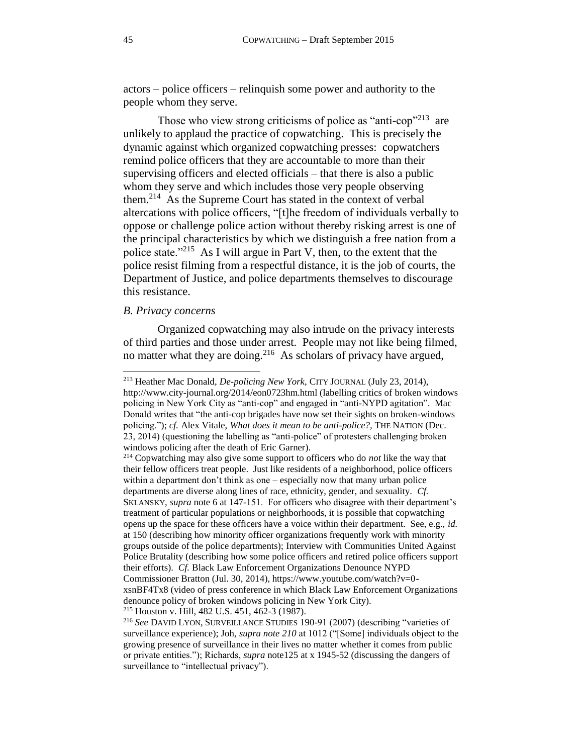actors – police officers – relinquish some power and authority to the people whom they serve.

Those who view strong criticisms of police as "anti-cop"[213] are unlikely to applaud the practice of copwatching. This is precisely the dynamic against which organized copwatching presses: copwatchers remind police officers that they are accountable to more than their supervising officers and elected officials – that there is also a public whom they serve and which includes those very people observing them.[214] As the Supreme Court has stated in the context of verbal altercations with police officers, "[t]he freedom of individuals verbally to oppose or challenge police action without thereby risking arrest is one of the principal characteristics by which we distinguish a free nation from a police state."[215] As I will argue in Part V, then, to the extent that the police resist filming from a respectful distance, it is the job of courts, the Department of Justice, and police departments themselves to discourage this resistance.

*B. Privacy concerns*

Organized copwatching may also intrude on the privacy interests of third parties and those under arrest. People may not like being filmed, no matter what they are doing.[216] As scholars of privacy have argued,

---

[213] Heather Mac Donald, *De-policing New York*, CITY JOURNAL (July 23, 2014), http://www.city-journal.org/2014/eon0723hm.html (labelling critics of broken windows policing in New York City as "anti-cop" and engaged in "anti-NYPD agitation". Mac Donald writes that "the anti-cop brigades have now set their sights on broken-windows policing."); *cf.* Alex Vitale, *What does it mean to be anti-police?*, THE NATION (Dec. 23, 2014) (questioning the labelling as "anti-police" of protesters challenging broken windows policing after the death of Eric Garner).

[214] Copwatching may also give some support to officers who do *not* like the way that their fellow officers treat people. Just like residents of a neighborhood, police officers within a department don't think as one – especially now that many urban police departments are diverse along lines of race, ethnicity, gender, and sexuality. *Cf.* SKLANSKY, *supra* note 6 at 147-151. For officers who disagree with their department's treatment of particular populations or neighborhoods, it is possible that copwatching opens up the space for these officers have a voice within their department. See, e.g., *id.* at 150 (describing how minority officer organizations frequently work with minority groups outside of the police departments); Interview with Communities United Against Police Brutality (describing how some police officers and retired police officers support their efforts). *Cf.* Black Law Enforcement Organizations Denounce NYPD Commissioner Bratton (Jul. 30, 2014), https://www.youtube.com/watch?v=0-xsnBF4Tx8 (video of press conference in which Black Law Enforcement Organizations denounce policy of broken windows policing in New York City).

[215] Houston v. Hill, 482 U.S. 451, 462-3 (1987).

[216] *See* DAVID LYON, SURVEILLANCE STUDIES 190-91 (2007) (describing "varieties of surveillance experience); Joh, *supra note 210* at 1012 ("[Some] individuals object to the growing presence of surveillance in their lives no matter whether it comes from public or private entities."); Richards, *supra* note125 at x 1945-52 (discussing the dangers of surveillance to "intellectual privacy").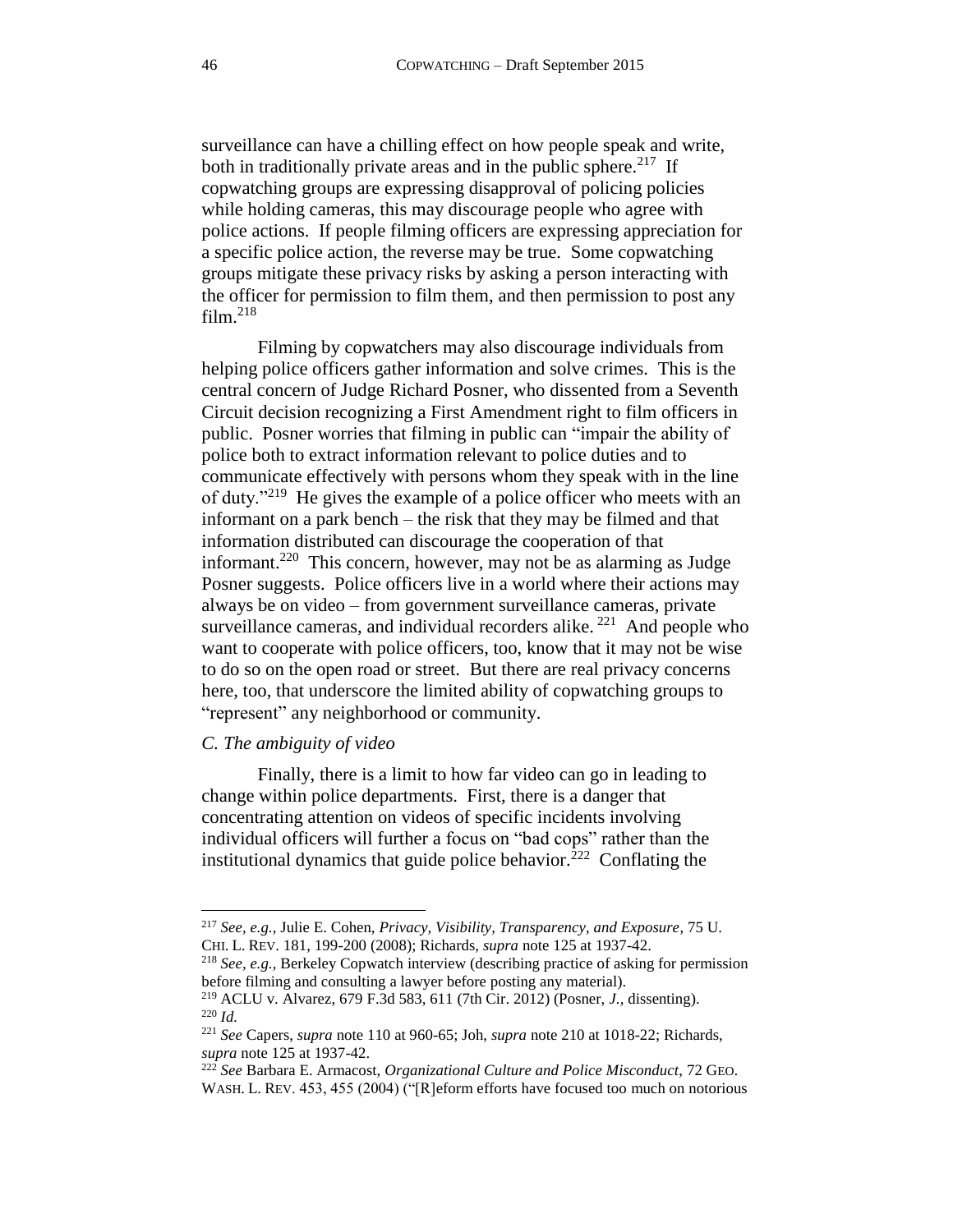surveillance can have a chilling effect on how people speak and write, both in traditionally private areas and in the public sphere.[217] If copwatching groups are expressing disapproval of policing policies while holding cameras, this may discourage people who agree with police actions. If people filming officers are expressing appreciation for a specific police action, the reverse may be true. Some copwatching groups mitigate these privacy risks by asking a person interacting with the officer for permission to film them, and then permission to post any film.[218]

Filming by copwatchers may also discourage individuals from helping police officers gather information and solve crimes. This is the central concern of Judge Richard Posner, who dissented from a Seventh Circuit decision recognizing a First Amendment right to film officers in public. Posner worries that filming in public can "impair the ability of police both to extract information relevant to police duties and to communicate effectively with persons whom they speak with in the line of duty."[219] He gives the example of a police officer who meets with an informant on a park bench – the risk that they may be filmed and that information distributed can discourage the cooperation of that informant.[220] This concern, however, may not be as alarming as Judge Posner suggests. Police officers live in a world where their actions may always be on video – from government surveillance cameras, private surveillance cameras, and individual recorders alike.[221] And people who want to cooperate with police officers, too, know that it may not be wise to do so on the open road or street. But there are real privacy concerns here, too, that underscore the limited ability of copwatching groups to "represent" any neighborhood or community.

### *C. The ambiguity of video*

Finally, there is a limit to how far video can go in leading to change within police departments. First, there is a danger that concentrating attention on videos of specific incidents involving individual officers will further a focus on "bad cops" rather than the institutional dynamics that guide police behavior.[222] Conflating the

---

[217] *See, e.g.,* Julie E. Cohen, *Privacy, Visibility, Transparency, and Exposure*, 75 U. CHI. L. REV. 181, 199-200 (2008); Richards, *supra* note 125 at 1937-42.

[218] *See, e.g.,* Berkeley Copwatch interview (describing practice of asking for permission before filming and consulting a lawyer before posting any material).

[219] ACLU v. Alvarez, 679 F.3d 583, 611 (7th Cir. 2012) (Posner, *J.*, dissenting).

[220] *Id.*

[221] *See* Capers, *supra* note 110 at 960-65; Joh, *supra* note 210 at 1018-22; Richards, *supra* note 125 at 1937-42.

[222] *See* Barbara E. Armacost, *Organizational Culture and Police Misconduct*, 72 GEO. WASH. L. REV. 453, 455 (2004) ("[R]eform efforts have focused too much on notorious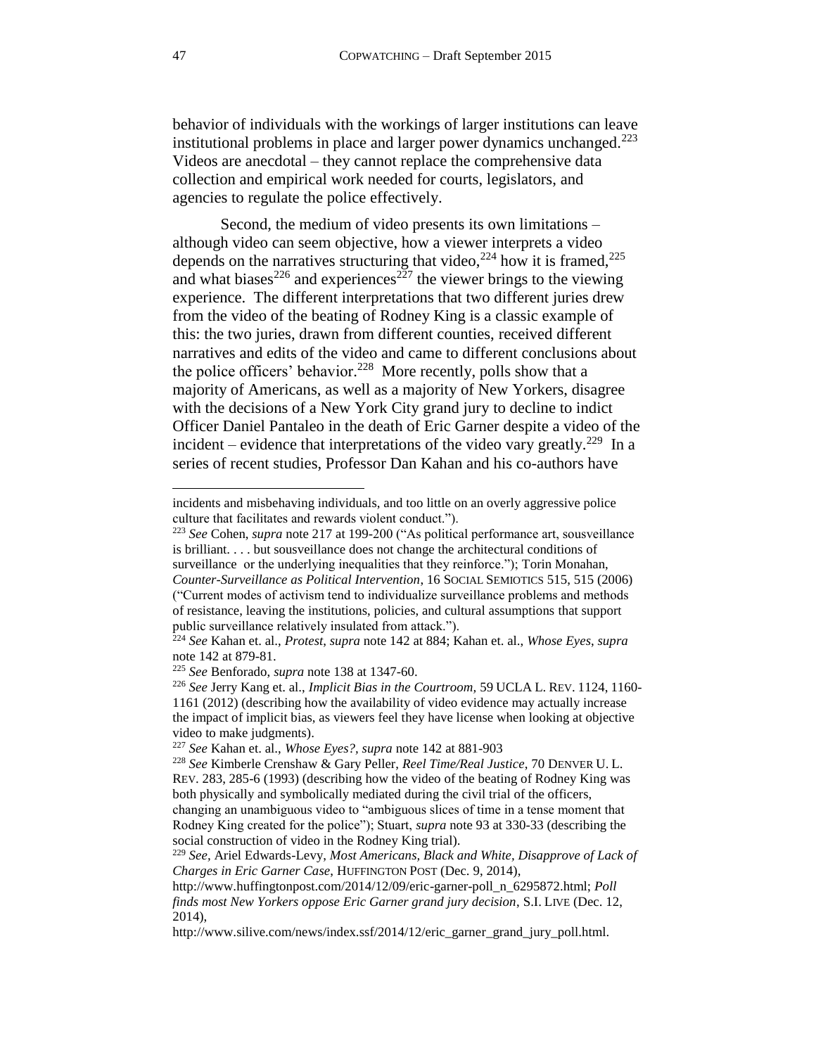behavior of individuals with the workings of larger institutions can leave institutional problems in place and larger power dynamics unchanged.[223] Videos are anecdotal – they cannot replace the comprehensive data collection and empirical work needed for courts, legislators, and agencies to regulate the police effectively.

Second, the medium of video presents its own limitations – although video can seem objective, how a viewer interprets a video depends on the narratives structuring that video,[224] how it is framed,[225] and what biases[226] and experiences[227] the viewer brings to the viewing experience. The different interpretations that two different juries drew from the video of the beating of Rodney King is a classic example of this: the two juries, drawn from different counties, received different narratives and edits of the video and came to different conclusions about the police officers' behavior.[228] More recently, polls show that a majority of Americans, as well as a majority of New Yorkers, disagree with the decisions of a New York City grand jury to decline to indict Officer Daniel Pantaleo in the death of Eric Garner despite a video of the incident – evidence that interpretations of the video vary greatly.[229] In a series of recent studies, Professor Dan Kahan and his co-authors have

---

incidents and misbehaving individuals, and too little on an overly aggressive police culture that facilitates and rewards violent conduct.").

[223] *See* Cohen, *supra* note 217 at 199-200 ("As political performance art, sousveillance is brilliant. . . . but sousveillance does not change the architectural conditions of surveillance or the underlying inequalities that they reinforce."); Torin Monahan, *Counter-Surveillance as Political Intervention*, 16 SOCIAL SEMIOTICS 515, 515 (2006) ("Current modes of activism tend to individualize surveillance problems and methods of resistance, leaving the institutions, policies, and cultural assumptions that support public surveillance relatively insulated from attack.").

[224] *See* Kahan et. al., *Protest*, *supra* note 142 at 884; Kahan et. al., *Whose Eyes*, *supra* note 142 at 879-81.

[225] *See* Benforado, *supra* note 138 at 1347-60.

[226] *See* Jerry Kang et. al., *Implicit Bias in the Courtroom,* 59 UCLA L. REV. 1124, 1160-1161 (2012) (describing how the availability of video evidence may actually increase the impact of implicit bias, as viewers feel they have license when looking at objective video to make judgments).

[227] *See* Kahan et. al., *Whose Eyes?, supra* note 142 at 881-903

[228] *See* Kimberle Crenshaw & Gary Peller, *Reel Time/Real Justice*, 70 DENVER U. L. REV. 283, 285-6 (1993) (describing how the video of the beating of Rodney King was both physically and symbolically mediated during the civil trial of the officers, changing an unambiguous video to "ambiguous slices of time in a tense moment that Rodney King created for the police"); Stuart, *supra* note 93 at 330-33 (describing the social construction of video in the Rodney King trial).

[229] *See,* Ariel Edwards-Levy, *Most Americans, Black and White, Disapprove of Lack of Charges in Eric Garner Case*, HUFFINGTON POST (Dec. 9, 2014), http://www.huffingtonpost.com/2014/12/09/eric-garner-poll_n_6295872.html; *Poll finds most New Yorkers oppose Eric Garner grand jury decision*, S.I. LIVE (Dec. 12, 2014), http://www.silive.com/news/index.ssf/2014/12/eric_garner_grand_jury_poll.html.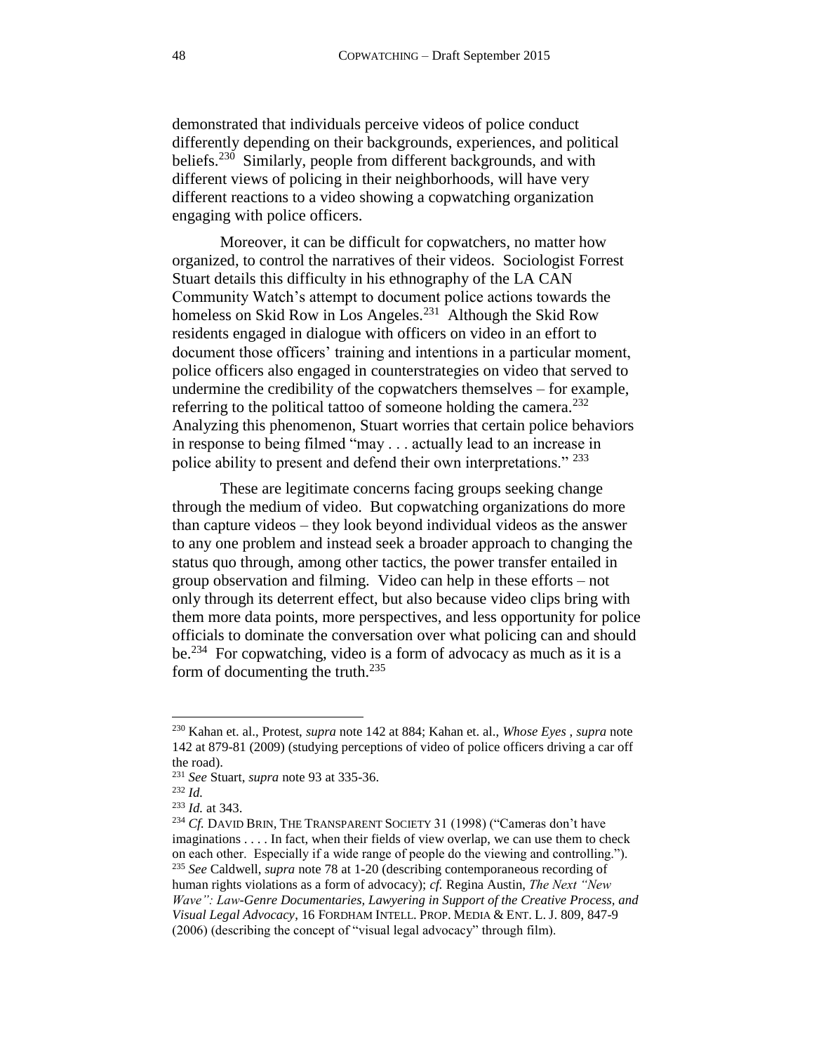demonstrated that individuals perceive videos of police conduct differently depending on their backgrounds, experiences, and political beliefs.[230] Similarly, people from different backgrounds, and with different views of policing in their neighborhoods, will have very different reactions to a video showing a copwatching organization engaging with police officers.

Moreover, it can be difficult for copwatchers, no matter how organized, to control the narratives of their videos. Sociologist Forrest Stuart details this difficulty in his ethnography of the LA CAN Community Watch's attempt to document police actions towards the homeless on Skid Row in Los Angeles.[231] Although the Skid Row residents engaged in dialogue with officers on video in an effort to document those officers' training and intentions in a particular moment, police officers also engaged in counterstrategies on video that served to undermine the credibility of the copwatchers themselves – for example, referring to the political tattoo of someone holding the camera.[232] Analyzing this phenomenon, Stuart worries that certain police behaviors in response to being filmed "may . . . actually lead to an increase in police ability to present and defend their own interpretations." [233]

These are legitimate concerns facing groups seeking change through the medium of video. But copwatching organizations do more than capture videos – they look beyond individual videos as the answer to any one problem and instead seek a broader approach to changing the status quo through, among other tactics, the power transfer entailed in group observation and filming. Video can help in these efforts – not only through its deterrent effect, but also because video clips bring with them more data points, more perspectives, and less opportunity for police officials to dominate the conversation over what policing can and should be.[234] For copwatching, video is a form of advocacy as much as it is a form of documenting the truth.[235]

---

[230] Kahan et. al., Protest, *supra* note 142 at 884; Kahan et. al., *Whose Eyes* , *supra* note 142 at 879-81 (2009) (studying perceptions of video of police officers driving a car off the road).

[231] *See* Stuart, *supra* note 93 at 335-36.

[232] *Id.*

[233] *Id.* at 343.

[234] *Cf.* DAVID BRIN, THE TRANSPARENT SOCIETY 31 (1998) ("Cameras don't have imaginations . . . . In fact, when their fields of view overlap, we can use them to check on each other. Especially if a wide range of people do the viewing and controlling.").

[235] *See* Caldwell, *supra* note 78 at 1-20 (describing contemporaneous recording of human rights violations as a form of advocacy); *cf.* Regina Austin, *The Next "New Wave": Law-Genre Documentaries, Lawyering in Support of the Creative Process, and Visual Legal Advocacy*, 16 FORDHAM INTELL. PROP. MEDIA & ENT. L. J. 809, 847-9 (2006) (describing the concept of "visual legal advocacy" through film).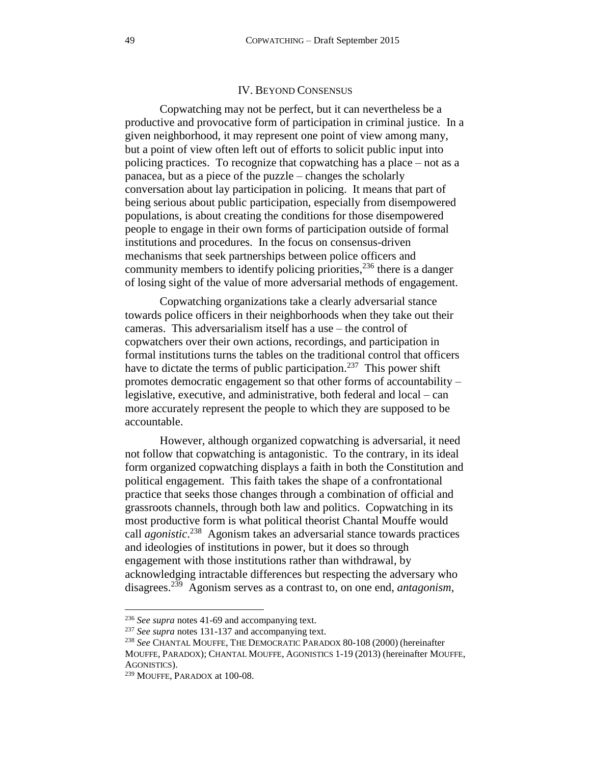## IV. BEYOND CONSENSUS

Copwatching may not be perfect, but it can nevertheless be a productive and provocative form of participation in criminal justice. In a given neighborhood, it may represent one point of view among many, but a point of view often left out of efforts to solicit public input into policing practices. To recognize that copwatching has a place – not as a panacea, but as a piece of the puzzle – changes the scholarly conversation about lay participation in policing. It means that part of being serious about public participation, especially from disempowered populations, is about creating the conditions for those disempowered people to engage in their own forms of participation outside of formal institutions and procedures. In the focus on consensus-driven mechanisms that seek partnerships between police officers and community members to identify policing priorities,[236] there is a danger of losing sight of the value of more adversarial methods of engagement.

Copwatching organizations take a clearly adversarial stance towards police officers in their neighborhoods when they take out their cameras. This adversarialism itself has a use – the control of copwatchers over their own actions, recordings, and participation in formal institutions turns the tables on the traditional control that officers have to dictate the terms of public participation.[237] This power shift promotes democratic engagement so that other forms of accountability – legislative, executive, and administrative, both federal and local – can more accurately represent the people to which they are supposed to be accountable.

However, although organized copwatching is adversarial, it need not follow that copwatching is antagonistic. To the contrary, in its ideal form organized copwatching displays a faith in both the Constitution and political engagement. This faith takes the shape of a confrontational practice that seeks those changes through a combination of official and grassroots channels, through both law and politics. Copwatching in its most productive form is what political theorist Chantal Mouffe would call *agonistic*.[238] Agonism takes an adversarial stance towards practices and ideologies of institutions in power, but it does so through engagement with those institutions rather than withdrawal, by acknowledging intractable differences but respecting the adversary who disagrees.[239] Agonism serves as a contrast to, on one end, *antagonism*,

---

[236] *See supra* notes 41-69 and accompanying text.

[237] *See supra* notes 131-137 and accompanying text.

[238] *See* CHANTAL MOUFFE, THE DEMOCRATIC PARADOX 80-108 (2000) (hereinafter MOUFFE, PARADOX); CHANTAL MOUFFE, AGONISTICS 1-19 (2013) (hereinafter MOUFFE, AGONISTICS).

[239] MOUFFE, PARADOX at 100-08.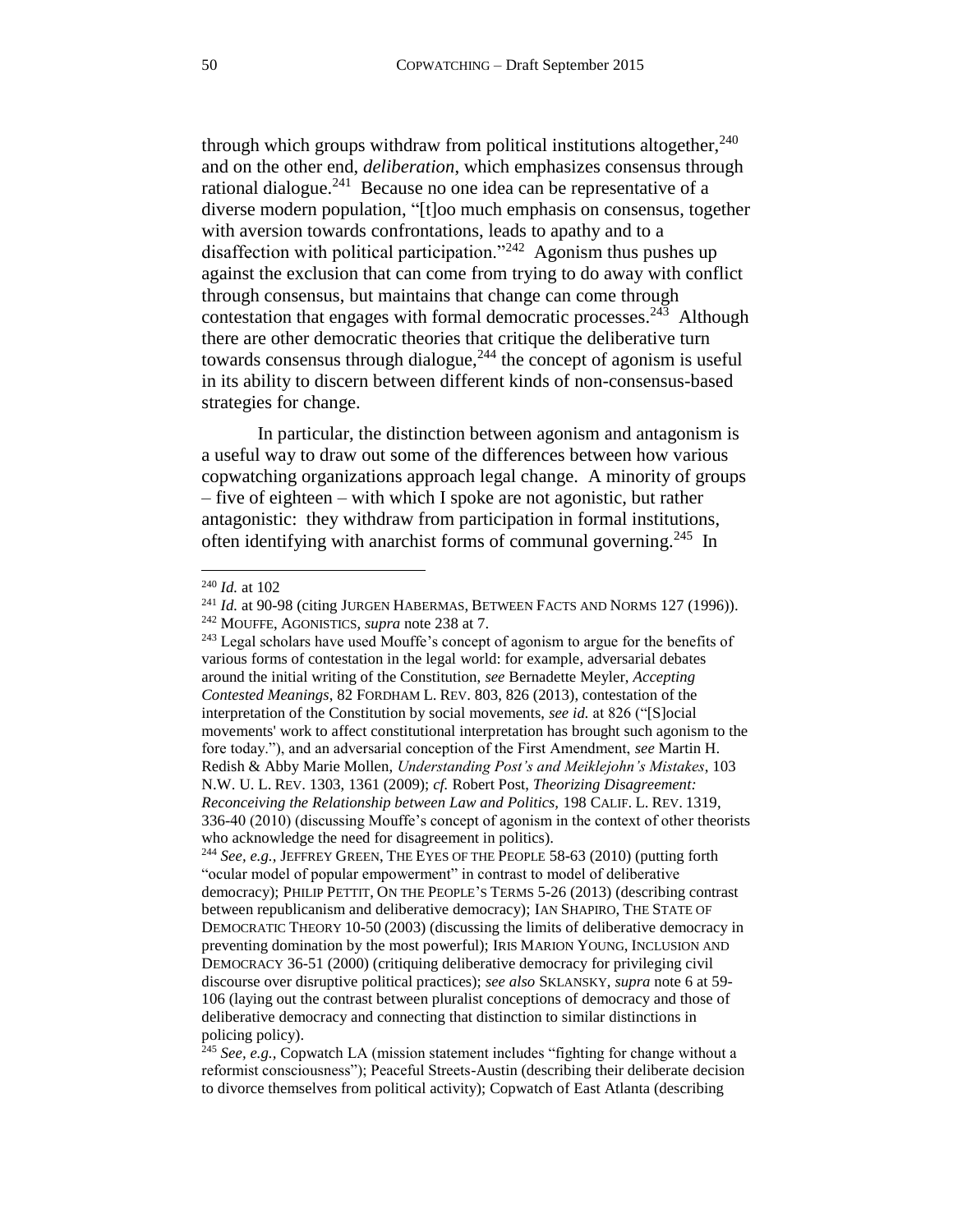through which groups withdraw from political institutions altogether,[240] and on the other end, *deliberation*, which emphasizes consensus through rational dialogue.[241] Because no one idea can be representative of a diverse modern population, "[t]oo much emphasis on consensus, together with aversion towards confrontations, leads to apathy and to a disaffection with political participation."[242] Agonism thus pushes up against the exclusion that can come from trying to do away with conflict through consensus, but maintains that change can come through contestation that engages with formal democratic processes.[243] Although there are other democratic theories that critique the deliberative turn towards consensus through dialogue,[244] the concept of agonism is useful in its ability to discern between different kinds of non-consensus-based strategies for change.

In particular, the distinction between agonism and antagonism is a useful way to draw out some of the differences between how various copwatching organizations approach legal change. A minority of groups – five of eighteen – with which I spoke are not agonistic, but rather antagonistic: they withdraw from participation in formal institutions, often identifying with anarchist forms of communal governing.[245] In

---

[240] *Id.* at 102

[241] *Id.* at 90-98 (citing JURGEN HABERMAS, BETWEEN FACTS AND NORMS 127 (1996)).

[242] MOUFFE, AGONISTICS, *supra* note 238 at 7.

[243] Legal scholars have used Mouffe's concept of agonism to argue for the benefits of various forms of contestation in the legal world: for example, adversarial debates around the initial writing of the Constitution, *see* Bernadette Meyler, *Accepting Contested Meanings*, 82 FORDHAM L. REV. 803, 826 (2013), contestation of the interpretation of the Constitution by social movements, *see id.* at 826 ("[S]ocial movements' work to affect constitutional interpretation has brought such agonism to the fore today."), and an adversarial conception of the First Amendment, *see* Martin H. Redish & Abby Marie Mollen, *Understanding Post's and Meiklejohn's Mistakes*, 103 N.W. U. L. REV. 1303, 1361 (2009); *cf.* Robert Post, *Theorizing Disagreement: Reconceiving the Relationship between Law and Politics*, 198 CALIF. L. REV. 1319, 336-40 (2010) (discussing Mouffe's concept of agonism in the context of other theorists who acknowledge the need for disagreement in politics).

[244] *See, e.g.*, JEFFREY GREEN, THE EYES OF THE PEOPLE 58-63 (2010) (putting forth "ocular model of popular empowerment" in contrast to model of deliberative democracy); PHILIP PETTIT, ON THE PEOPLE'S TERMS 5-26 (2013) (describing contrast between republicanism and deliberative democracy); IAN SHAPIRO, THE STATE OF DEMOCRATIC THEORY 10-50 (2003) (discussing the limits of deliberative democracy in preventing domination by the most powerful); IRIS MARION YOUNG, INCLUSION AND DEMOCRACY 36-51 (2000) (critiquing deliberative democracy for privileging civil discourse over disruptive political practices); *see also* SKLANSKY, *supra* note 6 at 59-106 (laying out the contrast between pluralist conceptions of democracy and those of deliberative democracy and connecting that distinction to similar distinctions in policing policy).

[245] *See, e.g.*, Copwatch LA (mission statement includes "fighting for change without a reformist consciousness"); Peaceful Streets-Austin (describing their deliberate decision to divorce themselves from political activity); Copwatch of East Atlanta (describing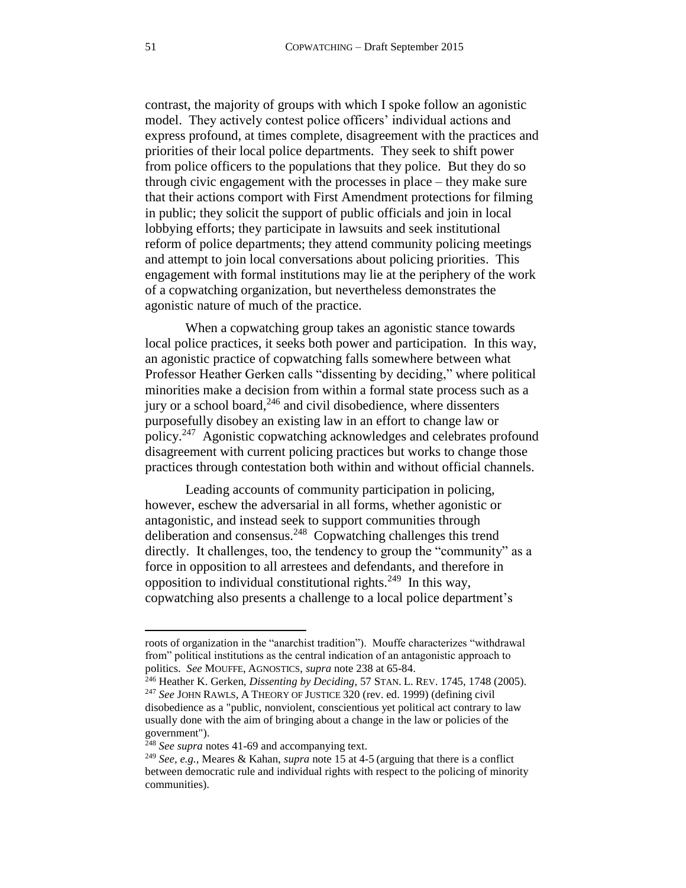contrast, the majority of groups with which I spoke follow an agonistic model. They actively contest police officers' individual actions and express profound, at times complete, disagreement with the practices and priorities of their local police departments. They seek to shift power from police officers to the populations that they police. But they do so through civic engagement with the processes in place – they make sure that their actions comport with First Amendment protections for filming in public; they solicit the support of public officials and join in local lobbying efforts; they participate in lawsuits and seek institutional reform of police departments; they attend community policing meetings and attempt to join local conversations about policing priorities. This engagement with formal institutions may lie at the periphery of the work of a copwatching organization, but nevertheless demonstrates the agonistic nature of much of the practice.

When a copwatching group takes an agonistic stance towards local police practices, it seeks both power and participation. In this way, an agonistic practice of copwatching falls somewhere between what Professor Heather Gerken calls "dissenting by deciding," where political minorities make a decision from within a formal state process such as a jury or a school board,[246] and civil disobedience, where dissenters purposefully disobey an existing law in an effort to change law or policy.[247] Agonistic copwatching acknowledges and celebrates profound disagreement with current policing practices but works to change those practices through contestation both within and without official channels.

Leading accounts of community participation in policing, however, eschew the adversarial in all forms, whether agonistic or antagonistic, and instead seek to support communities through deliberation and consensus.[248] Copwatching challenges this trend directly. It challenges, too, the tendency to group the "community" as a force in opposition to all arrestees and defendants, and therefore in opposition to individual constitutional rights.[249] In this way, copwatching also presents a challenge to a local police department's

---

roots of organization in the "anarchist tradition"). Mouffe characterizes "withdrawal from" political institutions as the central indication of an antagonistic approach to politics. *See* MOUFFE, AGNOSTICS, *supra* note 238 at 65-84.

[246] Heather K. Gerken, *Dissenting by Deciding*, 57 STAN. L. REV. 1745, 1748 (2005).

[247] *See* JOHN RAWLS, A THEORY OF JUSTICE 320 (rev. ed. 1999) (defining civil disobedience as a "public, nonviolent, conscientious yet political act contrary to law usually done with the aim of bringing about a change in the law or policies of the government").

[248] *See supra* notes 41-69 and accompanying text.

[249] *See, e.g.*, Meares & Kahan, *supra* note 15 at 4-5 (arguing that there is a conflict between democratic rule and individual rights with respect to the policing of minority communities).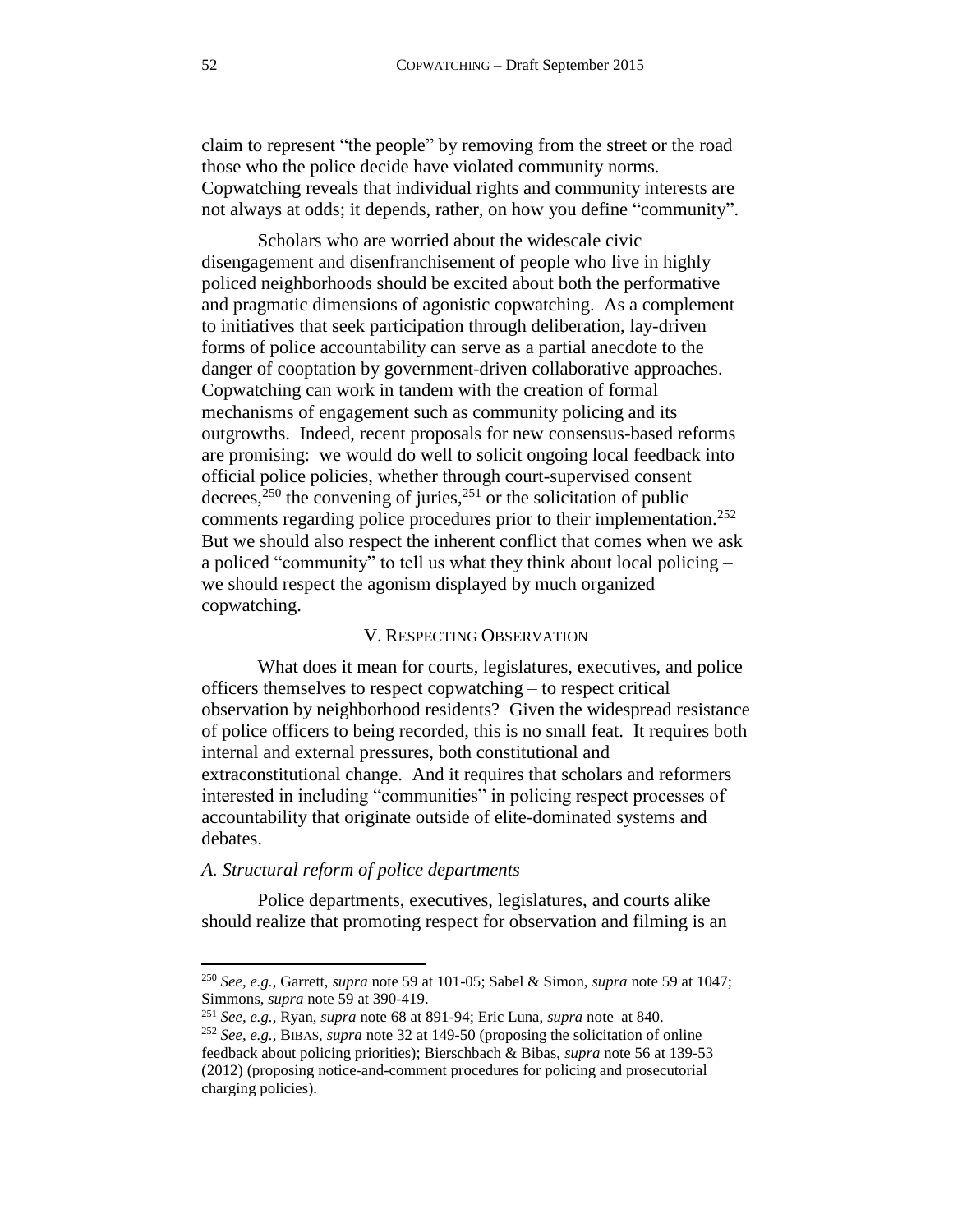claim to represent "the people" by removing from the street or the road those who the police decide have violated community norms. Copwatching reveals that individual rights and community interests are not always at odds; it depends, rather, on how you define "community".

Scholars who are worried about the widescale civic disengagement and disenfranchisement of people who live in highly policed neighborhoods should be excited about both the performative and pragmatic dimensions of agonistic copwatching. As a complement to initiatives that seek participation through deliberation, lay-driven forms of police accountability can serve as a partial anecdote to the danger of cooptation by government-driven collaborative approaches. Copwatching can work in tandem with the creation of formal mechanisms of engagement such as community policing and its outgrowths. Indeed, recent proposals for new consensus-based reforms are promising: we would do well to solicit ongoing local feedback into official police policies, whether through court-supervised consent decrees,[250] the convening of juries,[251] or the solicitation of public comments regarding police procedures prior to their implementation.[252] But we should also respect the inherent conflict that comes when we ask a policed "community" to tell us what they think about local policing – we should respect the agonism displayed by much organized copwatching.

## V. Respecting Observation

What does it mean for courts, legislatures, executives, and police officers themselves to respect copwatching – to respect critical observation by neighborhood residents? Given the widespread resistance of police officers to being recorded, this is no small feat. It requires both internal and external pressures, both constitutional and extraconstitutional change. And it requires that scholars and reformers interested in including "communities" in policing respect processes of accountability that originate outside of elite-dominated systems and debates.

### *A. Structural reform of police departments*

Police departments, executives, legislatures, and courts alike should realize that promoting respect for observation and filming is an

---

[250] *See, e.g.*, Garrett, *supra* note 59 at 101-05; Sabel & Simon, *supra* note 59 at 1047; Simmons, *supra* note 59 at 390-419.

[251] *See, e.g.*, Ryan, *supra* note 68 at 891-94; Eric Luna, *supra* note at 840.

[252] *See, e.g.*, BIBAS, *supra* note 32 at 149-50 (proposing the solicitation of online feedback about policing priorities); Bierschbach & Bibas, *supra* note 56 at 139-53 (2012) (proposing notice-and-comment procedures for policing and prosecutorial charging policies).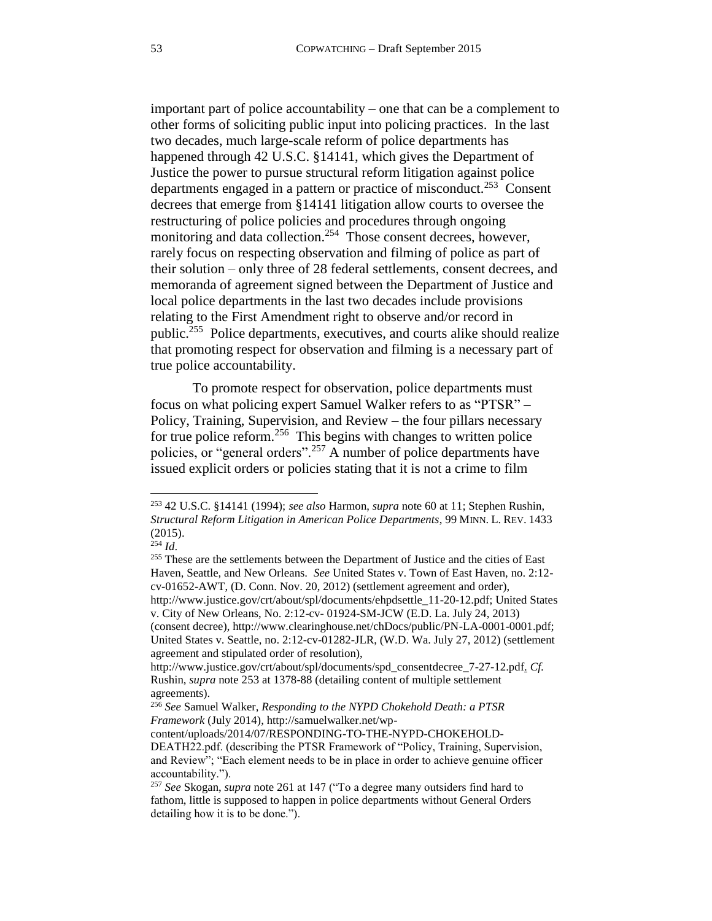important part of police accountability – one that can be a complement to other forms of soliciting public input into policing practices. In the last two decades, much large-scale reform of police departments has happened through 42 U.S.C. §14141, which gives the Department of Justice the power to pursue structural reform litigation against police departments engaged in a pattern or practice of misconduct.[253] Consent decrees that emerge from §14141 litigation allow courts to oversee the restructuring of police policies and procedures through ongoing monitoring and data collection.[254] Those consent decrees, however, rarely focus on respecting observation and filming of police as part of their solution – only three of 28 federal settlements, consent decrees, and memoranda of agreement signed between the Department of Justice and local police departments in the last two decades include provisions relating to the First Amendment right to observe and/or record in public.[255] Police departments, executives, and courts alike should realize that promoting respect for observation and filming is a necessary part of true police accountability.

To promote respect for observation, police departments must focus on what policing expert Samuel Walker refers to as "PTSR" – Policy, Training, Supervision, and Review – the four pillars necessary for true police reform.[256] This begins with changes to written police policies, or "general orders".[257] A number of police departments have issued explicit orders or policies stating that it is not a crime to film

---

[253] 42 U.S.C. §14141 (1994); *see also* Harmon, *supra* note 60 at 11; Stephen Rushin, *Structural Reform Litigation in American Police Departments*, 99 MINN. L. REV. 1433 (2015).

[254] *Id*.

[255] These are the settlements between the Department of Justice and the cities of East Haven, Seattle, and New Orleans. *See* United States v. Town of East Haven, no. 2:12-cv-01652-AWT, (D. Conn. Nov. 20, 2012) (settlement agreement and order), http://www.justice.gov/crt/about/spl/documents/ehpdsettle_11-20-12.pdf; United States v. City of New Orleans, No. 2:12-cv- 01924-SM-JCW (E.D. La. July 24, 2013) (consent decree), http://www.clearinghouse.net/chDocs/public/PN-LA-0001-0001.pdf; United States v. Seattle, no. 2:12-cv-01282-JLR, (W.D. Wa. July 27, 2012) (settlement agreement and stipulated order of resolution), http://www.justice.gov/crt/about/spl/documents/spd_consentdecree_7-27-12.pdf. *Cf.* Rushin, *supra* note 253 at 1378-88 (detailing content of multiple settlement agreements).

[256] *See* Samuel Walker, *Responding to the NYPD Chokehold Death: a PTSR Framework* (July 2014), http://samuelwalker.net/wp-content/uploads/2014/07/RESPONDING-TO-THE-NYPD-CHOKEHOLD-DEATH22.pdf. (describing the PTSR Framework of "Policy, Training, Supervision, and Review"; "Each element needs to be in place in order to achieve genuine officer accountability.").

[257] *See* Skogan, *supra* note 261 at 147 ("To a degree many outsiders find hard to fathom, little is supposed to happen in police departments without General Orders detailing how it is to be done.").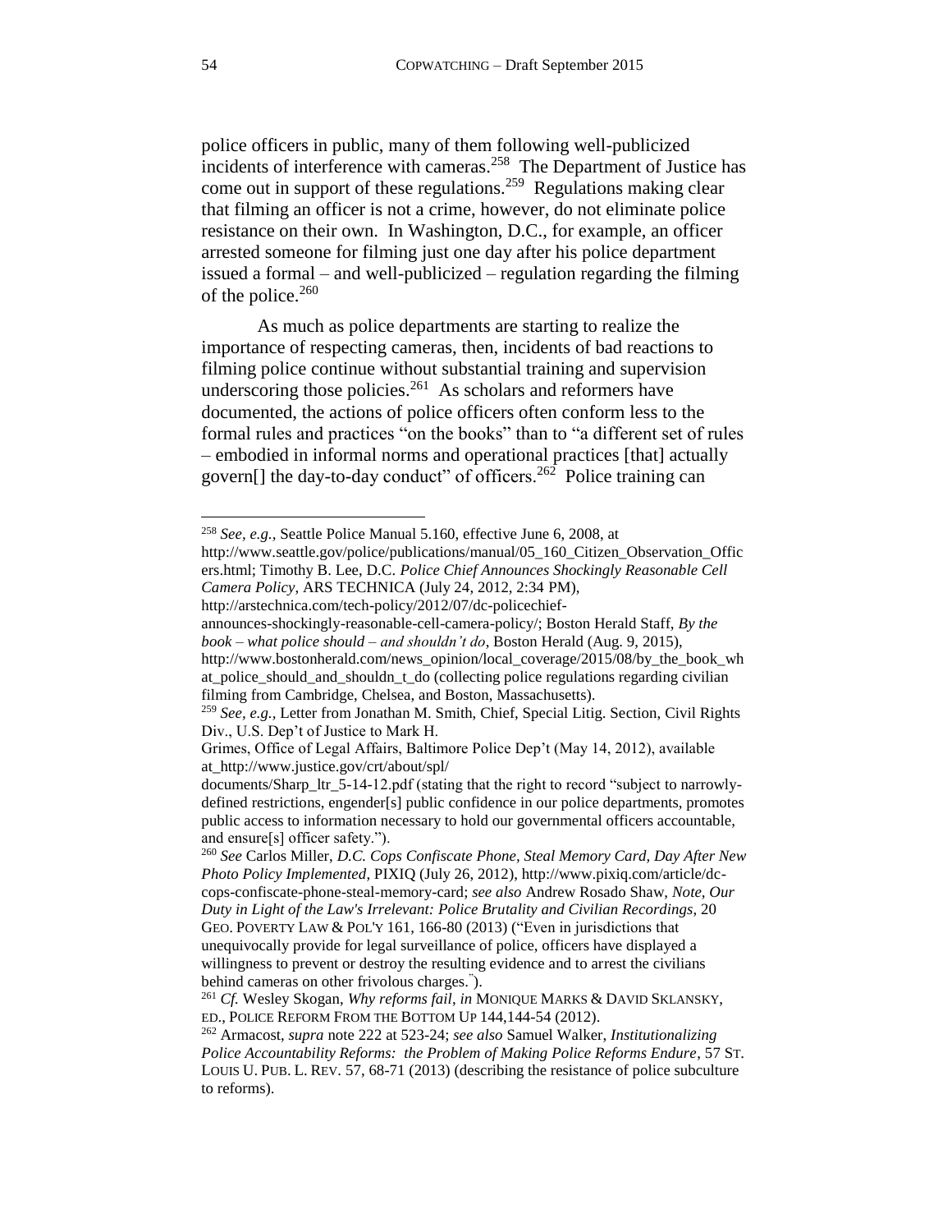police officers in public, many of them following well-publicized incidents of interference with cameras.[258] The Department of Justice has come out in support of these regulations.[259] Regulations making clear that filming an officer is not a crime, however, do not eliminate police resistance on their own. In Washington, D.C., for example, an officer arrested someone for filming just one day after his police department issued a formal – and well-publicized – regulation regarding the filming of the police.[260]

As much as police departments are starting to realize the importance of respecting cameras, then, incidents of bad reactions to filming police continue without substantial training and supervision underscoring those policies.[261] As scholars and reformers have documented, the actions of police officers often conform less to the formal rules and practices "on the books" than to "a different set of rules – embodied in informal norms and operational practices [that] actually govern[] the day-to-day conduct" of officers.[262] Police training can

---

[258] *See, e.g.*, Seattle Police Manual 5.160, effective June 6, 2008, at http://www.seattle.gov/police/publications/manual/05_160_Citizen_Observation_Officers.html; Timothy B. Lee, D.C. *Police Chief Announces Shockingly Reasonable Cell Camera Policy*, ARS TECHNICA (July 24, 2012, 2:34 PM), http://arstechnica.com/tech-policy/2012/07/dc-policechief-announces-shockingly-reasonable-cell-camera-policy/; Boston Herald Staff, *By the book – what police should – and shouldn't do*, Boston Herald (Aug. 9, 2015), http://www.bostonherald.com/news_opinion/local_coverage/2015/08/by_the_book_what_police_should_and_shouldn_t_do (collecting police regulations regarding civilian filming from Cambridge, Chelsea, and Boston, Massachusetts).

[259] *See, e.g.*, Letter from Jonathan M. Smith, Chief, Special Litig. Section, Civil Rights Div., U.S. Dep't of Justice to Mark H. Grimes, Office of Legal Affairs, Baltimore Police Dep't (May 14, 2012), available at_http://www.justice.gov/crt/about/spl/documents/Sharp_ltr_5-14-12.pdf (stating that the right to record "subject to narrowly-defined restrictions, engender[s] public confidence in our police departments, promotes public access to information necessary to hold our governmental officers accountable, and ensure[s] officer safety.").

[260] *See* Carlos Miller, *D.C. Cops Confiscate Phone, Steal Memory Card, Day After New Photo Policy Implemented*, PIXIQ (July 26, 2012), http://www.pixiq.com/article/dc-cops-confiscate-phone-steal-memory-card; *see also* Andrew Rosado Shaw, *Note*, *Our Duty in Light of the Law's Irrelevant: Police Brutality and Civilian Recordings*, 20 GEO. POVERTY LAW & POL'Y 161, 166-80 (2013) ("Even in jurisdictions that unequivocally provide for legal surveillance of police, officers have displayed a willingness to prevent or destroy the resulting evidence and to arrest the civilians behind cameras on other frivolous charges.").

[261] *Cf.* Wesley Skogan, *Why reforms fail*, *in* MONIQUE MARKS & DAVID SKLANSKY, ED., POLICE REFORM FROM THE BOTTOM UP 144,144-54 (2012).

[262] Armacost, *supra* note 222 at 523-24; *see also* Samuel Walker, *Institutionalizing Police Accountability Reforms: the Problem of Making Police Reforms Endure*, 57 ST. LOUIS U. PUB. L. REV. 57, 68-71 (2013) (describing the resistance of police subculture to reforms).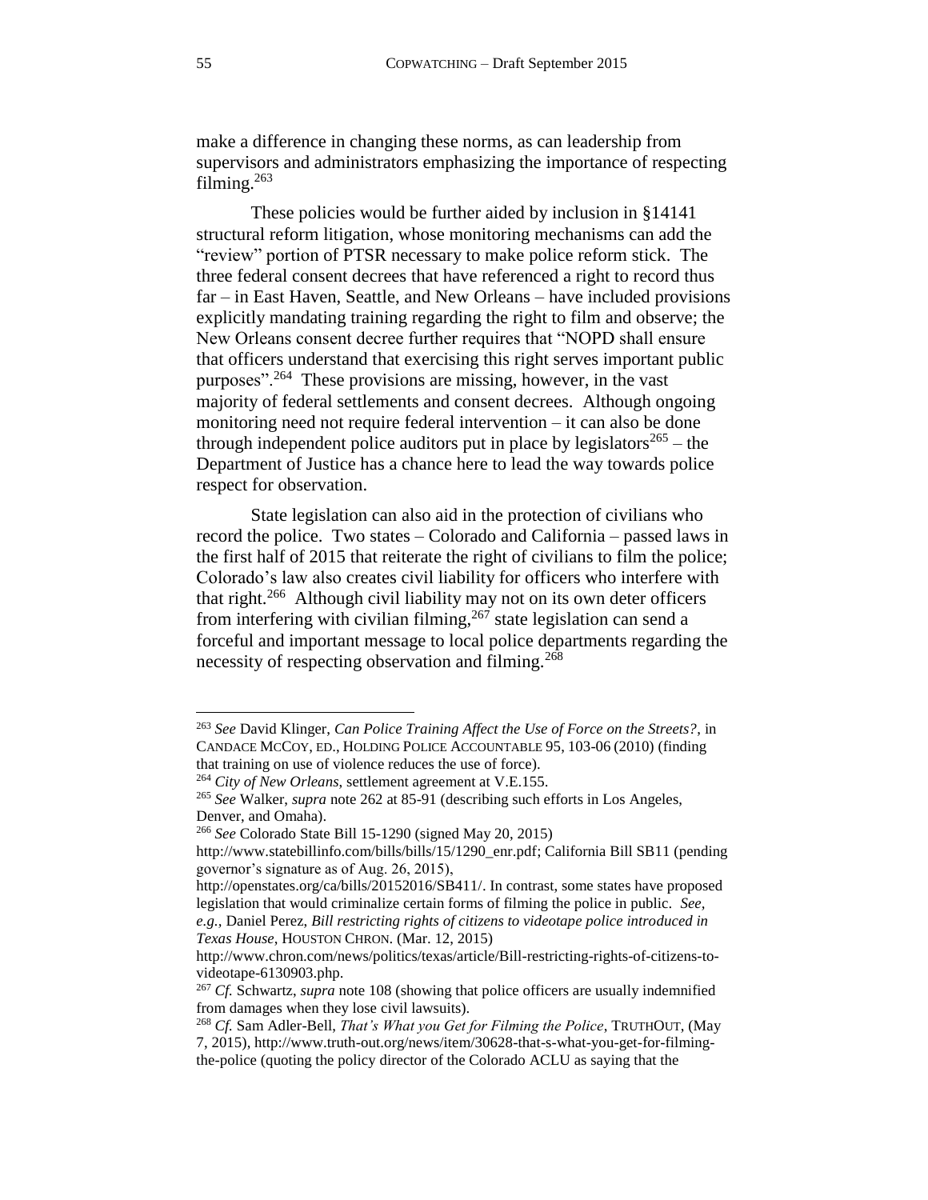make a difference in changing these norms, as can leadership from supervisors and administrators emphasizing the importance of respecting filming.[263]

These policies would be further aided by inclusion in §14141 structural reform litigation, whose monitoring mechanisms can add the "review" portion of PTSR necessary to make police reform stick. The three federal consent decrees that have referenced a right to record thus far – in East Haven, Seattle, and New Orleans – have included provisions explicitly mandating training regarding the right to film and observe; the New Orleans consent decree further requires that "NOPD shall ensure that officers understand that exercising this right serves important public purposes".[264] These provisions are missing, however, in the vast majority of federal settlements and consent decrees. Although ongoing monitoring need not require federal intervention – it can also be done through independent police auditors put in place by legislators[265] – the Department of Justice has a chance here to lead the way towards police respect for observation.

State legislation can also aid in the protection of civilians who record the police. Two states – Colorado and California – passed laws in the first half of 2015 that reiterate the right of civilians to film the police; Colorado's law also creates civil liability for officers who interfere with that right.[266] Although civil liability may not on its own deter officers from interfering with civilian filming,[267] state legislation can send a forceful and important message to local police departments regarding the necessity of respecting observation and filming.[268]

---

[263] *See* David Klinger, *Can Police Training Affect the Use of Force on the Streets?*, in CANDACE MCCOY, ED., HOLDING POLICE ACCOUNTABLE 95, 103-06 (2010) (finding that training on use of violence reduces the use of force).

[264] *City of New Orleans*, settlement agreement at V.E.155.

[265] *See* Walker, *supra* note 262 at 85-91 (describing such efforts in Los Angeles, Denver, and Omaha).

[266] *See* Colorado State Bill 15-1290 (signed May 20, 2015) http://www.statebillinfo.com/bills/bills/15/1290_enr.pdf; California Bill SB11 (pending governor's signature as of Aug. 26, 2015), http://openstates.org/ca/bills/20152016/SB411/. In contrast, some states have proposed legislation that would criminalize certain forms of filming the police in public. *See, e.g.*, Daniel Perez, *Bill restricting rights of citizens to videotape police introduced in Texas House*, HOUSTON CHRON. (Mar. 12, 2015) http://www.chron.com/news/politics/texas/article/Bill-restricting-rights-of-citizens-to-videotape-6130903.php.

[267] *Cf.* Schwartz, *supra* note 108 (showing that police officers are usually indemnified from damages when they lose civil lawsuits).

[268] *Cf.* Sam Adler-Bell, *That's What you Get for Filming the Police*, TRUTHOUT, (May 7, 2015), http://www.truth-out.org/news/item/30628-that-s-what-you-get-for-filming-the-police (quoting the policy director of the Colorado ACLU as saying that the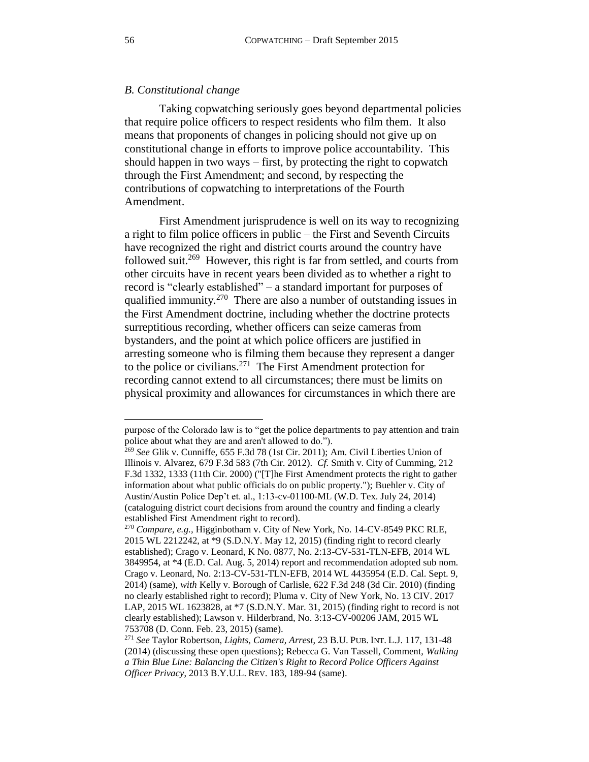### *B. Constitutional change*

Taking copwatching seriously goes beyond departmental policies that require police officers to respect residents who film them. It also means that proponents of changes in policing should not give up on constitutional change in efforts to improve police accountability. This should happen in two ways – first, by protecting the right to copwatch through the First Amendment; and second, by respecting the contributions of copwatching to interpretations of the Fourth Amendment.

First Amendment jurisprudence is well on its way to recognizing a right to film police officers in public – the First and Seventh Circuits have recognized the right and district courts around the country have followed suit.[269] However, this right is far from settled, and courts from other circuits have in recent years been divided as to whether a right to record is "clearly established" – a standard important for purposes of qualified immunity.[270] There are also a number of outstanding issues in the First Amendment doctrine, including whether the doctrine protects surreptitious recording, whether officers can seize cameras from bystanders, and the point at which police officers are justified in arresting someone who is filming them because they represent a danger to the police or civilians.[271] The First Amendment protection for recording cannot extend to all circumstances; there must be limits on physical proximity and allowances for circumstances in which there are

---

purpose of the Colorado law is to "get the police departments to pay attention and train police about what they are and aren't allowed to do.").

[269] *See* Glik v. Cunniffe, 655 F.3d 78 (1st Cir. 2011); Am. Civil Liberties Union of Illinois v. Alvarez, 679 F.3d 583 (7th Cir. 2012). *Cf.* Smith v. City of Cumming, 212 F.3d 1332, 1333 (11th Cir. 2000) ("[T]he First Amendment protects the right to gather information about what public officials do on public property."); Buehler v. City of Austin/Austin Police Dep't et. al., 1:13-cv-01100-ML (W.D. Tex. July 24, 2014) (cataloguing district court decisions from around the country and finding a clearly established First Amendment right to record).

[270] *Compare, e.g.*, Higginbotham v. City of New York, No. 14-CV-8549 PKC RLE, 2015 WL 2212242, at *9 (S.D.N.Y. May 12, 2015) (finding right to record clearly established); Crago v. Leonard, K No. 0877, No. 2:13-CV-531-TLN-EFB, 2014 WL 3849954, at *4 (E.D. Cal. Aug. 5, 2014) report and recommendation adopted sub nom. Crago v. Leonard, No. 2:13-CV-531-TLN-EFB, 2014 WL 4435954 (E.D. Cal. Sept. 9, 2014) (same), *with* Kelly v. Borough of Carlisle, 622 F.3d 248 (3d Cir. 2010) (finding no clearly established right to record); Pluma v. City of New York, No. 13 CIV. 2017 LAP, 2015 WL 1623828, at *7 (S.D.N.Y. Mar. 31, 2015) (finding right to record is not clearly established); Lawson v. Hilderbrand, No. 3:13-CV-00206 JAM, 2015 WL 753708 (D. Conn. Feb. 23, 2015) (same).

[271] *See* Taylor Robertson, *Lights, Camera, Arrest*, 23 B.U. PUB. INT. L.J. 117, 131-48 (2014) (discussing these open questions); Rebecca G. Van Tassell, Comment, *Walking a Thin Blue Line: Balancing the Citizen's Right to Record Police Officers Against Officer Privacy*, 2013 B.Y.U.L. REV. 183, 189-94 (same).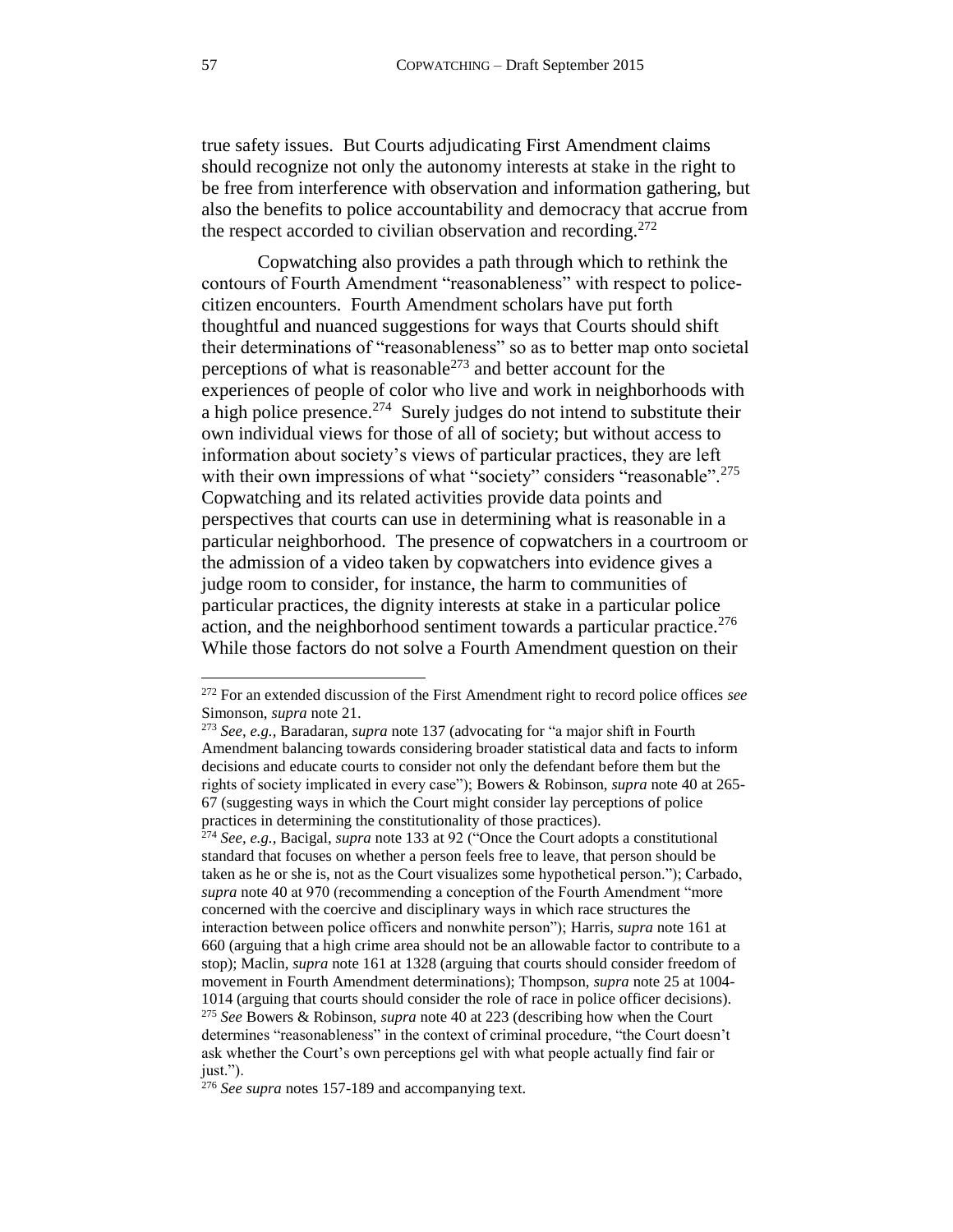true safety issues. But Courts adjudicating First Amendment claims should recognize not only the autonomy interests at stake in the right to be free from interference with observation and information gathering, but also the benefits to police accountability and democracy that accrue from the respect accorded to civilian observation and recording.[272]

Copwatching also provides a path through which to rethink the contours of Fourth Amendment "reasonableness" with respect to police-citizen encounters. Fourth Amendment scholars have put forth thoughtful and nuanced suggestions for ways that Courts should shift their determinations of "reasonableness" so as to better map onto societal perceptions of what is reasonable[273] and better account for the experiences of people of color who live and work in neighborhoods with a high police presence.[274] Surely judges do not intend to substitute their own individual views for those of all of society; but without access to information about society's views of particular practices, they are left with their own impressions of what "society" considers "reasonable".[275] Copwatching and its related activities provide data points and perspectives that courts can use in determining what is reasonable in a particular neighborhood. The presence of copwatchers in a courtroom or the admission of a video taken by copwatchers into evidence gives a judge room to consider, for instance, the harm to communities of particular practices, the dignity interests at stake in a particular police action, and the neighborhood sentiment towards a particular practice.[276] While those factors do not solve a Fourth Amendment question on their

---

[272] For an extended discussion of the First Amendment right to record police offices *see* Simonson, *supra* note 21.

[273] *See, e.g.,* Baradaran, *supra* note 137 (advocating for "a major shift in Fourth Amendment balancing towards considering broader statistical data and facts to inform decisions and educate courts to consider not only the defendant before them but the rights of society implicated in every case"); Bowers & Robinson, *supra* note 40 at 265-67 (suggesting ways in which the Court might consider lay perceptions of police practices in determining the constitutionality of those practices).

[274] *See, e.g.,* Bacigal, *supra* note 133 at 92 ("Once the Court adopts a constitutional standard that focuses on whether a person feels free to leave, that person should be taken as he or she is, not as the Court visualizes some hypothetical person."); Carbado, *supra* note 40 at 970 (recommending a conception of the Fourth Amendment "more concerned with the coercive and disciplinary ways in which race structures the interaction between police officers and nonwhite person"); Harris, *supra* note 161 at 660 (arguing that a high crime area should not be an allowable factor to contribute to a stop); Maclin, *supra* note 161 at 1328 (arguing that courts should consider freedom of movement in Fourth Amendment determinations); Thompson, *supra* note 25 at 1004-1014 (arguing that courts should consider the role of race in police officer decisions).

[275] *See* Bowers & Robinson, *supra* note 40 at 223 (describing how when the Court determines "reasonableness" in the context of criminal procedure, "the Court doesn't ask whether the Court's own perceptions gel with what people actually find fair or just.").

[276] *See supra* notes 157-189 and accompanying text.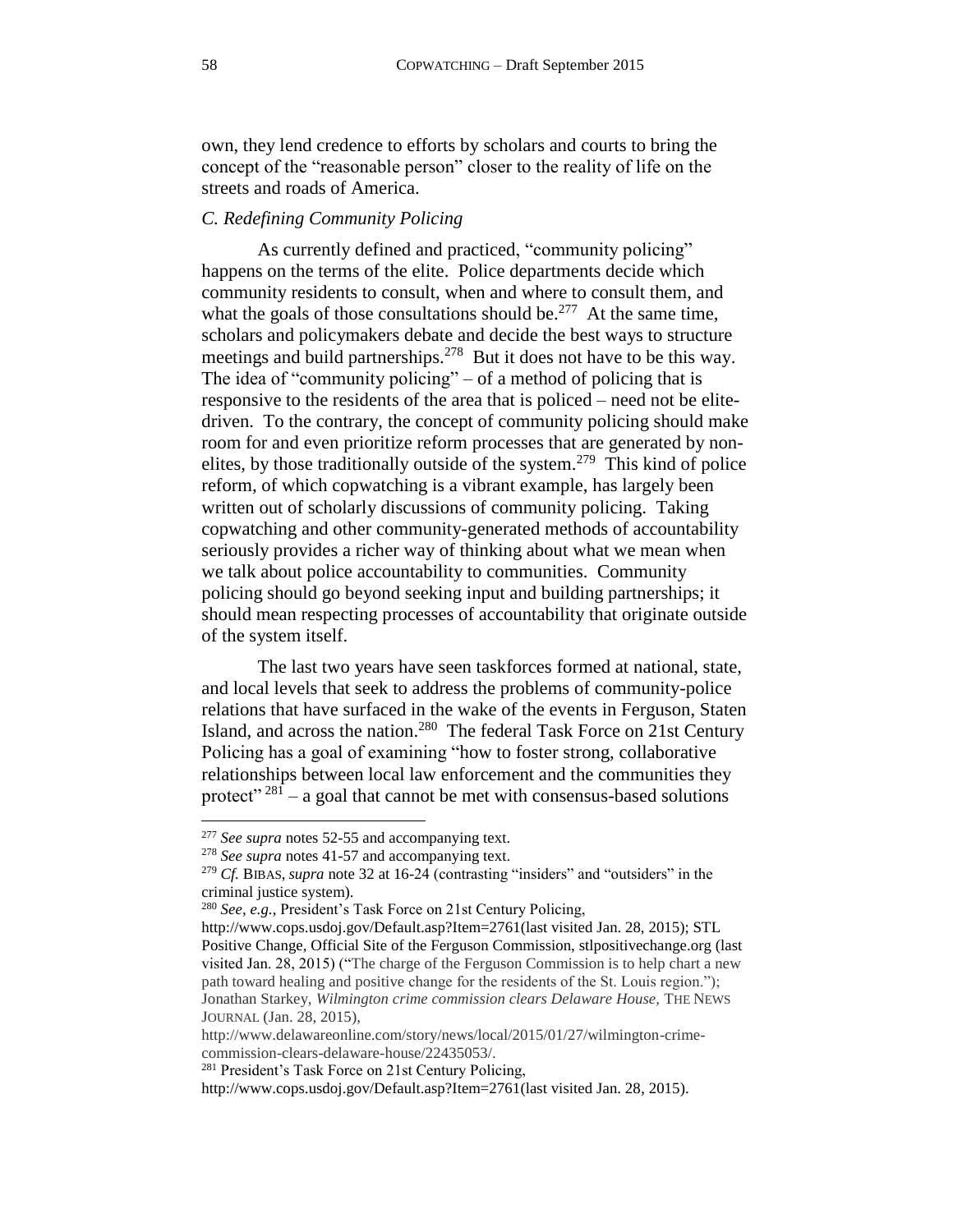own, they lend credence to efforts by scholars and courts to bring the concept of the "reasonable person" closer to the reality of life on the streets and roads of America.

### *C. Redefining Community Policing*

As currently defined and practiced, "community policing" happens on the terms of the elite. Police departments decide which community residents to consult, when and where to consult them, and what the goals of those consultations should be.[277] At the same time, scholars and policymakers debate and decide the best ways to structure meetings and build partnerships.[278] But it does not have to be this way. The idea of "community policing" – of a method of policing that is responsive to the residents of the area that is policed – need not be elite-driven. To the contrary, the concept of community policing should make room for and even prioritize reform processes that are generated by non-elites, by those traditionally outside of the system.[279] This kind of police reform, of which copwatching is a vibrant example, has largely been written out of scholarly discussions of community policing. Taking copwatching and other community-generated methods of accountability seriously provides a richer way of thinking about what we mean when we talk about police accountability to communities. Community policing should go beyond seeking input and building partnerships; it should mean respecting processes of accountability that originate outside of the system itself.

The last two years have seen taskforces formed at national, state, and local levels that seek to address the problems of community-police relations that have surfaced in the wake of the events in Ferguson, Staten Island, and across the nation.[280] The federal Task Force on 21st Century Policing has a goal of examining "how to foster strong, collaborative relationships between local law enforcement and the communities they protect" [281] – a goal that cannot be met with consensus-based solutions

---

[277] *See supra* notes 52-55 and accompanying text.

[278] *See supra* notes 41-57 and accompanying text.

[279] *Cf.* BIBAS, *supra* note 32 at 16-24 (contrasting "insiders" and "outsiders" in the criminal justice system).

[280] *See, e.g.,* President's Task Force on 21st Century Policing, http://www.cops.usdoj.gov/Default.asp?Item=2761(last visited Jan. 28, 2015); STL Positive Change, Official Site of the Ferguson Commission, stlpositivechange.org (last visited Jan. 28, 2015) ("The charge of the Ferguson Commission is to help chart a new path toward healing and positive change for the residents of the St. Louis region."); Jonathan Starkey, *Wilmington crime commission clears Delaware House,* THE NEWS JOURNAL (Jan. 28, 2015), http://www.delawareonline.com/story/news/local/2015/01/27/wilmington-crime-commission-clears-delaware-house/22435053/.

[281] President's Task Force on 21st Century Policing, http://www.cops.usdoj.gov/Default.asp?Item=2761(last visited Jan. 28, 2015).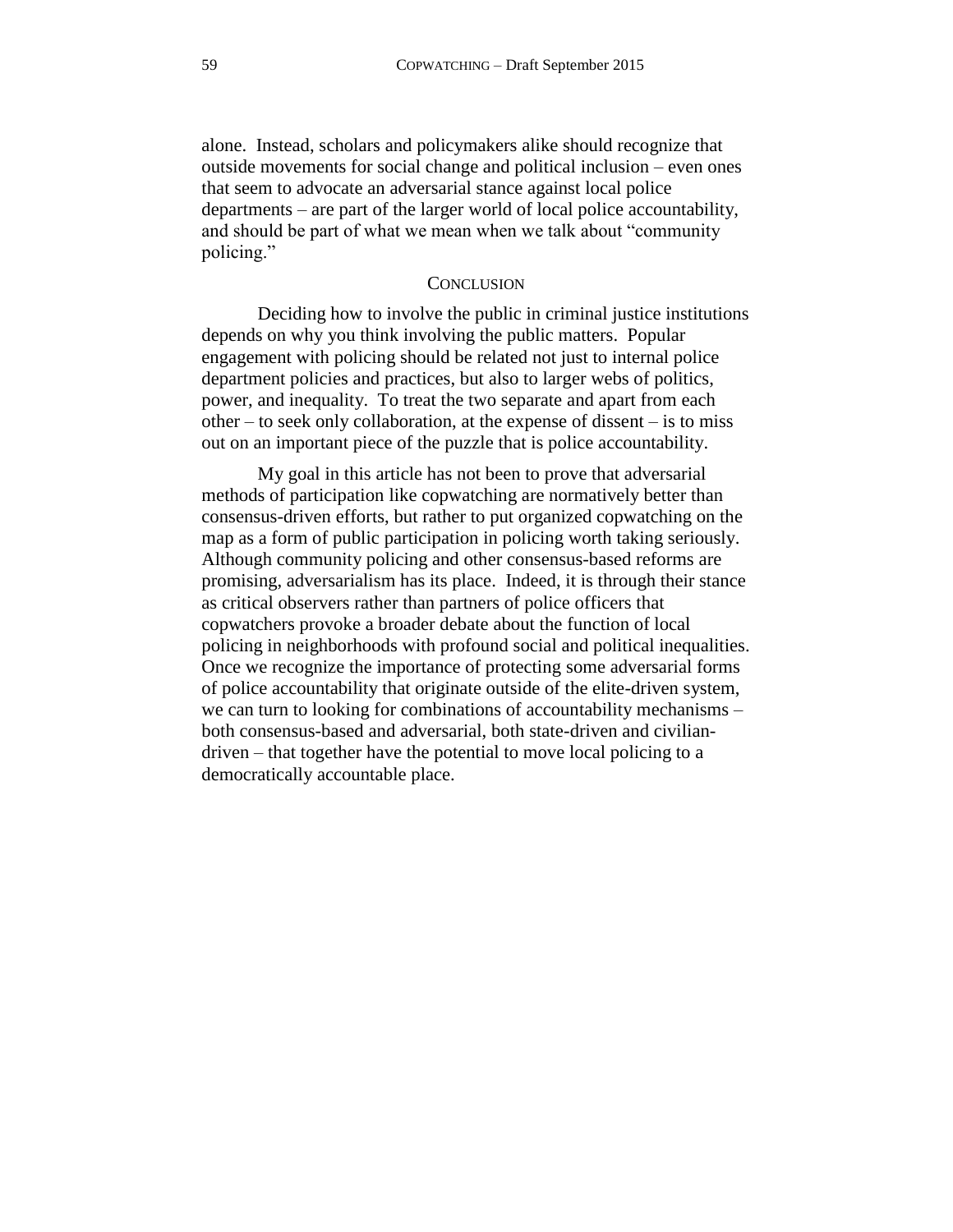alone. Instead, scholars and policymakers alike should recognize that outside movements for social change and political inclusion – even ones that seem to advocate an adversarial stance against local police departments – are part of the larger world of local police accountability, and should be part of what we mean when we talk about "community policing."

## CONCLUSION

Deciding how to involve the public in criminal justice institutions depends on why you think involving the public matters. Popular engagement with policing should be related not just to internal police department policies and practices, but also to larger webs of politics, power, and inequality. To treat the two separate and apart from each other – to seek only collaboration, at the expense of dissent – is to miss out on an important piece of the puzzle that is police accountability.

My goal in this article has not been to prove that adversarial methods of participation like copwatching are normatively better than consensus-driven efforts, but rather to put organized copwatching on the map as a form of public participation in policing worth taking seriously. Although community policing and other consensus-based reforms are promising, adversarialism has its place. Indeed, it is through their stance as critical observers rather than partners of police officers that copwatchers provoke a broader debate about the function of local policing in neighborhoods with profound social and political inequalities. Once we recognize the importance of protecting some adversarial forms of police accountability that originate outside of the elite-driven system, we can turn to looking for combinations of accountability mechanisms – both consensus-based and adversarial, both state-driven and civilian-driven – that together have the potential to move local policing to a democratically accountable place.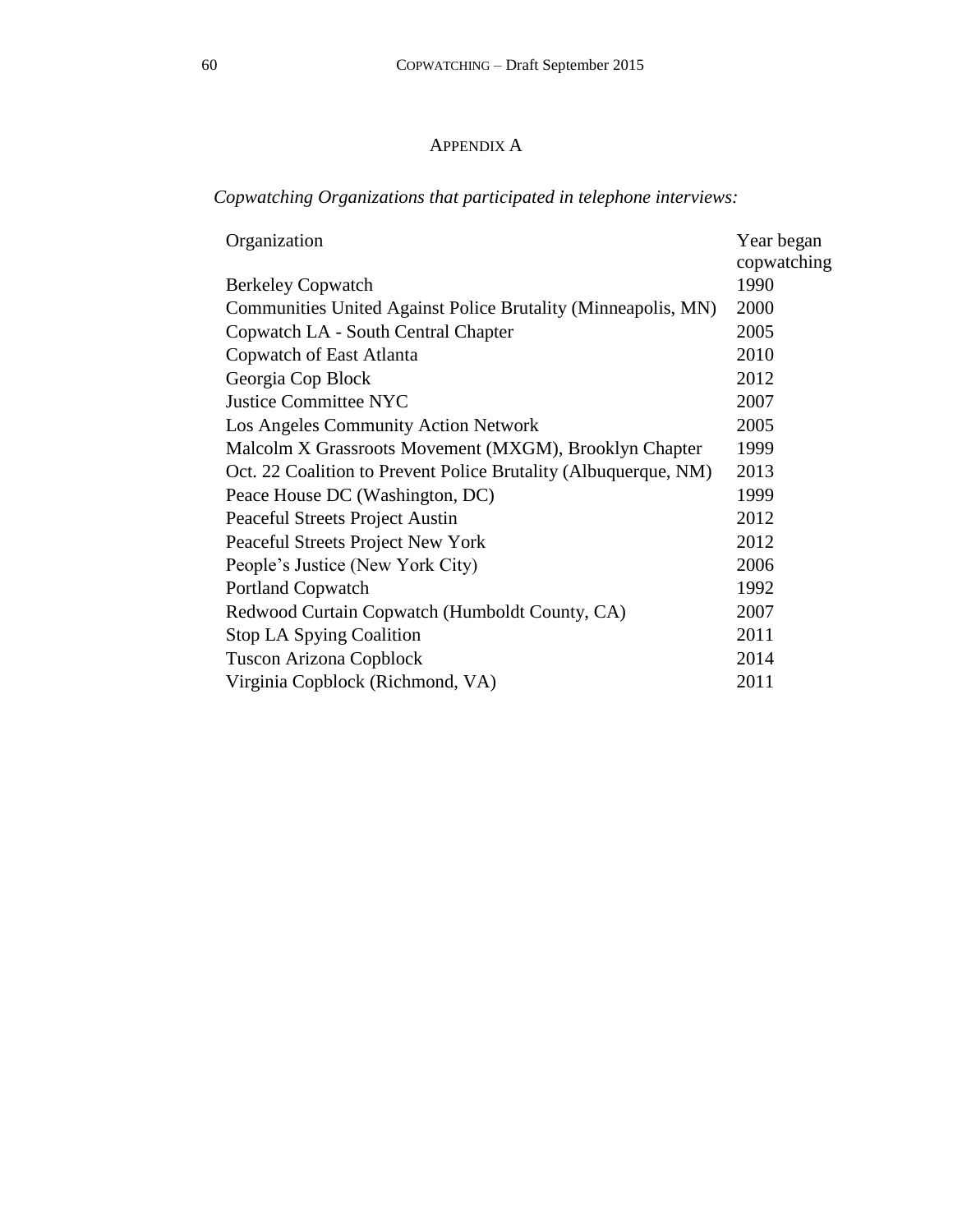# Appendix A

*Copwatching Organizations that participated in telephone interviews:*

| Organization | Year began copwatching |
|---|---|
| Berkeley Copwatch | 1990 |
| Communities United Against Police Brutality (Minneapolis, MN) | 2000 |
| Copwatch LA - South Central Chapter | 2005 |
| Copwatch of East Atlanta | 2010 |
| Georgia Cop Block | 2012 |
| Justice Committee NYC | 2007 |
| Los Angeles Community Action Network | 2005 |
| Malcolm X Grassroots Movement (MXGM), Brooklyn Chapter | 1999 |
| Oct. 22 Coalition to Prevent Police Brutality (Albuquerque, NM) | 2013 |
| Peace House DC (Washington, DC) | 1999 |
| Peaceful Streets Project Austin | 2012 |
| Peaceful Streets Project New York | 2012 |
| People's Justice (New York City) | 2006 |
| Portland Copwatch | 1992 |
| Redwood Curtain Copwatch (Humboldt County, CA) | 2007 |
| Stop LA Spying Coalition | 2011 |
| Tuscon Arizona Copblock | 2014 |
| Virginia Copblock (Richmond, VA) | 2011 |